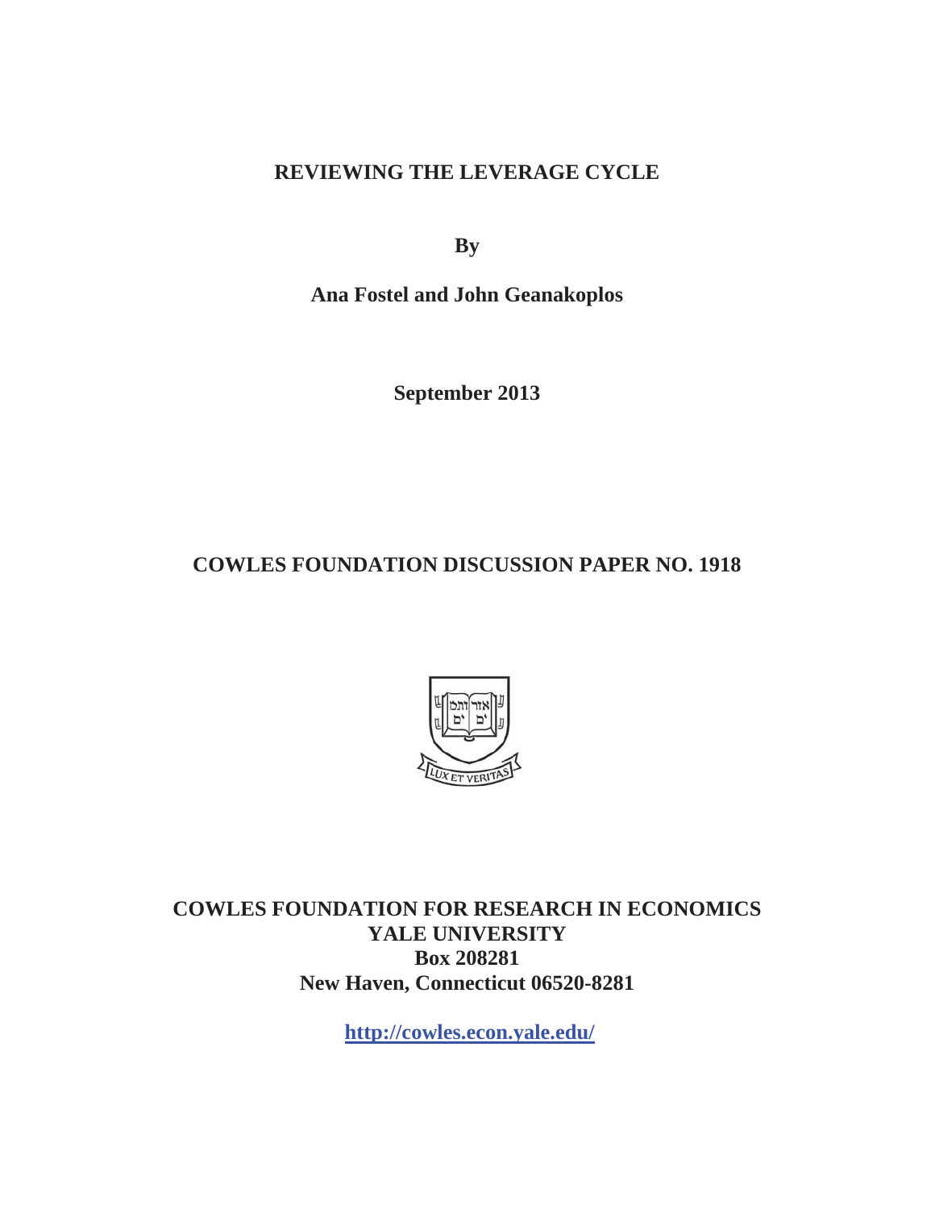# REVIEWING THE LEVERAGE CYCLE

**By**

**Ana Fostel and John Geanakoplos**

**September 2013**

**COWLES FOUNDATION DISCUSSION PAPER NO. 1918**

**COWLES FOUNDATION FOR RESEARCH IN ECONOMICS**
**YALE UNIVERSITY**
**Box 208281**
**New Haven, Connecticut 06520-8281**

**http://cowles.econ.yale.edu/**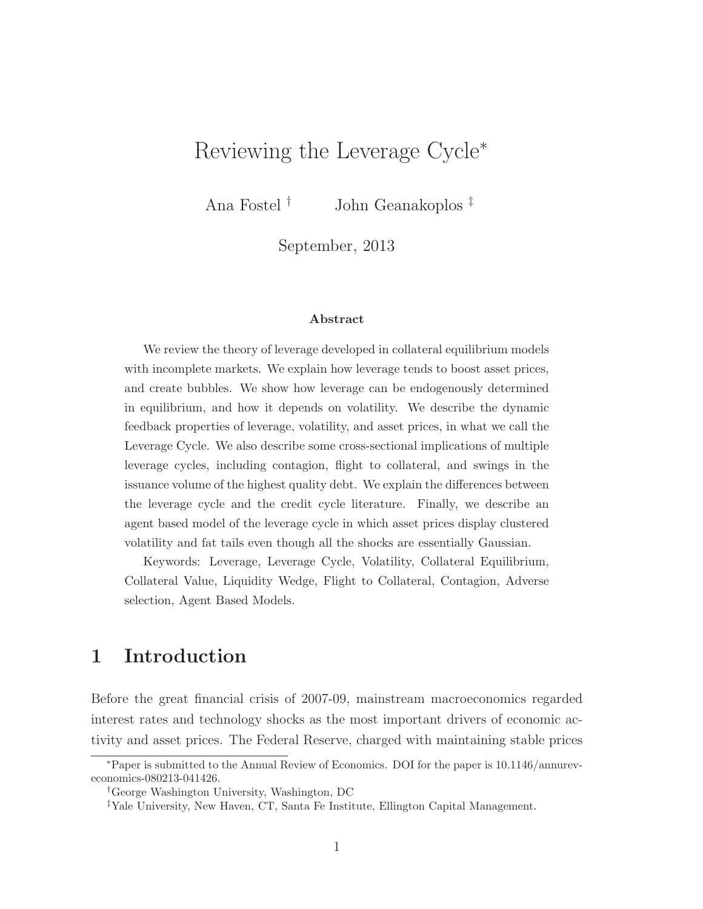# Reviewing the Leverage Cycle*

Ana Fostel †   John Geanakoplos ‡

September, 2013

### Abstract

We review the theory of leverage developed in collateral equilibrium models with incomplete markets. We explain how leverage tends to boost asset prices, and create bubbles. We show how leverage can be endogenously determined in equilibrium, and how it depends on volatility. We describe the dynamic feedback properties of leverage, volatility, and asset prices, in what we call the Leverage Cycle. We also describe some cross-sectional implications of multiple leverage cycles, including contagion, flight to collateral, and swings in the issuance volume of the highest quality debt. We explain the differences between the leverage cycle and the credit cycle literature. Finally, we describe an agent based model of the leverage cycle in which asset prices display clustered volatility and fat tails even though all the shocks are essentially Gaussian.

Keywords: Leverage, Leverage Cycle, Volatility, Collateral Equilibrium, Collateral Value, Liquidity Wedge, Flight to Collateral, Contagion, Adverse selection, Agent Based Models.

# 1 Introduction

Before the great financial crisis of 2007-09, mainstream macroeconomics regarded interest rates and technology shocks as the most important drivers of economic activity and asset prices. The Federal Reserve, charged with maintaining stable prices

---

*Paper is submitted to the Annual Review of Economics. DOI for the paper is 10.1146/annurev-economics-080213-041426.

†George Washington University, Washington, DC

‡Yale University, New Haven, CT, Santa Fe Institute, Ellington Capital Management.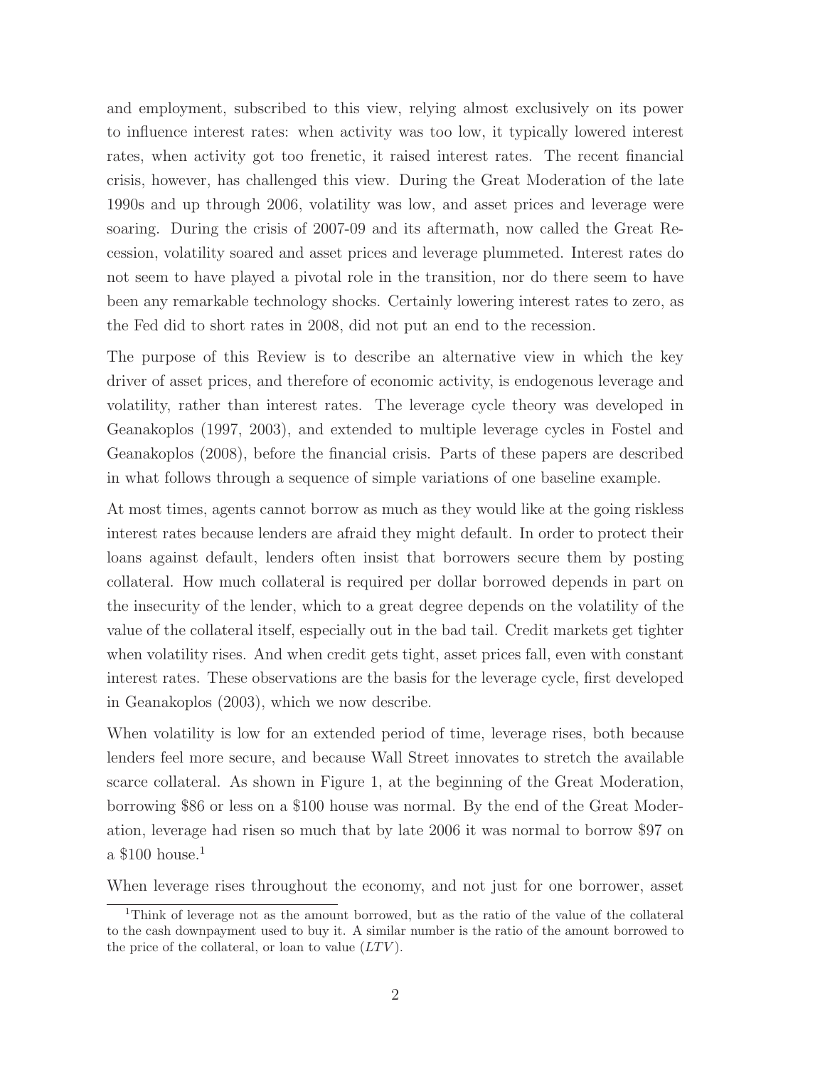and employment, subscribed to this view, relying almost exclusively on its power to influence interest rates: when activity was too low, it typically lowered interest rates, when activity got too frenetic, it raised interest rates. The recent financial crisis, however, has challenged this view. During the Great Moderation of the late 1990s and up through 2006, volatility was low, and asset prices and leverage were soaring. During the crisis of 2007-09 and its aftermath, now called the Great Recession, volatility soared and asset prices and leverage plummeted. Interest rates do not seem to have played a pivotal role in the transition, nor do there seem to have been any remarkable technology shocks. Certainly lowering interest rates to zero, as the Fed did to short rates in 2008, did not put an end to the recession.

The purpose of this Review is to describe an alternative view in which the key driver of asset prices, and therefore of economic activity, is endogenous leverage and volatility, rather than interest rates. The leverage cycle theory was developed in Geanakoplos (1997, 2003), and extended to multiple leverage cycles in Fostel and Geanakoplos (2008), before the financial crisis. Parts of these papers are described in what follows through a sequence of simple variations of one baseline example.

At most times, agents cannot borrow as much as they would like at the going riskless interest rates because lenders are afraid they might default. In order to protect their loans against default, lenders often insist that borrowers secure them by posting collateral. How much collateral is required per dollar borrowed depends in part on the insecurity of the lender, which to a great degree depends on the volatility of the value of the collateral itself, especially out in the bad tail. Credit markets get tighter when volatility rises. And when credit gets tight, asset prices fall, even with constant interest rates. These observations are the basis for the leverage cycle, first developed in Geanakoplos (2003), which we now describe.

When volatility is low for an extended period of time, leverage rises, both because lenders feel more secure, and because Wall Street innovates to stretch the available scarce collateral. As shown in Figure 1, at the beginning of the Great Moderation, borrowing \$86 or less on a \$100 house was normal. By the end of the Great Moderation, leverage had risen so much that by late 2006 it was normal to borrow \$97 on a \$100 house.[1]

When leverage rises throughout the economy, and not just for one borrower, asset

[1]Think of leverage not as the amount borrowed, but as the ratio of the value of the collateral to the cash downpayment used to buy it. A similar number is the ratio of the amount borrowed to the price of the collateral, or loan to value ($LTV$).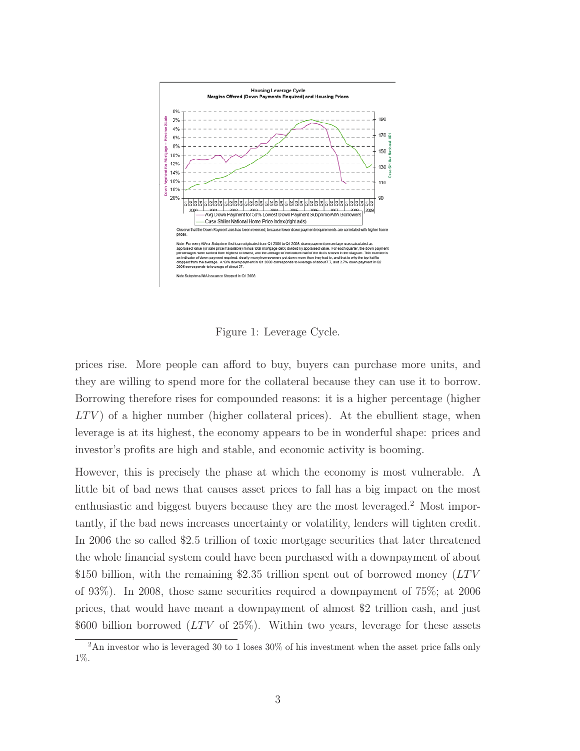Housing Leverage Cycle
Margins Offered (Down Payments Required) and Housing Prices

Down Payment for Mortgage – Reverse Scale

0%
2%
4%
6%
8%
10%
12%
14%
16%
18%
20%

Case Shiller National HPI

190
170
150
130
110
90

Q1 Q2 Q3 Q4 Q1 Q2 Q3 Q4 Q1 Q2 Q3 Q4 Q1 Q2 Q3 Q4 Q1 Q2 Q3 Q4 Q1 Q2 Q3 Q4 Q1 Q2 Q3 Q4 Q1 Q2 Q3 Q4 Q1 Q2 Q3 Q4 Q1 Q2

2000 2001 2002 2003 2004 2005 2006 2007 2008 2009

Avg Down Payment for 50% Lowest Down Payment Subprime/Alt-A Borrowers

Case Shiller National Home Price Index (right axis)

Observe that the Down Payment axis has been reversed, because lower down payment requirements are correlated with higher home prices.

Note: For every Alt-A or Subprime first loan originated from Q1 2000 to Q1 2008, down payment percentage was calculated as appraised value (or sale price if available) minus total mortgage debt, divided by appraised value. For each quarter, the down payment percentages were ranked from highest to lowest, and the average of the bottom half of the list is shown in the diagram. This number is an indicator of down payment required: clearly many homeowners put down more than they had to, and that is why the top half is dropped from the average. A 13% down payment in Q1 2000 corresponds to leverage of about 7.7, and 2.7% down payment in Q2 2006 corresponds to leverage of about 37.

Note Subprime/AltA Issuance Stopped in Q1 2008

Figure 1: Leverage Cycle.

prices rise. More people can afford to buy, buyers can purchase more units, and they are willing to spend more for the collateral because they can use it to borrow. Borrowing therefore rises for compounded reasons: it is a higher percentage (higher $LTV$) of a higher number (higher collateral prices). At the ebullient stage, when leverage is at its highest, the economy appears to be in wonderful shape: prices and investor's profits are high and stable, and economic activity is booming.

However, this is precisely the phase at which the economy is most vulnerable. A little bit of bad news that causes asset prices to fall has a big impact on the most enthusiastic and biggest buyers because they are the most leveraged.[2] Most importantly, if the bad news increases uncertainty or volatility, lenders will tighten credit. In 2006 the so called \$2.5 trillion of toxic mortgage securities that later threatened the whole financial system could have been purchased with a downpayment of about \$150 billion, with the remaining \$2.35 trillion spent out of borrowed money ($LTV$ of 93%). In 2008, those same securities required a downpayment of 75%; at 2006 prices, that would have meant a downpayment of almost \$2 trillion cash, and just \$600 billion borrowed ($LTV$ of 25%). Within two years, leverage for these assets

[2] An investor who is leveraged 30 to 1 loses 30% of his investment when the asset price falls only 1%.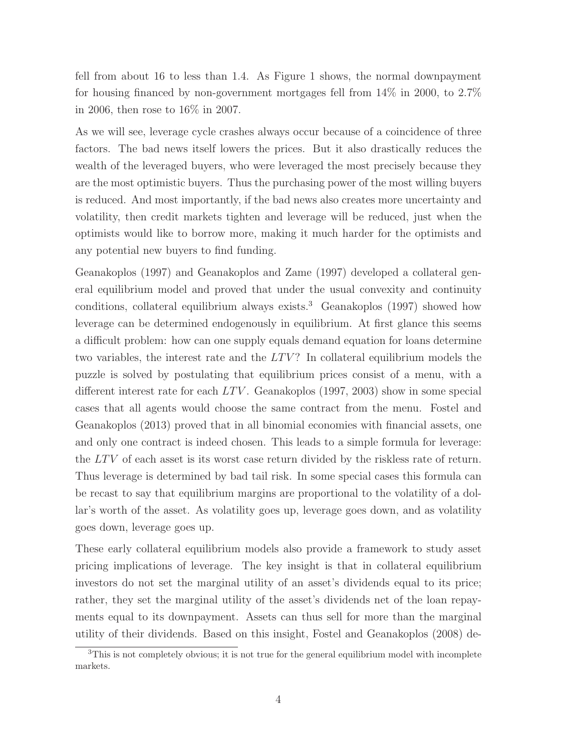fell from about 16 to less than 1.4. As Figure 1 shows, the normal downpayment for housing financed by non-government mortgages fell from 14% in 2000, to 2.7% in 2006, then rose to 16% in 2007.

As we will see, leverage cycle crashes always occur because of a coincidence of three factors. The bad news itself lowers the prices. But it also drastically reduces the wealth of the leveraged buyers, who were leveraged the most precisely because they are the most optimistic buyers. Thus the purchasing power of the most willing buyers is reduced. And most importantly, if the bad news also creates more uncertainty and volatility, then credit markets tighten and leverage will be reduced, just when the optimists would like to borrow more, making it much harder for the optimists and any potential new buyers to find funding.

Geanakoplos (1997) and Geanakoplos and Zame (1997) developed a collateral general equilibrium model and proved that under the usual convexity and continuity conditions, collateral equilibrium always exists.[3] Geanakoplos (1997) showed how leverage can be determined endogenously in equilibrium. At first glance this seems a difficult problem: how can one supply equals demand equation for loans determine two variables, the interest rate and the $LTV$? In collateral equilibrium models the puzzle is solved by postulating that equilibrium prices consist of a menu, with a different interest rate for each $LTV$. Geanakoplos (1997, 2003) show in some special cases that all agents would choose the same contract from the menu. Fostel and Geanakoplos (2013) proved that in all binomial economies with financial assets, one and only one contract is indeed chosen. This leads to a simple formula for leverage: the $LTV$ of each asset is its worst case return divided by the riskless rate of return. Thus leverage is determined by bad tail risk. In some special cases this formula can be recast to say that equilibrium margins are proportional to the volatility of a dollar's worth of the asset. As volatility goes up, leverage goes down, and as volatility goes down, leverage goes up.

These early collateral equilibrium models also provide a framework to study asset pricing implications of leverage. The key insight is that in collateral equilibrium investors do not set the marginal utility of an asset's dividends equal to its price; rather, they set the marginal utility of the asset's dividends net of the loan repayments equal to its downpayment. Assets can thus sell for more than the marginal utility of their dividends. Based on this insight, Fostel and Geanakoplos (2008) de-

[3] This is not completely obvious; it is not true for the general equilibrium model with incomplete markets.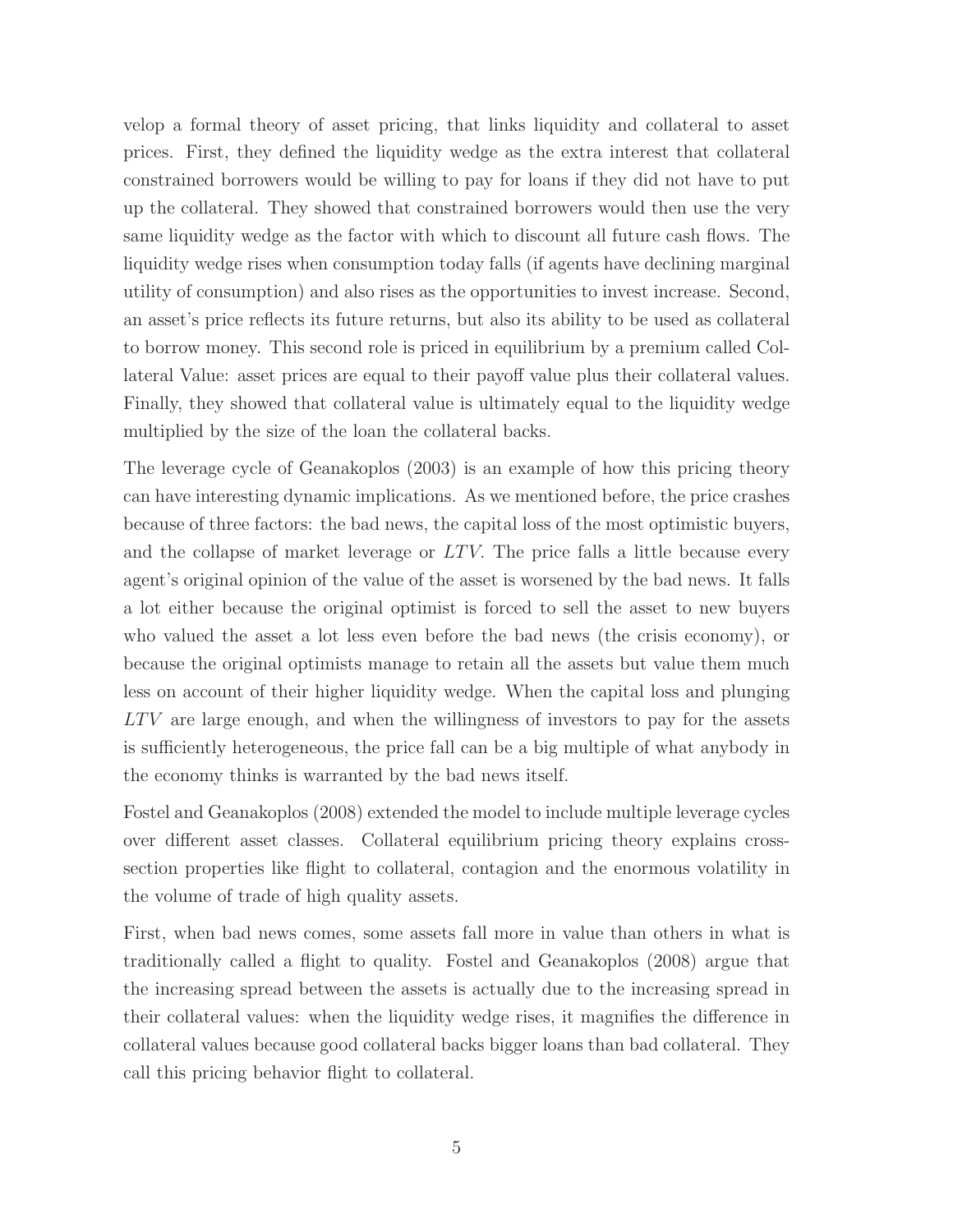velop a formal theory of asset pricing, that links liquidity and collateral to asset prices. First, they defined the liquidity wedge as the extra interest that collateral constrained borrowers would be willing to pay for loans if they did not have to put up the collateral. They showed that constrained borrowers would then use the very same liquidity wedge as the factor with which to discount all future cash flows. The liquidity wedge rises when consumption today falls (if agents have declining marginal utility of consumption) and also rises as the opportunities to invest increase. Second, an asset's price reflects its future returns, but also its ability to be used as collateral to borrow money. This second role is priced in equilibrium by a premium called Collateral Value: asset prices are equal to their payoff value plus their collateral values. Finally, they showed that collateral value is ultimately equal to the liquidity wedge multiplied by the size of the loan the collateral backs.

The leverage cycle of Geanakoplos (2003) is an example of how this pricing theory can have interesting dynamic implications. As we mentioned before, the price crashes because of three factors: the bad news, the capital loss of the most optimistic buyers, and the collapse of market leverage or *LTV*. The price falls a little because every agent's original opinion of the value of the asset is worsened by the bad news. It falls a lot either because the original optimist is forced to sell the asset to new buyers who valued the asset a lot less even before the bad news (the crisis economy), or because the original optimists manage to retain all the assets but value them much less on account of their higher liquidity wedge. When the capital loss and plunging *LTV* are large enough, and when the willingness of investors to pay for the assets is sufficiently heterogeneous, the price fall can be a big multiple of what anybody in the economy thinks is warranted by the bad news itself.

Fostel and Geanakoplos (2008) extended the model to include multiple leverage cycles over different asset classes. Collateral equilibrium pricing theory explains cross-section properties like flight to collateral, contagion and the enormous volatility in the volume of trade of high quality assets.

First, when bad news comes, some assets fall more in value than others in what is traditionally called a flight to quality. Fostel and Geanakoplos (2008) argue that the increasing spread between the assets is actually due to the increasing spread in their collateral values: when the liquidity wedge rises, it magnifies the difference in collateral values because good collateral backs bigger loans than bad collateral. They call this pricing behavior flight to collateral.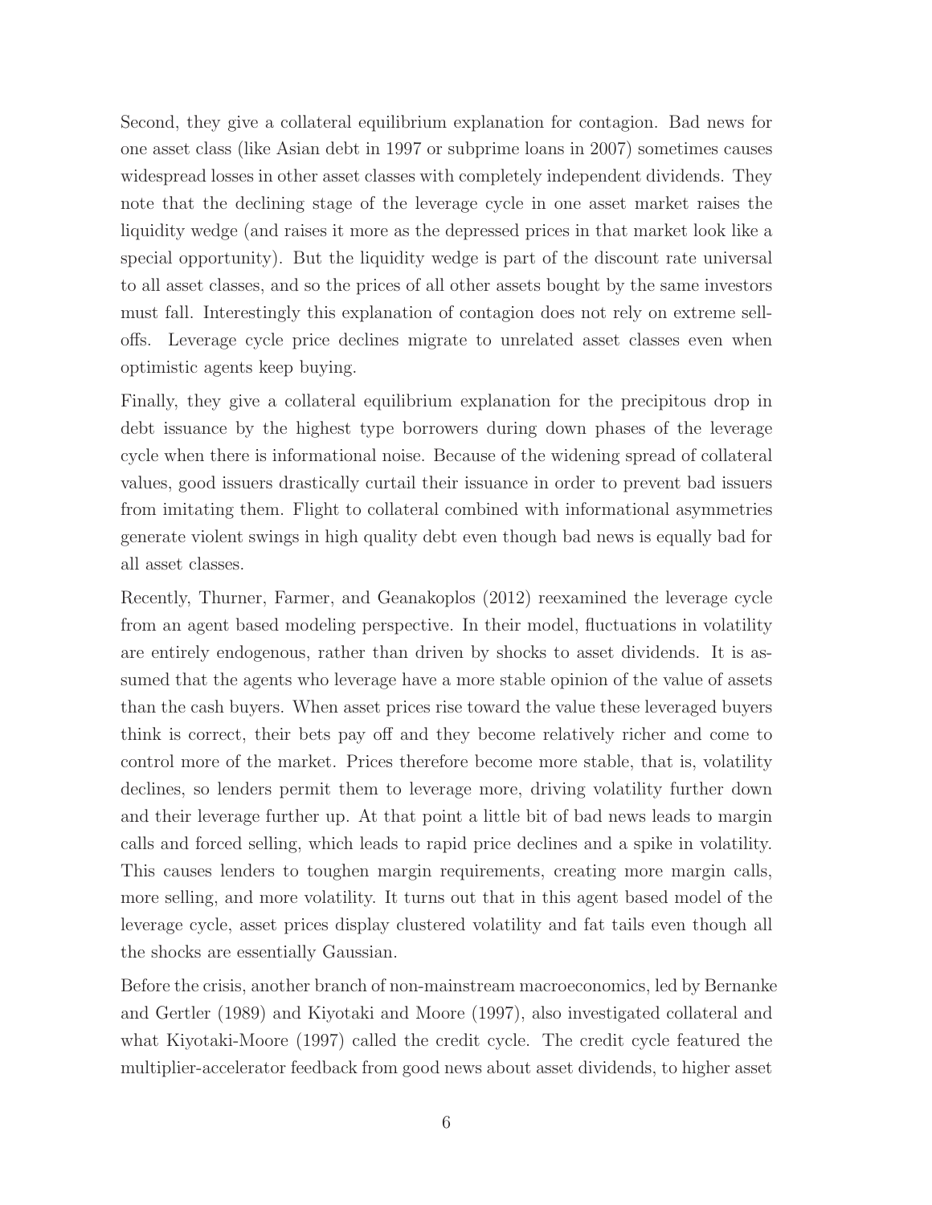Second, they give a collateral equilibrium explanation for contagion. Bad news for one asset class (like Asian debt in 1997 or subprime loans in 2007) sometimes causes widespread losses in other asset classes with completely independent dividends. They note that the declining stage of the leverage cycle in one asset market raises the liquidity wedge (and raises it more as the depressed prices in that market look like a special opportunity). But the liquidity wedge is part of the discount rate universal to all asset classes, and so the prices of all other assets bought by the same investors must fall. Interestingly this explanation of contagion does not rely on extreme sell-offs. Leverage cycle price declines migrate to unrelated asset classes even when optimistic agents keep buying.

Finally, they give a collateral equilibrium explanation for the precipitous drop in debt issuance by the highest type borrowers during down phases of the leverage cycle when there is informational noise. Because of the widening spread of collateral values, good issuers drastically curtail their issuance in order to prevent bad issuers from imitating them. Flight to collateral combined with informational asymmetries generate violent swings in high quality debt even though bad news is equally bad for all asset classes.

Recently, Thurner, Farmer, and Geanakoplos (2012) reexamined the leverage cycle from an agent based modeling perspective. In their model, fluctuations in volatility are entirely endogenous, rather than driven by shocks to asset dividends. It is assumed that the agents who leverage have a more stable opinion of the value of assets than the cash buyers. When asset prices rise toward the value these leveraged buyers think is correct, their bets pay off and they become relatively richer and come to control more of the market. Prices therefore become more stable, that is, volatility declines, so lenders permit them to leverage more, driving volatility further down and their leverage further up. At that point a little bit of bad news leads to margin calls and forced selling, which leads to rapid price declines and a spike in volatility. This causes lenders to toughen margin requirements, creating more margin calls, more selling, and more volatility. It turns out that in this agent based model of the leverage cycle, asset prices display clustered volatility and fat tails even though all the shocks are essentially Gaussian.

Before the crisis, another branch of non-mainstream macroeconomics, led by Bernanke and Gertler (1989) and Kiyotaki and Moore (1997), also investigated collateral and what Kiyotaki-Moore (1997) called the credit cycle. The credit cycle featured the multiplier-accelerator feedback from good news about asset dividends, to higher asset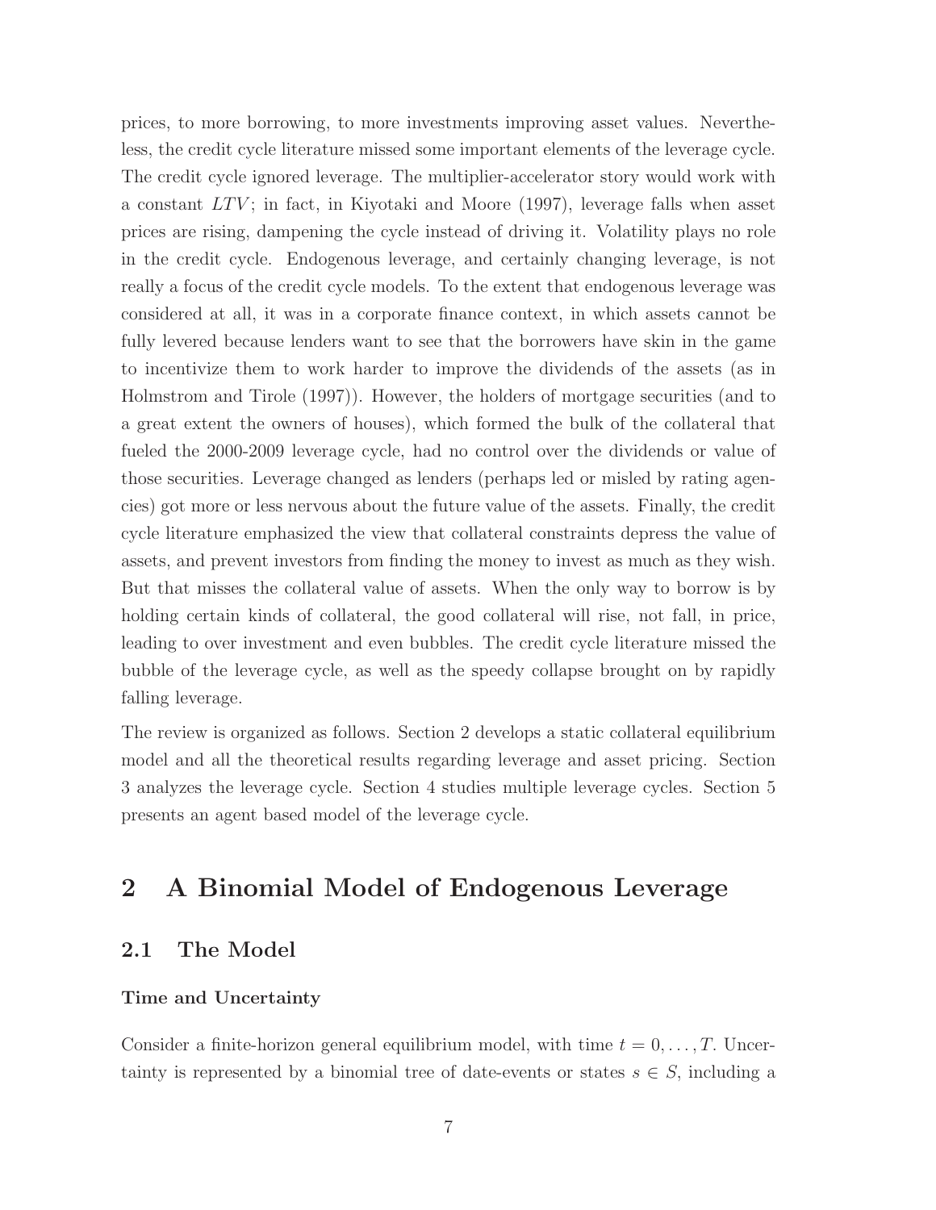prices, to more borrowing, to more investments improving asset values. Nevertheless, the credit cycle literature missed some important elements of the leverage cycle. The credit cycle ignored leverage. The multiplier-accelerator story would work with a constant $LTV$; in fact, in Kiyotaki and Moore (1997), leverage falls when asset prices are rising, dampening the cycle instead of driving it. Volatility plays no role in the credit cycle. Endogenous leverage, and certainly changing leverage, is not really a focus of the credit cycle models. To the extent that endogenous leverage was considered at all, it was in a corporate finance context, in which assets cannot be fully levered because lenders want to see that the borrowers have skin in the game to incentivize them to work harder to improve the dividends of the assets (as in Holmstrom and Tirole (1997)). However, the holders of mortgage securities (and to a great extent the owners of houses), which formed the bulk of the collateral that fueled the 2000-2009 leverage cycle, had no control over the dividends or value of those securities. Leverage changed as lenders (perhaps led or misled by rating agencies) got more or less nervous about the future value of the assets. Finally, the credit cycle literature emphasized the view that collateral constraints depress the value of assets, and prevent investors from finding the money to invest as much as they wish. But that misses the collateral value of assets. When the only way to borrow is by holding certain kinds of collateral, the good collateral will rise, not fall, in price, leading to over investment and even bubbles. The credit cycle literature missed the bubble of the leverage cycle, as well as the speedy collapse brought on by rapidly falling leverage.

The review is organized as follows. Section 2 develops a static collateral equilibrium model and all the theoretical results regarding leverage and asset pricing. Section 3 analyzes the leverage cycle. Section 4 studies multiple leverage cycles. Section 5 presents an agent based model of the leverage cycle.

# 2 A Binomial Model of Endogenous Leverage

## 2.1 The Model

### Time and Uncertainty

Consider a finite-horizon general equilibrium model, with time $t = 0, \ldots, T$. Uncertainty is represented by a binomial tree of date-events or states $s \in S$, including a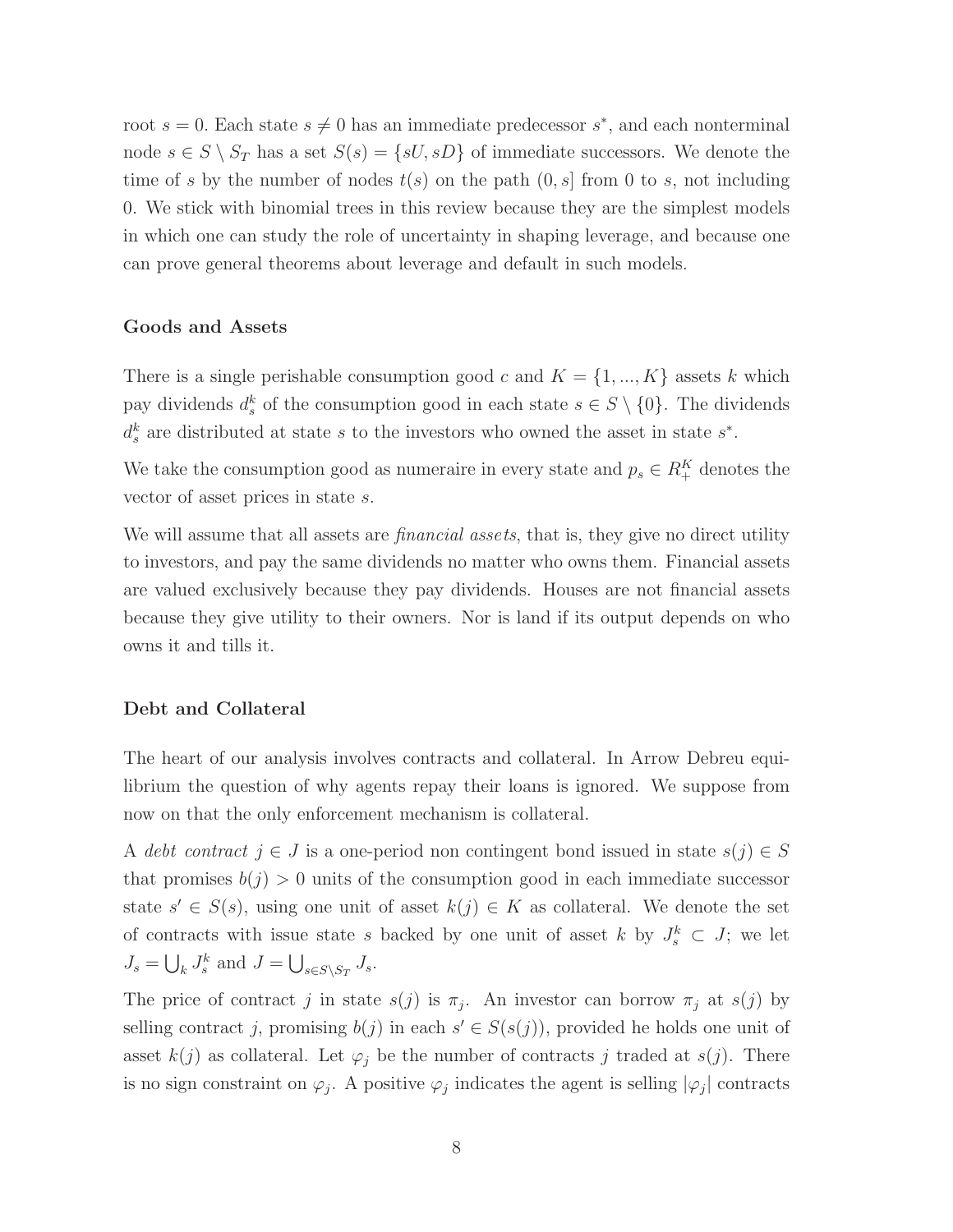root $s = 0$. Each state $s \neq 0$ has an immediate predecessor $s^*$, and each nonterminal node $s \in S \setminus S_T$ has a set $S(s) = \{sU, sD\}$ of immediate successors. We denote the time of $s$ by the number of nodes $t(s)$ on the path $(0, s]$ from 0 to $s$, not including 0. We stick with binomial trees in this review because they are the simplest models in which one can study the role of uncertainty in shaping leverage, and because one can prove general theorems about leverage and default in such models.

### Goods and Assets

There is a single perishable consumption good $c$ and $K = \{1, ..., K\}$ assets $k$ which pay dividends $d_s^k$ of the consumption good in each state $s \in S \setminus \{0\}$. The dividends $d_s^k$ are distributed at state $s$ to the investors who owned the asset in state $s^*$.

We take the consumption good as numeraire in every state and $p_s \in R_+^K$ denotes the vector of asset prices in state $s$.

We will assume that all assets are *financial assets*, that is, they give no direct utility to investors, and pay the same dividends no matter who owns them. Financial assets are valued exclusively because they pay dividends. Houses are not financial assets because they give utility to their owners. Nor is land if its output depends on who owns it and tills it.

### Debt and Collateral

The heart of our analysis involves contracts and collateral. In Arrow Debreu equilibrium the question of why agents repay their loans is ignored. We suppose from now on that the only enforcement mechanism is collateral.

A *debt contract* $j \in J$ is a one-period non contingent bond issued in state $s(j) \in S$ that promises $b(j) > 0$ units of the consumption good in each immediate successor state $s' \in S(s)$, using one unit of asset $k(j) \in K$ as collateral. We denote the set of contracts with issue state $s$ backed by one unit of asset $k$ by $J_s^k \subset J$; we let $J_s = \bigcup_k J_s^k$ and $J = \bigcup_{s \in S \setminus S_T} J_s$.

The price of contract $j$ in state $s(j)$ is $\pi_j$. An investor can borrow $\pi_j$ at $s(j)$ by selling contract $j$, promising $b(j)$ in each $s' \in S(s(j))$, provided he holds one unit of asset $k(j)$ as collateral. Let $\varphi_j$ be the number of contracts $j$ traded at $s(j)$. There is no sign constraint on $\varphi_j$. A positive $\varphi_j$ indicates the agent is selling $|\varphi_j|$ contracts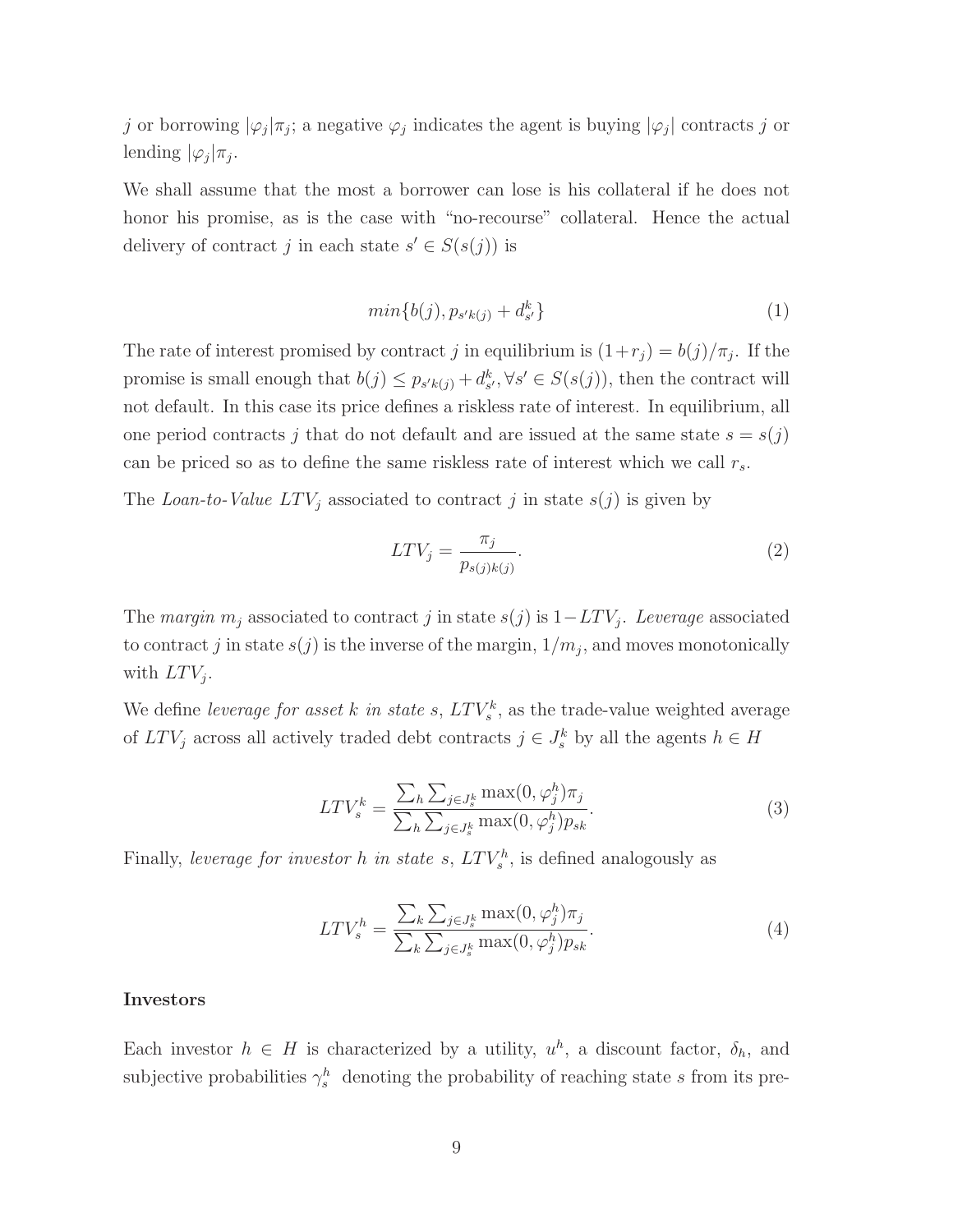$j$ or borrowing $|\varphi_j|\pi_j$; a negative $\varphi_j$ indicates the agent is buying $|\varphi_j|$ contracts $j$ or lending $|\varphi_j|\pi_j$.

We shall assume that the most a borrower can lose is his collateral if he does not honor his promise, as is the case with "no-recourse" collateral. Hence the actual delivery of contract $j$ in each state $s' \in S(s(j))$ is

$$min\{b(j), p_{s'k(j)} + d^k_{s'}\} \tag{1}$$

The rate of interest promised by contract $j$ in equilibrium is $(1+r_j) = b(j)/\pi_j$. If the promise is small enough that $b(j) \leq p_{s'k(j)} + d^k_{s'}, \forall s' \in S(s(j))$, then the contract will not default. In this case its price defines a riskless rate of interest. In equilibrium, all one period contracts $j$ that do not default and are issued at the same state $s = s(j)$ can be priced so as to define the same riskless rate of interest which we call $r_s$.

The *Loan-to-Value* $LTV_j$ associated to contract $j$ in state $s(j)$ is given by

$$LTV_j = \frac{\pi_j}{p_{s(j)k(j)}}. \tag{2}$$

The *margin* $m_j$ associated to contract $j$ in state $s(j)$ is $1-LTV_j$. *Leverage* associated to contract $j$ in state $s(j)$ is the inverse of the margin, $1/m_j$, and moves monotonically with $LTV_j$.

We define *leverage for asset $k$ in state $s$*, $LTV^k_s$, as the trade-value weighted average of $LTV_j$ across all actively traded debt contracts $j \in J^k_s$ by all the agents $h \in H$

$$LTV^k_s = \frac{\sum_h \sum_{j\in J^k_s} \max(0, \varphi^h_j)\pi_j}{\sum_h \sum_{j\in J^k_s} \max(0, \varphi^h_j)p_{sk}}. \tag{3}$$

Finally, *leverage for investor $h$ in state $s$*, $LTV^h_s$, is defined analogously as

$$LTV^h_s = \frac{\sum_k \sum_{j\in J^k_s} \max(0, \varphi^h_j)\pi_j}{\sum_k \sum_{j\in J^k_s} \max(0, \varphi^h_j)p_{sk}}. \tag{4}$$

**Investors**

Each investor $h \in H$ is characterized by a utility, $u^h$, a discount factor, $\delta_h$, and subjective probabilities $\gamma^h_s$ denoting the probability of reaching state $s$ from its pre-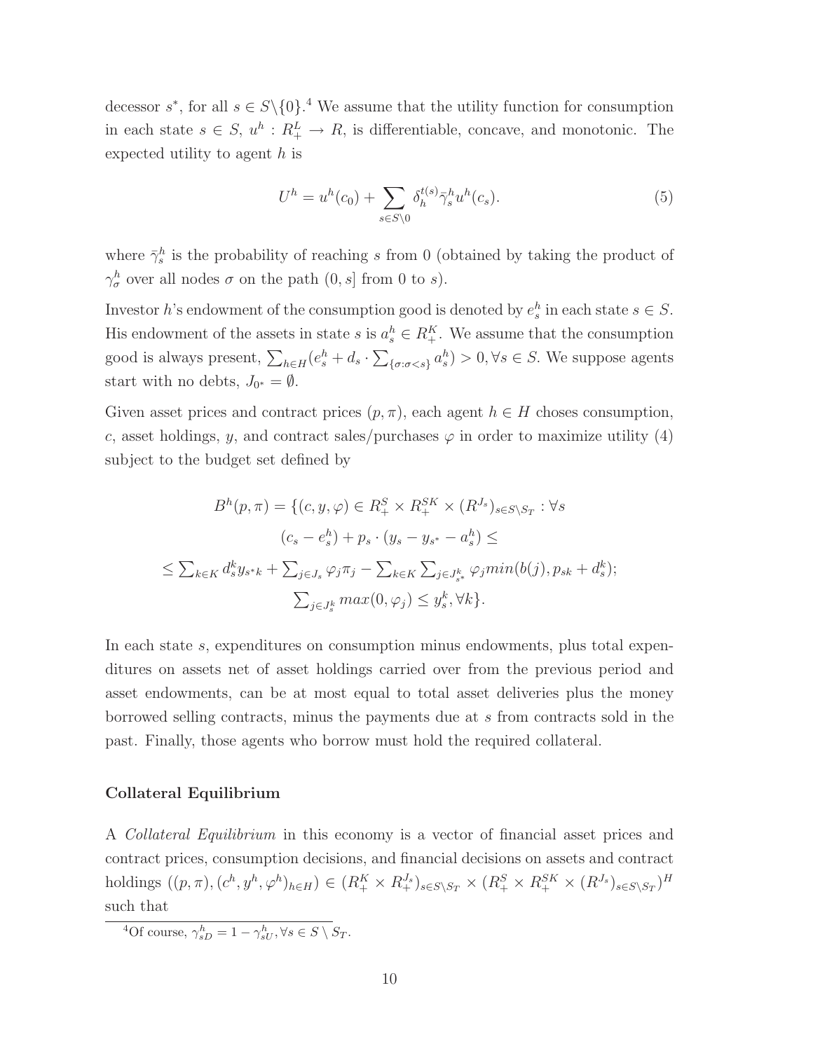decessor $s^*$, for all $s \in S\backslash\{0\}$.[4] We assume that the utility function for consumption in each state $s \in S$, $u^h : R^L_+ \rightarrow R$, is differentiable, concave, and monotonic. The expected utility to agent $h$ is

$$U^h = u^h(c_0) + \sum_{s \in S\backslash 0} \delta_h^{t(s)} \bar{\gamma}_s^h u^h(c_s). \tag{5}$$

where $\bar{\gamma}_s^h$ is the probability of reaching $s$ from 0 (obtained by taking the product of $\gamma_\sigma^h$ over all nodes $\sigma$ on the path $(0, s]$ from 0 to $s$).

Investor $h$'s endowment of the consumption good is denoted by $e_s^h$ in each state $s \in S$. His endowment of the assets in state $s$ is $a_s^h \in R^K_+$. We assume that the consumption good is always present, $\sum_{h\in H}(e_s^h + d_s \cdot \sum_{\{\sigma:\sigma<s\}} a_s^h) > 0, \forall s \in S$. We suppose agents start with no debts, $J_{0^*} = \emptyset$.

Given asset prices and contract prices $(p, \pi)$, each agent $h \in H$ choses consumption, $c$, asset holdings, $y$, and contract sales/purchases $\varphi$ in order to maximize utility (4) subject to the budget set defined by

$$B^h(p, \pi) = \{(c, y, \varphi) \in R^S_+ \times R^{SK}_+ \times (R^{J_s})_{s\in S\backslash S_T} : \forall s$$

$$(c_s - e_s^h) + p_s \cdot (y_s - y_{s^*} - a_s^h) \leq$$

$$\leq \sum_{k\in K} d_s^k y_{s^*k} + \sum_{j\in J_s} \varphi_j \pi_j - \sum_{k\in K} \sum_{j\in J^k_{s^*}} \varphi_j min(b(j), p_{sk} + d_s^k);$$

$$\sum_{j\in J_s^k} max(0, \varphi_j) \leq y_s^k, \forall k\}.$$

In each state $s$, expenditures on consumption minus endowments, plus total expenditures on assets net of asset holdings carried over from the previous period and asset endowments, can be at most equal to total asset deliveries plus the money borrowed selling contracts, minus the payments due at $s$ from contracts sold in the past. Finally, those agents who borrow must hold the required collateral.

### Collateral Equilibrium

A *Collateral Equilibrium* in this economy is a vector of financial asset prices and contract prices, consumption decisions, and financial decisions on assets and contract holdings $((p, \pi), (c^h, y^h, \varphi^h)_{h\in H}) \in (R^K_+ \times R^{J_s}_+)_{s\in S\backslash S_T} \times (R^S_+ \times R^{SK}_+ \times (R^{J_s})_{s\in S\backslash S_T})^H$ such that

[4] Of course, $\gamma_{sD}^h = 1 - \gamma_{sU}^h, \forall s \in S \setminus S_T$.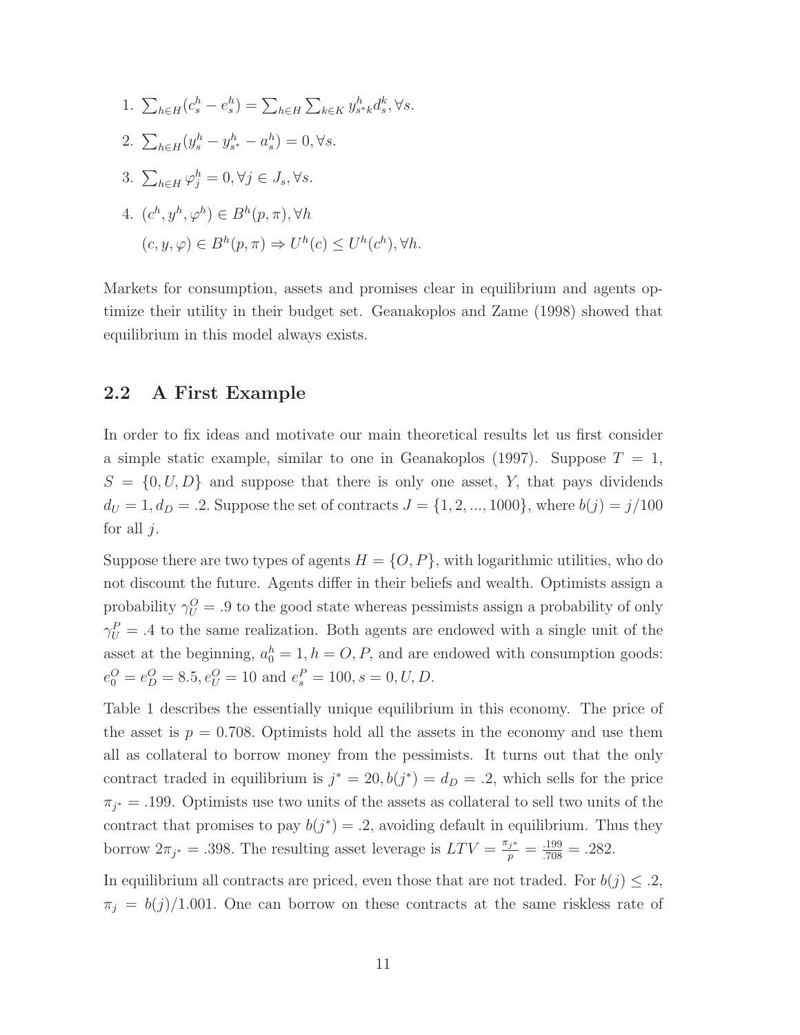1. $\sum_{h\in H}(c_s^h - e_s^h) = \sum_{h\in H}\sum_{k\in K} y_{s^*k}^h d_s^k, \forall s.$

2. $\sum_{h\in H}(y_s^h - y_{s^*}^h - a_s^h) = 0, \forall s.$

3. $\sum_{h\in H}\varphi_j^h = 0, \forall j \in J_s, \forall s.$

4. $(c^h, y^h, \varphi^h) \in B^h(p,\pi), \forall h$

   $(c, y, \varphi) \in B^h(p,\pi) \Rightarrow U^h(c) \leq U^h(c^h), \forall h.$

Markets for consumption, assets and promises clear in equilibrium and agents optimize their utility in their budget set. Geanakoplos and Zame (1998) showed that equilibrium in this model always exists.

## 2.2 A First Example

In order to fix ideas and motivate our main theoretical results let us first consider a simple static example, similar to one in Geanakoplos (1997). Suppose $T = 1$, $S = \{0, U, D\}$ and suppose that there is only one asset, $Y$, that pays dividends $d_U = 1, d_D = .2$. Suppose the set of contracts $J = \{1, 2, ..., 1000\}$, where $b(j) = j/100$ for all $j$.

Suppose there are two types of agents $H = \{O, P\}$, with logarithmic utilities, who do not discount the future. Agents differ in their beliefs and wealth. Optimists assign a probability $\gamma_U^O = .9$ to the good state whereas pessimists assign a probability of only $\gamma_U^P = .4$ to the same realization. Both agents are endowed with a single unit of the asset at the beginning, $a_0^h = 1, h = O, P$, and are endowed with consumption goods: $e_0^O = e_D^O = 8.5, e_U^O = 10$ and $e_s^P = 100, s = 0, U, D$.

Table 1 describes the essentially unique equilibrium in this economy. The price of the asset is $p = 0.708$. Optimists hold all the assets in the economy and use them all as collateral to borrow money from the pessimists. It turns out that the only contract traded in equilibrium is $j^* = 20, b(j^*) = d_D = .2$, which sells for the price $\pi_{j^*} = .199$. Optimists use two units of the assets as collateral to sell two units of the contract that promises to pay $b(j^*) = .2$, avoiding default in equilibrium. Thus they borrow $2\pi_{j^*} = .398$. The resulting asset leverage is $LTV = \frac{\pi_{j^*}}{p} = \frac{.199}{.708} = .282$.

In equilibrium all contracts are priced, even those that are not traded. For $b(j) \leq .2$, $\pi_j = b(j)/1.001$. One can borrow on these contracts at the same riskless rate of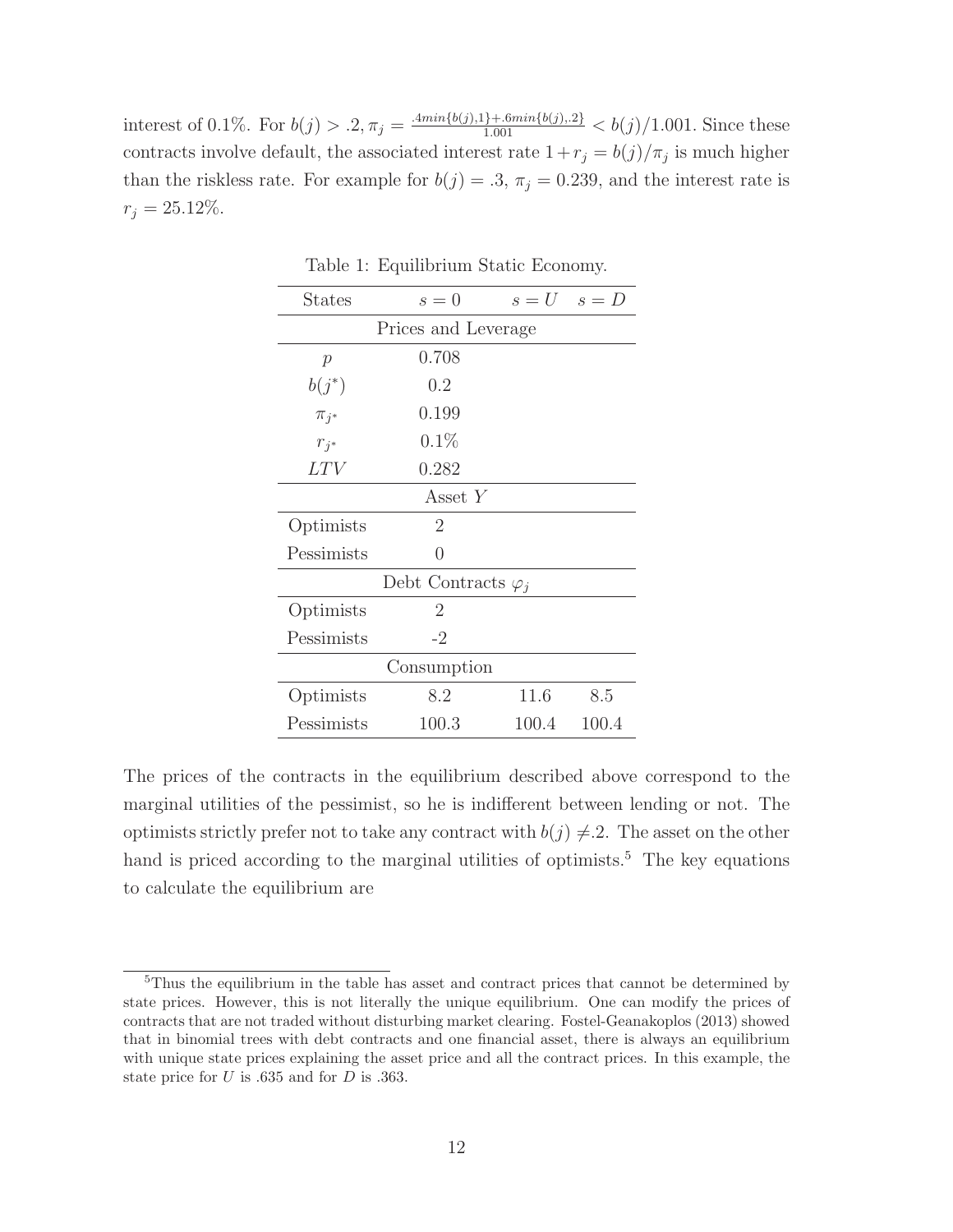interest of 0.1%. For $b(j) > .2$, $\pi_j = \frac{.4min\{b(j),1\}+.6min\{b(j),.2\}}{1.001} < b(j)/1.001$. Since these contracts involve default, the associated interest rate $1+r_j = b(j)/\pi_j$ is much higher than the riskless rate. For example for $b(j) = .3$, $\pi_j = 0.239$, and the interest rate is $r_j = 25.12\%$.

Table 1: Equilibrium Static Economy.

| States | $s = 0$ | $s = U$ | $s = D$ |
|---|---|---|---|
| Prices and Leverage | | | |
| $p$ | 0.708 | | |
| $b(j^*)$ | 0.2 | | |
| $\pi_{j^*}$ | 0.199 | | |
| $r_{j^*}$ | 0.1% | | |
| $LTV$ | 0.282 | | |
| Asset $Y$ | | | |
| Optimists | 2 | | |
| Pessimists | 0 | | |
| Debt Contracts $\varphi_j$ | | | |
| Optimists | 2 | | |
| Pessimists | -2 | | |
| Consumption | | | |
| Optimists | 8.2 | 11.6 | 8.5 |
| Pessimists | 100.3 | 100.4 | 100.4 |

The prices of the contracts in the equilibrium described above correspond to the marginal utilities of the pessimist, so he is indifferent between lending or not. The optimists strictly prefer not to take any contract with $b(j) \neq .2$. The asset on the other hand is priced according to the marginal utilities of optimists.[5] The key equations to calculate the equilibrium are

[5]Thus the equilibrium in the table has asset and contract prices that cannot be determined by state prices. However, this is not literally the unique equilibrium. One can modify the prices of contracts that are not traded without disturbing market clearing. Fostel-Geanakoplos (2013) showed that in binomial trees with debt contracts and one financial asset, there is always an equilibrium with unique state prices explaining the asset price and all the contract prices. In this example, the state price for $U$ is .635 and for $D$ is .363.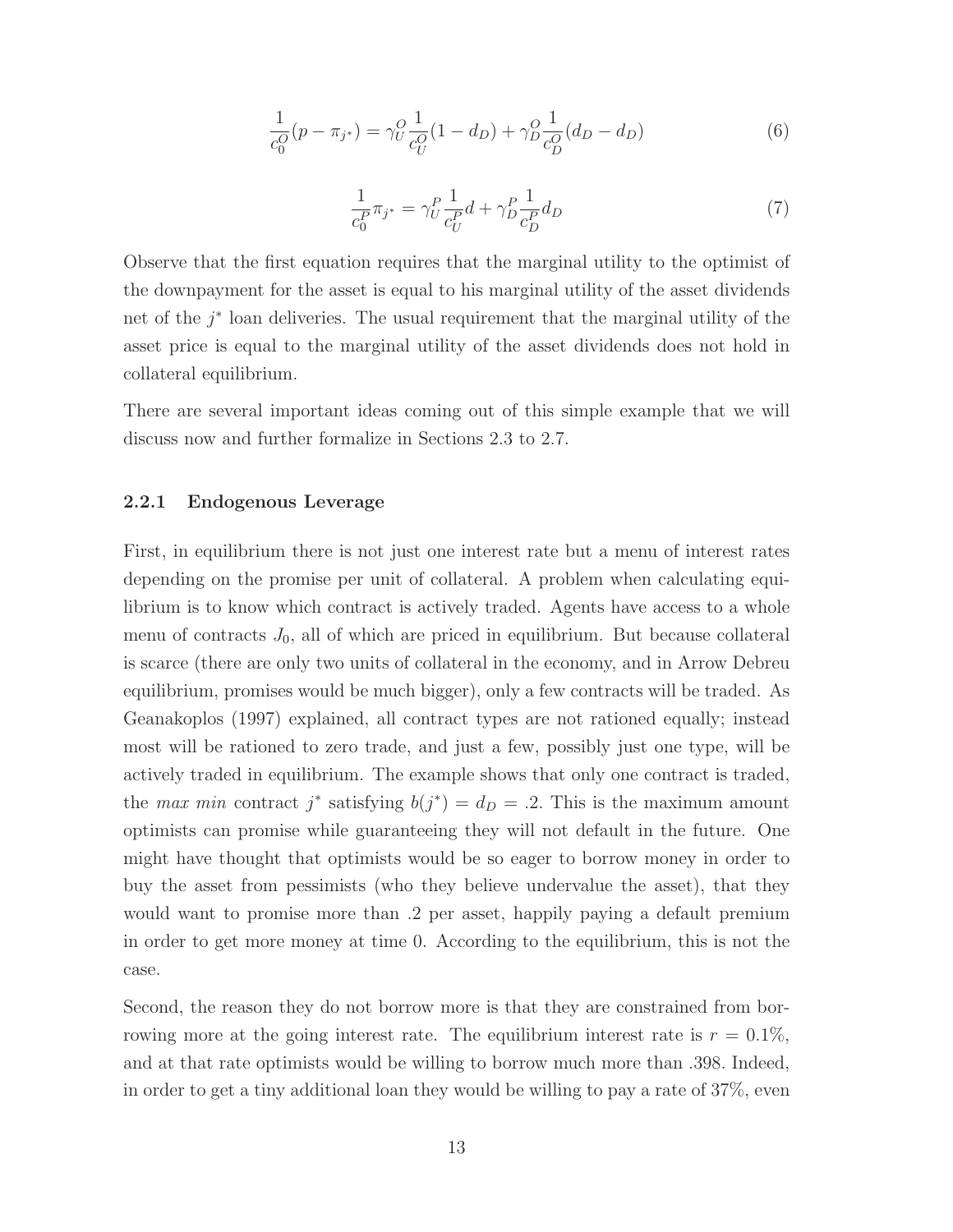$$\frac{1}{c_0^O}(p - \pi_{j^*}) = \gamma_U^O \frac{1}{c_U^O}(1 - d_D) + \gamma_D^O \frac{1}{c_D^O}(d_D - d_D) \tag{6}$$

$$\frac{1}{c_0^P}\pi_{j^*} = \gamma_U^P \frac{1}{c_U^P} d + \gamma_D^P \frac{1}{c_D^P} d_D \tag{7}$$

Observe that the first equation requires that the marginal utility to the optimist of the downpayment for the asset is equal to his marginal utility of the asset dividends net of the $j^*$ loan deliveries. The usual requirement that the marginal utility of the asset price is equal to the marginal utility of the asset dividends does not hold in collateral equilibrium.

There are several important ideas coming out of this simple example that we will discuss now and further formalize in Sections 2.3 to 2.7.

### 2.2.1 Endogenous Leverage

First, in equilibrium there is not just one interest rate but a menu of interest rates depending on the promise per unit of collateral. A problem when calculating equilibrium is to know which contract is actively traded. Agents have access to a whole menu of contracts $J_0$, all of which are priced in equilibrium. But because collateral is scarce (there are only two units of collateral in the economy, and in Arrow Debreu equilibrium, promises would be much bigger), only a few contracts will be traded. As Geanakoplos (1997) explained, all contract types are not rationed equally; instead most will be rationed to zero trade, and just a few, possibly just one type, will be actively traded in equilibrium. The example shows that only one contract is traded, the *max min* contract $j^*$ satisfying $b(j^*) = d_D = .2$. This is the maximum amount optimists can promise while guaranteeing they will not default in the future. One might have thought that optimists would be so eager to borrow money in order to buy the asset from pessimists (who they believe undervalue the asset), that they would want to promise more than .2 per asset, happily paying a default premium in order to get more money at time 0. According to the equilibrium, this is not the case.

Second, the reason they do not borrow more is that they are constrained from borrowing more at the going interest rate. The equilibrium interest rate is $r = 0.1\%$, and at that rate optimists would be willing to borrow much more than .398. Indeed, in order to get a tiny additional loan they would be willing to pay a rate of 37%, even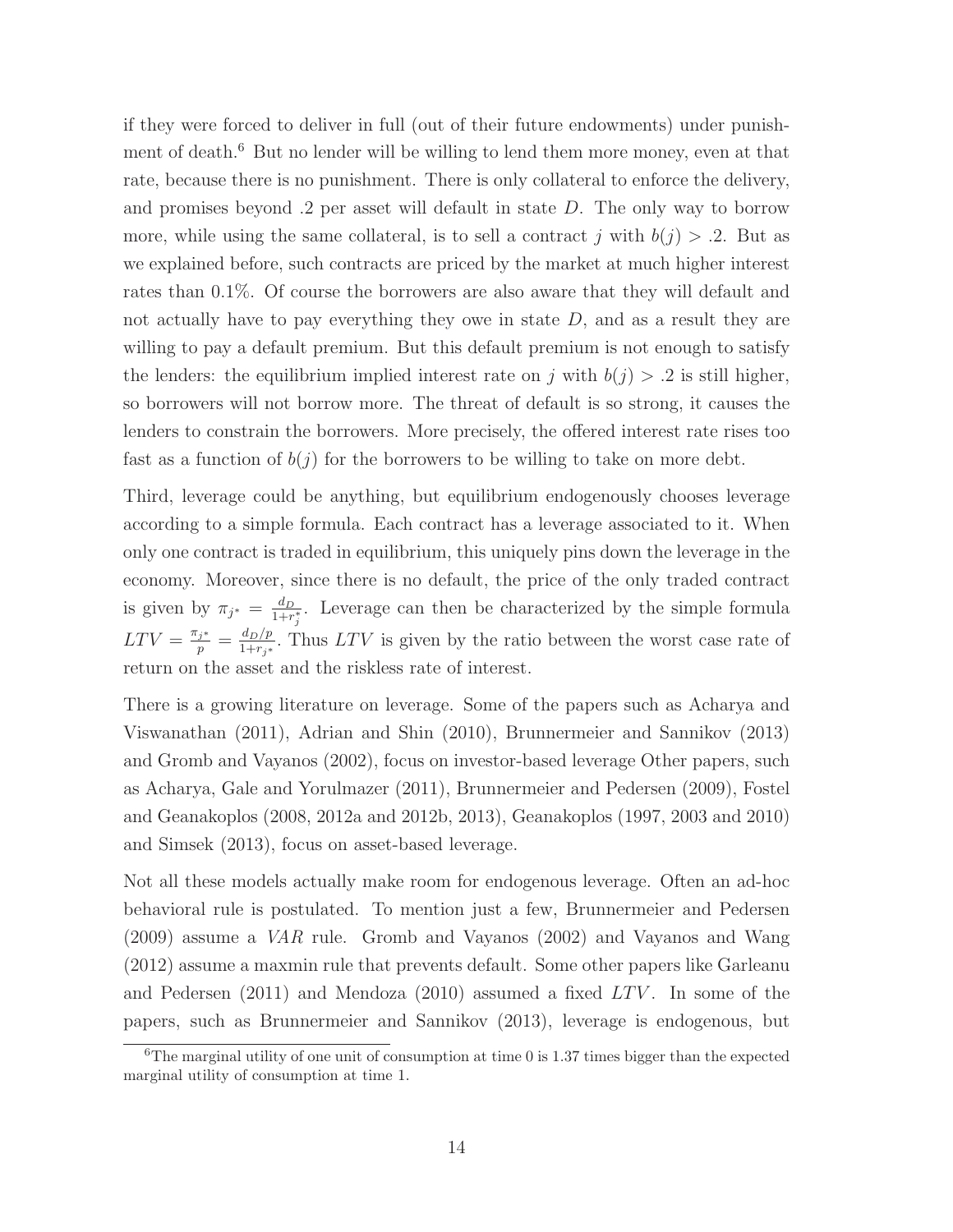if they were forced to deliver in full (out of their future endowments) under punishment of death.[6] But no lender will be willing to lend them more money, even at that rate, because there is no punishment. There is only collateral to enforce the delivery, and promises beyond .2 per asset will default in state $D$. The only way to borrow more, while using the same collateral, is to sell a contract $j$ with $b(j) > .2$. But as we explained before, such contracts are priced by the market at much higher interest rates than 0.1%. Of course the borrowers are also aware that they will default and not actually have to pay everything they owe in state $D$, and as a result they are willing to pay a default premium. But this default premium is not enough to satisfy the lenders: the equilibrium implied interest rate on $j$ with $b(j) > .2$ is still higher, so borrowers will not borrow more. The threat of default is so strong, it causes the lenders to constrain the borrowers. More precisely, the offered interest rate rises too fast as a function of $b(j)$ for the borrowers to be willing to take on more debt.

Third, leverage could be anything, but equilibrium endogenously chooses leverage according to a simple formula. Each contract has a leverage associated to it. When only one contract is traded in equilibrium, this uniquely pins down the leverage in the economy. Moreover, since there is no default, the price of the only traded contract is given by $\pi_{j^*} = \frac{d_D}{1+r_j^*}$. Leverage can then be characterized by the simple formula $LTV = \frac{\pi_{j^*}}{p} = \frac{d_D/p}{1+r_{j^*}}$. Thus $LTV$ is given by the ratio between the worst case rate of return on the asset and the riskless rate of interest.

There is a growing literature on leverage. Some of the papers such as Acharya and Viswanathan (2011), Adrian and Shin (2010), Brunnermeier and Sannikov (2013) and Gromb and Vayanos (2002), focus on investor-based leverage Other papers, such as Acharya, Gale and Yorulmazer (2011), Brunnermeier and Pedersen (2009), Fostel and Geanakoplos (2008, 2012a and 2012b, 2013), Geanakoplos (1997, 2003 and 2010) and Simsek (2013), focus on asset-based leverage.

Not all these models actually make room for endogenous leverage. Often an ad-hoc behavioral rule is postulated. To mention just a few, Brunnermeier and Pedersen (2009) assume a $VAR$ rule. Gromb and Vayanos (2002) and Vayanos and Wang (2012) assume a maxmin rule that prevents default. Some other papers like Garleanu and Pedersen (2011) and Mendoza (2010) assumed a fixed $LTV$. In some of the papers, such as Brunnermeier and Sannikov (2013), leverage is endogenous, but

[6] The marginal utility of one unit of consumption at time 0 is 1.37 times bigger than the expected marginal utility of consumption at time 1.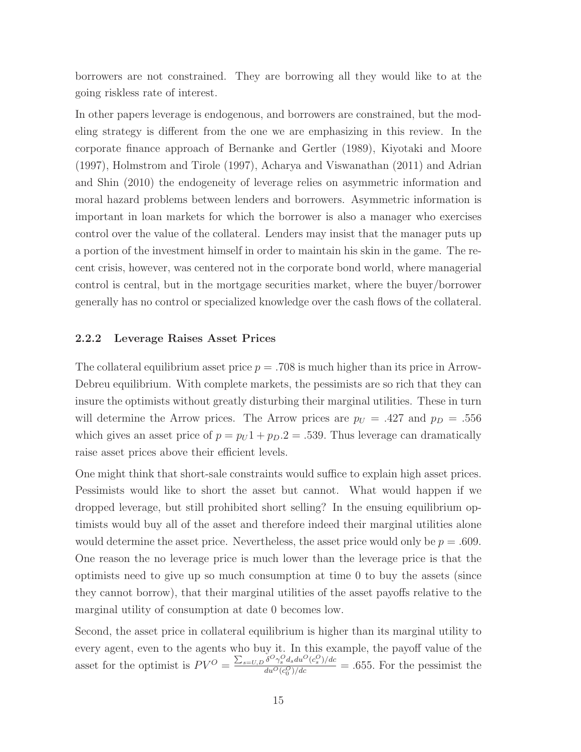borrowers are not constrained. They are borrowing all they would like to at the going riskless rate of interest.

In other papers leverage is endogenous, and borrowers are constrained, but the modeling strategy is different from the one we are emphasizing in this review. In the corporate finance approach of Bernanke and Gertler (1989), Kiyotaki and Moore (1997), Holmstrom and Tirole (1997), Acharya and Viswanathan (2011) and Adrian and Shin (2010) the endogeneity of leverage relies on asymmetric information and moral hazard problems between lenders and borrowers. Asymmetric information is important in loan markets for which the borrower is also a manager who exercises control over the value of the collateral. Lenders may insist that the manager puts up a portion of the investment himself in order to maintain his skin in the game. The recent crisis, however, was centered not in the corporate bond world, where managerial control is central, but in the mortgage securities market, where the buyer/borrower generally has no control or specialized knowledge over the cash flows of the collateral.

### 2.2.2 Leverage Raises Asset Prices

The collateral equilibrium asset price $p = .708$ is much higher than its price in Arrow-Debreu equilibrium. With complete markets, the pessimists are so rich that they can insure the optimists without greatly disturbing their marginal utilities. These in turn will determine the Arrow prices. The Arrow prices are $p_U = .427$ and $p_D = .556$ which gives an asset price of $p = p_U 1 + p_D .2 = .539$. Thus leverage can dramatically raise asset prices above their efficient levels.

One might think that short-sale constraints would suffice to explain high asset prices. Pessimists would like to short the asset but cannot. What would happen if we dropped leverage, but still prohibited short selling? In the ensuing equilibrium optimists would buy all of the asset and therefore indeed their marginal utilities alone would determine the asset price. Nevertheless, the asset price would only be $p = .609$. One reason the no leverage price is much lower than the leverage price is that the optimists need to give up so much consumption at time 0 to buy the assets (since they cannot borrow), that their marginal utilities of the asset payoffs relative to the marginal utility of consumption at date 0 becomes low.

Second, the asset price in collateral equilibrium is higher than its marginal utility to every agent, even to the agents who buy it. In this example, the payoff value of the asset for the optimist is $PV^O = \frac{\sum_{s=U,D} \delta^O \gamma_s^O d_s du^O(c_s^O)/dc}{du^O(c_0^O)/dc} = .655$. For the pessimist the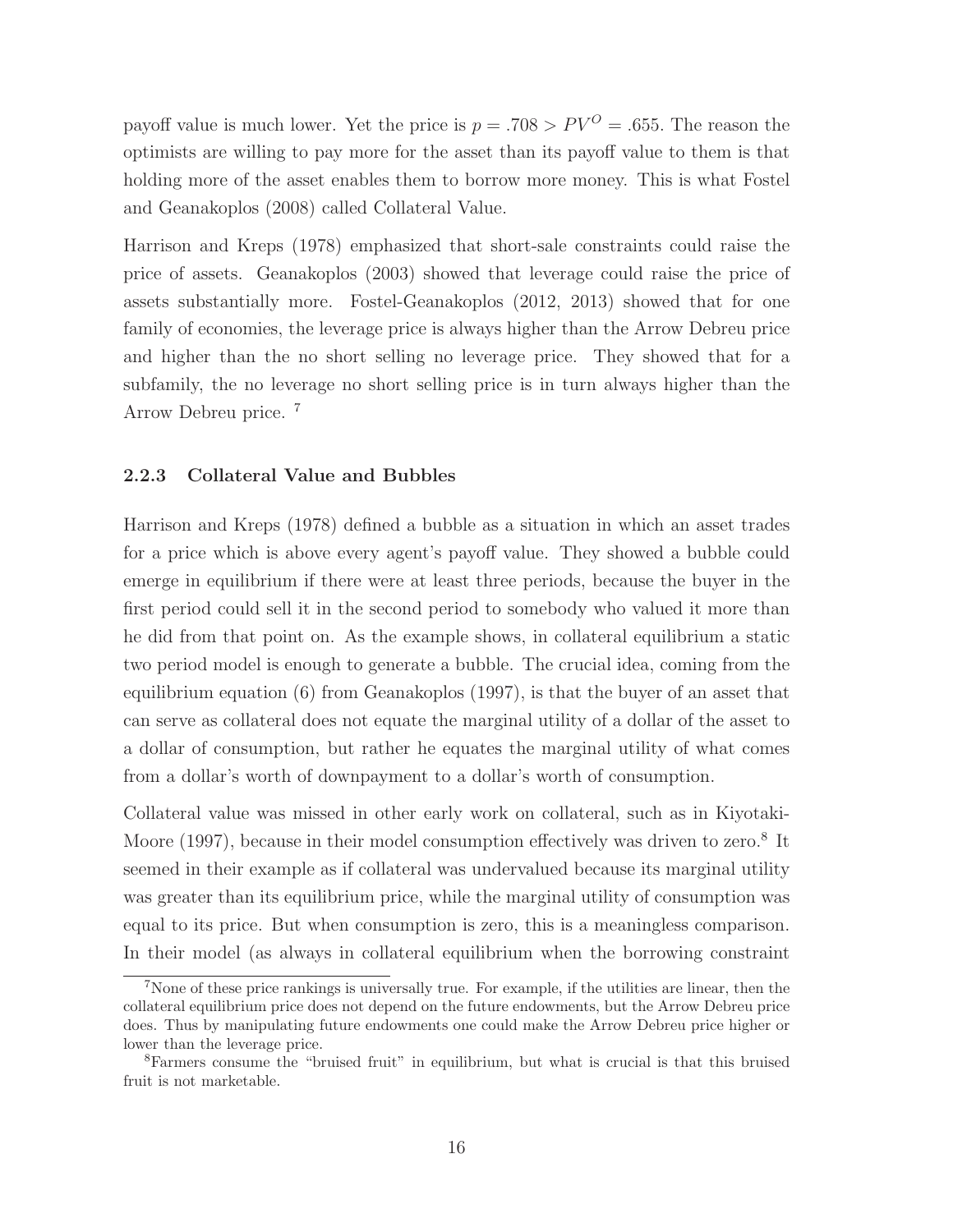payoff value is much lower. Yet the price is $p = .708 > PV^O = .655$. The reason the optimists are willing to pay more for the asset than its payoff value to them is that holding more of the asset enables them to borrow more money. This is what Fostel and Geanakoplos (2008) called Collateral Value.

Harrison and Kreps (1978) emphasized that short-sale constraints could raise the price of assets. Geanakoplos (2003) showed that leverage could raise the price of assets substantially more. Fostel-Geanakoplos (2012, 2013) showed that for one family of economies, the leverage price is always higher than the Arrow Debreu price and higher than the no short selling no leverage price. They showed that for a subfamily, the no leverage no short selling price is in turn always higher than the Arrow Debreu price. [7]

### 2.2.3 Collateral Value and Bubbles

Harrison and Kreps (1978) defined a bubble as a situation in which an asset trades for a price which is above every agent's payoff value. They showed a bubble could emerge in equilibrium if there were at least three periods, because the buyer in the first period could sell it in the second period to somebody who valued it more than he did from that point on. As the example shows, in collateral equilibrium a static two period model is enough to generate a bubble. The crucial idea, coming from the equilibrium equation (6) from Geanakoplos (1997), is that the buyer of an asset that can serve as collateral does not equate the marginal utility of a dollar of the asset to a dollar of consumption, but rather he equates the marginal utility of what comes from a dollar's worth of downpayment to a dollar's worth of consumption.

Collateral value was missed in other early work on collateral, such as in Kiyotaki-Moore (1997), because in their model consumption effectively was driven to zero.[8] It seemed in their example as if collateral was undervalued because its marginal utility was greater than its equilibrium price, while the marginal utility of consumption was equal to its price. But when consumption is zero, this is a meaningless comparison. In their model (as always in collateral equilibrium when the borrowing constraint

[7] None of these price rankings is universally true. For example, if the utilities are linear, then the collateral equilibrium price does not depend on the future endowments, but the Arrow Debreu price does. Thus by manipulating future endowments one could make the Arrow Debreu price higher or lower than the leverage price.

[8] Farmers consume the "bruised fruit" in equilibrium, but what is crucial is that this bruised fruit is not marketable.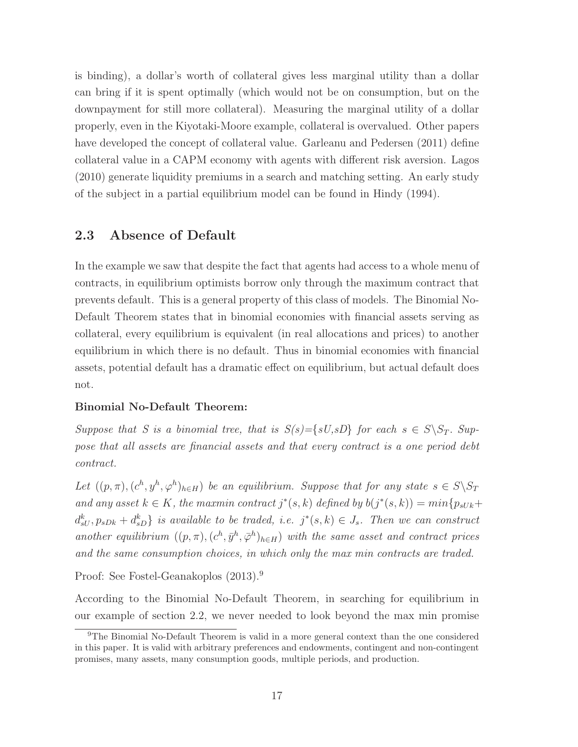is binding), a dollar's worth of collateral gives less marginal utility than a dollar can bring if it is spent optimally (which would not be on consumption, but on the downpayment for still more collateral). Measuring the marginal utility of a dollar properly, even in the Kiyotaki-Moore example, collateral is overvalued. Other papers have developed the concept of collateral value. Garleanu and Pedersen (2011) define collateral value in a CAPM economy with agents with different risk aversion. Lagos (2010) generate liquidity premiums in a search and matching setting. An early study of the subject in a partial equilibrium model can be found in Hindy (1994).

## 2.3 Absence of Default

In the example we saw that despite the fact that agents had access to a whole menu of contracts, in equilibrium optimists borrow only through the maximum contract that prevents default. This is a general property of this class of models. The Binomial No-Default Theorem states that in binomial economies with financial assets serving as collateral, every equilibrium is equivalent (in real allocations and prices) to another equilibrium in which there is no default. Thus in binomial economies with financial assets, potential default has a dramatic effect on equilibrium, but actual default does not.

**Binomial No-Default Theorem:**

*Suppose that $S$ is a binomial tree, that is $S(s)=\{sU,sD\}$ for each $s \in S \backslash S_T$. Suppose that all assets are financial assets and that every contract is a one period debt contract.*

*Let $((p,\pi),(c^h,y^h,\varphi^h)_{h\in H})$ be an equilibrium. Suppose that for any state $s \in S\backslash S_T$ and any asset $k \in K$, the maxmin contract $j^*(s,k)$ defined by $b(j^*(s,k)) = min\{p_{sUk} + d^k_{sU}, p_{sDk} + d^k_{sD}\}$ is available to be traded, i.e. $j^*(s,k) \in J_s$. Then we can construct another equilibrium $((p,\pi),(c^h,\bar{y}^h,\bar{\varphi}^h)_{h\in H})$ with the same asset and contract prices and the same consumption choices, in which only the max min contracts are traded.*

Proof: See Fostel-Geanakoplos (2013).[9]

According to the Binomial No-Default Theorem, in searching for equilibrium in our example of section 2.2, we never needed to look beyond the max min promise

[9] The Binomial No-Default Theorem is valid in a more general context than the one considered in this paper. It is valid with arbitrary preferences and endowments, contingent and non-contingent promises, many assets, many consumption goods, multiple periods, and production.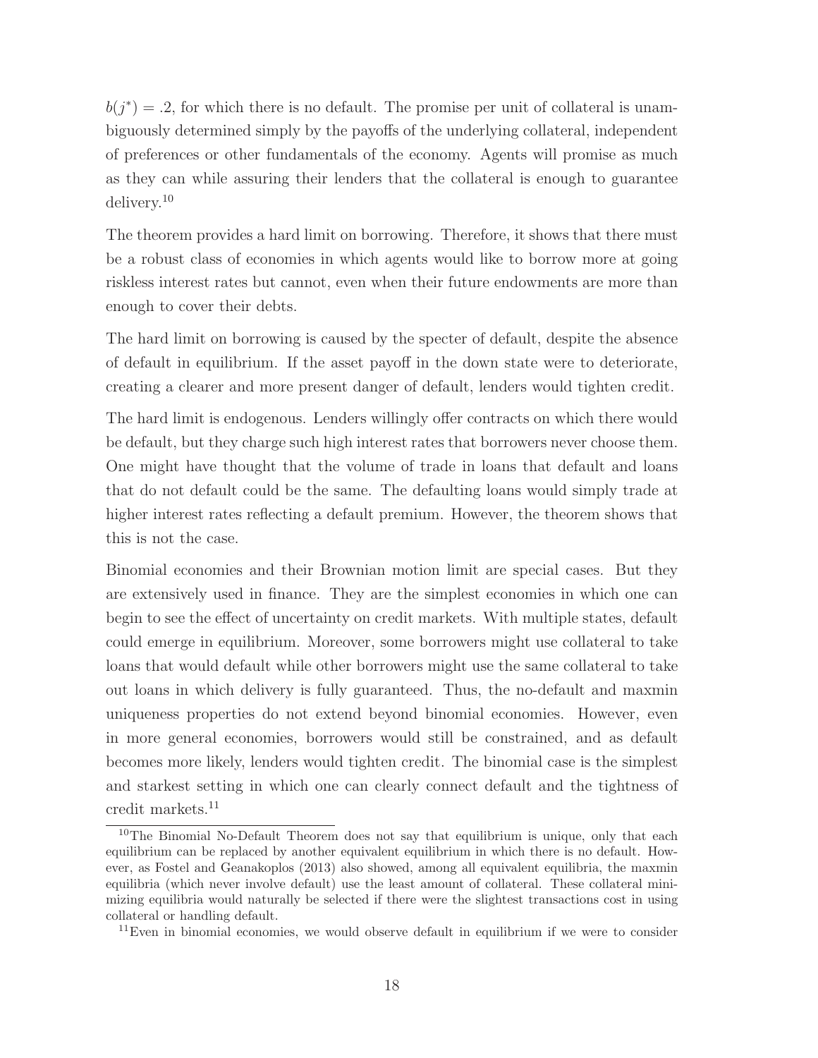$b(j^*) = .2$, for which there is no default. The promise per unit of collateral is unambiguously determined simply by the payoffs of the underlying collateral, independent of preferences or other fundamentals of the economy. Agents will promise as much as they can while assuring their lenders that the collateral is enough to guarantee delivery.[10]

The theorem provides a hard limit on borrowing. Therefore, it shows that there must be a robust class of economies in which agents would like to borrow more at going riskless interest rates but cannot, even when their future endowments are more than enough to cover their debts.

The hard limit on borrowing is caused by the specter of default, despite the absence of default in equilibrium. If the asset payoff in the down state were to deteriorate, creating a clearer and more present danger of default, lenders would tighten credit.

The hard limit is endogenous. Lenders willingly offer contracts on which there would be default, but they charge such high interest rates that borrowers never choose them. One might have thought that the volume of trade in loans that default and loans that do not default could be the same. The defaulting loans would simply trade at higher interest rates reflecting a default premium. However, the theorem shows that this is not the case.

Binomial economies and their Brownian motion limit are special cases. But they are extensively used in finance. They are the simplest economies in which one can begin to see the effect of uncertainty on credit markets. With multiple states, default could emerge in equilibrium. Moreover, some borrowers might use collateral to take loans that would default while other borrowers might use the same collateral to take out loans in which delivery is fully guaranteed. Thus, the no-default and maxmin uniqueness properties do not extend beyond binomial economies. However, even in more general economies, borrowers would still be constrained, and as default becomes more likely, lenders would tighten credit. The binomial case is the simplest and starkest setting in which one can clearly connect default and the tightness of credit markets.[11]

---

[10] The Binomial No-Default Theorem does not say that equilibrium is unique, only that each equilibrium can be replaced by another equivalent equilibrium in which there is no default. However, as Fostel and Geanakoplos (2013) also showed, among all equivalent equilibria, the maxmin equilibria (which never involve default) use the least amount of collateral. These collateral minimizing equilibria would naturally be selected if there were the slightest transactions cost in using collateral or handling default.

[11] Even in binomial economies, we would observe default in equilibrium if we were to consider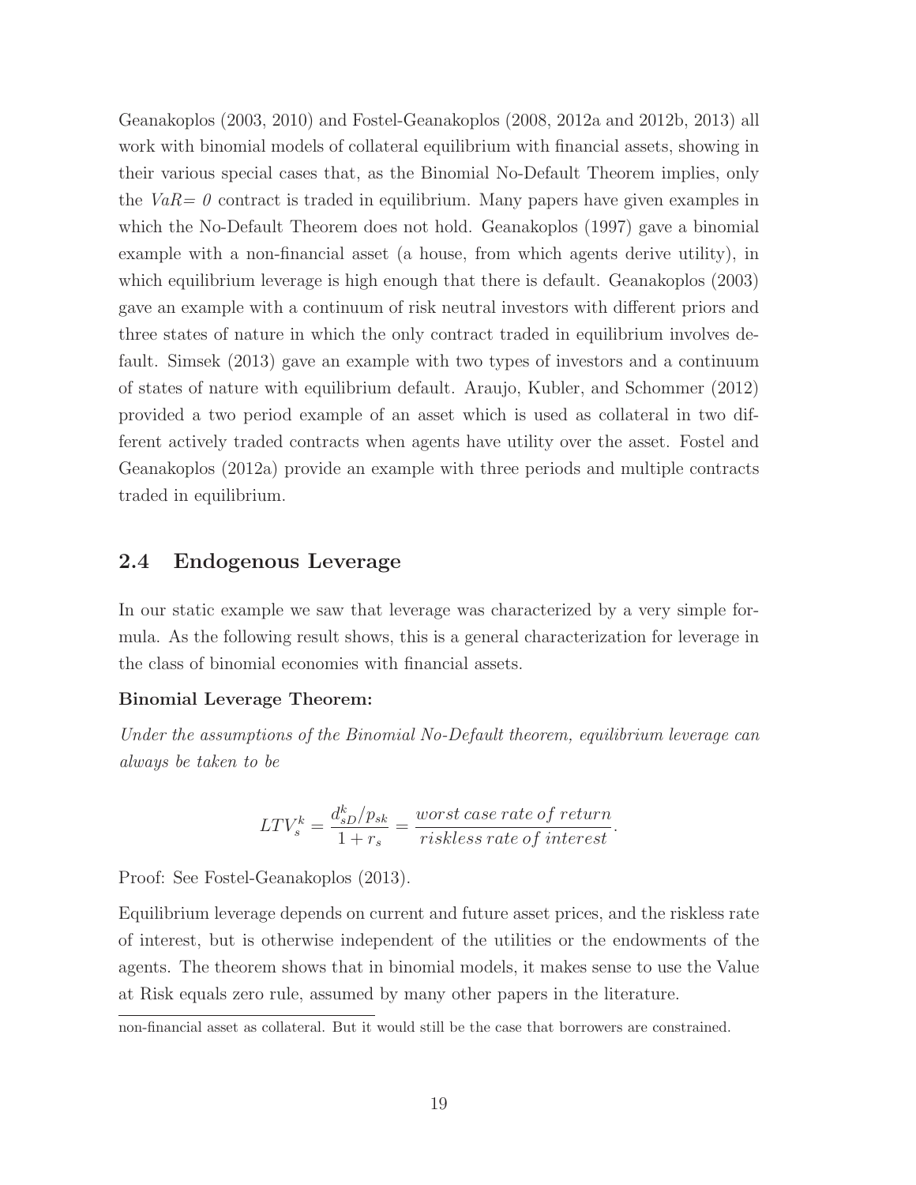Geanakoplos (2003, 2010) and Fostel-Geanakoplos (2008, 2012a and 2012b, 2013) all work with binomial models of collateral equilibrium with financial assets, showing in their various special cases that, as the Binomial No-Default Theorem implies, only the *VaR= 0* contract is traded in equilibrium. Many papers have given examples in which the No-Default Theorem does not hold. Geanakoplos (1997) gave a binomial example with a non-financial asset (a house, from which agents derive utility), in which equilibrium leverage is high enough that there is default. Geanakoplos (2003) gave an example with a continuum of risk neutral investors with different priors and three states of nature in which the only contract traded in equilibrium involves default. Simsek (2013) gave an example with two types of investors and a continuum of states of nature with equilibrium default. Araujo, Kubler, and Schommer (2012) provided a two period example of an asset which is used as collateral in two different actively traded contracts when agents have utility over the asset. Fostel and Geanakoplos (2012a) provide an example with three periods and multiple contracts traded in equilibrium.

## 2.4 Endogenous Leverage

In our static example we saw that leverage was characterized by a very simple formula. As the following result shows, this is a general characterization for leverage in the class of binomial economies with financial assets.

**Binomial Leverage Theorem:**

*Under the assumptions of the Binomial No-Default theorem, equilibrium leverage can always be taken to be*

$$LTV_s^k = \frac{d_{sD}^k / p_{sk}}{1 + r_s} = \frac{worst\, case\, rate\, of\, return}{riskless\, rate\, of\, interest}.$$

Proof: See Fostel-Geanakoplos (2013).

Equilibrium leverage depends on current and future asset prices, and the riskless rate of interest, but is otherwise independent of the utilities or the endowments of the agents. The theorem shows that in binomial models, it makes sense to use the Value at Risk equals zero rule, assumed by many other papers in the literature.

non-financial asset as collateral. But it would still be the case that borrowers are constrained.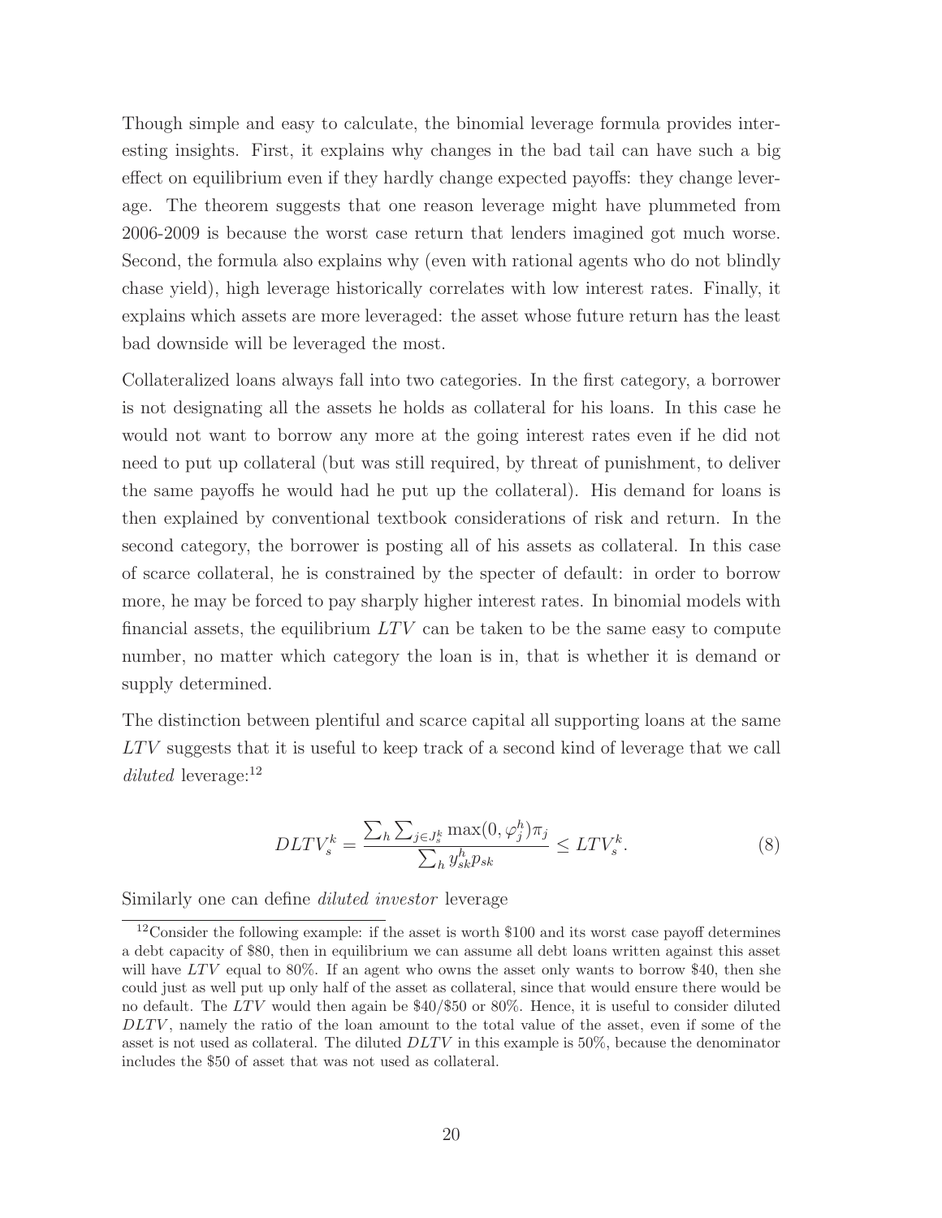Though simple and easy to calculate, the binomial leverage formula provides interesting insights. First, it explains why changes in the bad tail can have such a big effect on equilibrium even if they hardly change expected payoffs: they change leverage. The theorem suggests that one reason leverage might have plummeted from 2006-2009 is because the worst case return that lenders imagined got much worse. Second, the formula also explains why (even with rational agents who do not blindly chase yield), high leverage historically correlates with low interest rates. Finally, it explains which assets are more leveraged: the asset whose future return has the least bad downside will be leveraged the most.

Collateralized loans always fall into two categories. In the first category, a borrower is not designating all the assets he holds as collateral for his loans. In this case he would not want to borrow any more at the going interest rates even if he did not need to put up collateral (but was still required, by threat of punishment, to deliver the same payoffs he would had he put up the collateral). His demand for loans is then explained by conventional textbook considerations of risk and return. In the second category, the borrower is posting all of his assets as collateral. In this case of scarce collateral, he is constrained by the specter of default: in order to borrow more, he may be forced to pay sharply higher interest rates. In binomial models with financial assets, the equilibrium $LTV$ can be taken to be the same easy to compute number, no matter which category the loan is in, that is whether it is demand or supply determined.

The distinction between plentiful and scarce capital all supporting loans at the same $LTV$ suggests that it is useful to keep track of a second kind of leverage that we call *diluted* leverage:[12]

$$DLTV_s^k = \frac{\sum_h \sum_{j \in J_s^k} \max(0, \varphi_j^h)\pi_j}{\sum_h y_{sk}^h p_{sk}} \leq LTV_s^k. \tag{8}$$

Similarly one can define *diluted investor* leverage

[12] Consider the following example: if the asset is worth \$100 and its worst case payoff determines a debt capacity of \$80, then in equilibrium we can assume all debt loans written against this asset will have $LTV$ equal to 80%. If an agent who owns the asset only wants to borrow \$40, then she could just as well put up only half of the asset as collateral, since that would ensure there would be no default. The $LTV$ would then again be \$40/\$50 or 80%. Hence, it is useful to consider diluted $DLTV$, namely the ratio of the loan amount to the total value of the asset, even if some of the asset is not used as collateral. The diluted $DLTV$ in this example is 50%, because the denominator includes the \$50 of asset that was not used as collateral.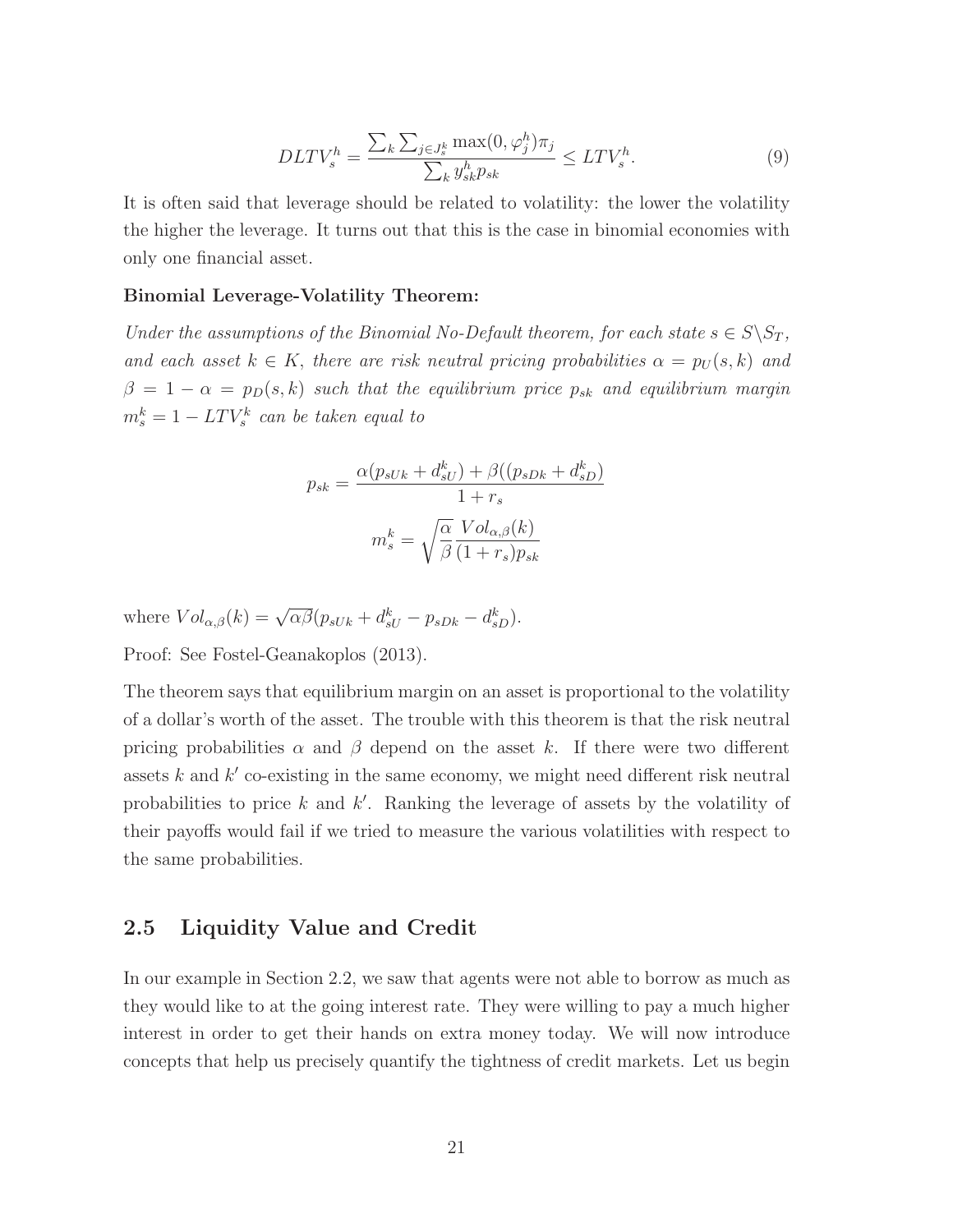$$DLTV_s^h = \frac{\sum_k \sum_{j \in J_s^k} \max(0, \varphi_j^h)\pi_j}{\sum_k y_{sk}^h p_{sk}} \leq LTV_s^h. \tag{9}$$

It is often said that leverage should be related to volatility: the lower the volatility the higher the leverage. It turns out that this is the case in binomial economies with only one financial asset.

**Binomial Leverage-Volatility Theorem:**

*Under the assumptions of the Binomial No-Default theorem, for each state $s \in S \backslash S_T$, and each asset $k \in K$, there are risk neutral pricing probabilities $\alpha = p_U(s,k)$ and $\beta = 1 - \alpha = p_D(s,k)$ such that the equilibrium price $p_{sk}$ and equilibrium margin $m_s^k = 1 - LTV_s^k$ can be taken equal to*

$$p_{sk} = \frac{\alpha(p_{sUk} + d_{sU}^k) + \beta((p_{sDk} + d_{sD}^k)}{1 + r_s}$$

$$m_s^k = \sqrt{\frac{\alpha}{\beta}} \frac{Vol_{\alpha,\beta}(k)}{(1 + r_s)p_{sk}}$$

where $Vol_{\alpha,\beta}(k) = \sqrt{\alpha\beta}(p_{sUk} + d_{sU}^k - p_{sDk} - d_{sD}^k)$.

Proof: See Fostel-Geanakoplos (2013).

The theorem says that equilibrium margin on an asset is proportional to the volatility of a dollar's worth of the asset. The trouble with this theorem is that the risk neutral pricing probabilities $\alpha$ and $\beta$ depend on the asset $k$. If there were two different assets $k$ and $k'$ co-existing in the same economy, we might need different risk neutral probabilities to price $k$ and $k'$. Ranking the leverage of assets by the volatility of their payoffs would fail if we tried to measure the various volatilities with respect to the same probabilities.

## 2.5 Liquidity Value and Credit

In our example in Section 2.2, we saw that agents were not able to borrow as much as they would like to at the going interest rate. They were willing to pay a much higher interest in order to get their hands on extra money today. We will now introduce concepts that help us precisely quantify the tightness of credit markets. Let us begin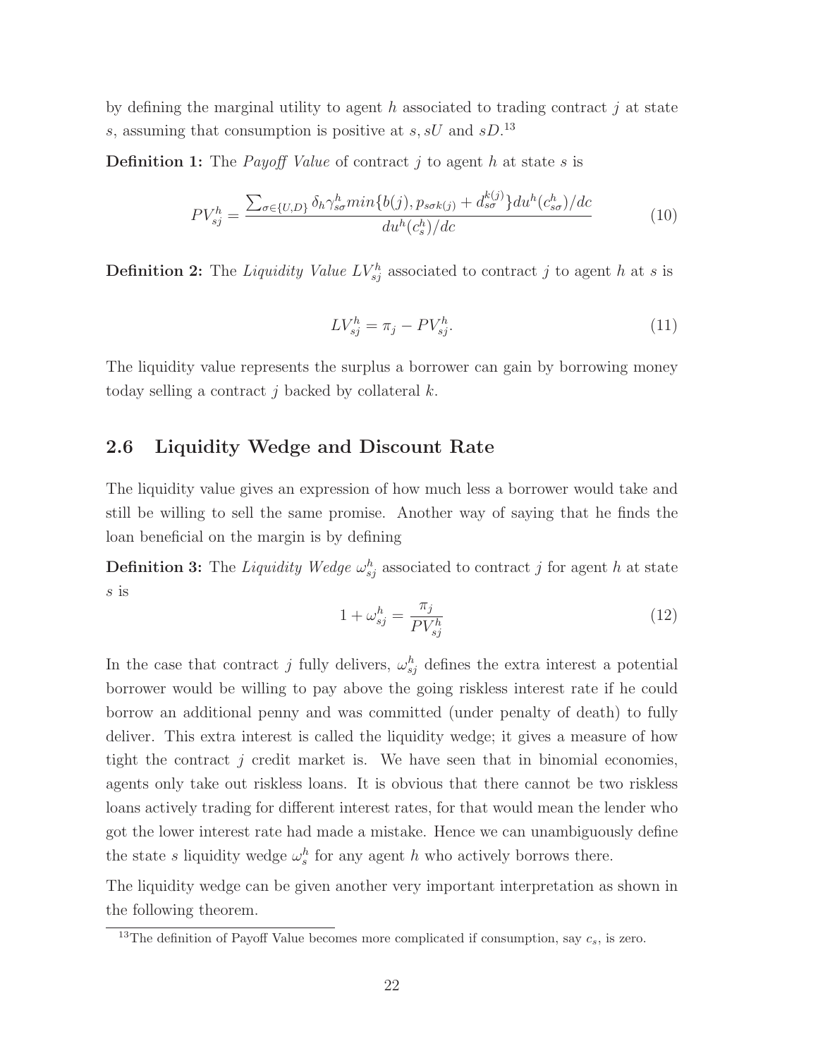by defining the marginal utility to agent $h$ associated to trading contract $j$ at state $s$, assuming that consumption is positive at $s, sU$ and $sD$.[13]

**Definition 1:** The *Payoff Value* of contract $j$ to agent $h$ at state $s$ is

$$PV_{sj}^{h} = \frac{\sum_{\sigma \in \{U,D\}} \delta_h \gamma_{s\sigma}^{h} min\{b(j), p_{s\sigma k(j)} + d_{s\sigma}^{k(j)}\} du^h(c_{s\sigma}^h)/dc}{du^h(c_s^h)/dc} \tag{10}$$

**Definition 2:** The *Liquidity Value* $LV_{sj}^h$ associated to contract $j$ to agent $h$ at $s$ is

$$LV_{sj}^{h} = \pi_j - PV_{sj}^{h}. \tag{11}$$

The liquidity value represents the surplus a borrower can gain by borrowing money today selling a contract $j$ backed by collateral $k$.

## 2.6 Liquidity Wedge and Discount Rate

The liquidity value gives an expression of how much less a borrower would take and still be willing to sell the same promise. Another way of saying that he finds the loan beneficial on the margin is by defining

**Definition 3:** The *Liquidity Wedge* $\omega_{sj}^h$ associated to contract $j$ for agent $h$ at state $s$ is

$$1 + \omega_{sj}^{h} = \frac{\pi_j}{PV_{sj}^{h}} \tag{12}$$

In the case that contract $j$ fully delivers, $\omega_{sj}^h$ defines the extra interest a potential borrower would be willing to pay above the going riskless interest rate if he could borrow an additional penny and was committed (under penalty of death) to fully deliver. This extra interest is called the liquidity wedge; it gives a measure of how tight the contract $j$ credit market is. We have seen that in binomial economies, agents only take out riskless loans. It is obvious that there cannot be two riskless loans actively trading for different interest rates, for that would mean the lender who got the lower interest rate had made a mistake. Hence we can unambiguously define the state $s$ liquidity wedge $\omega_s^h$ for any agent $h$ who actively borrows there.

The liquidity wedge can be given another very important interpretation as shown in the following theorem.

[13]The definition of Payoff Value becomes more complicated if consumption, say $c_s$, is zero.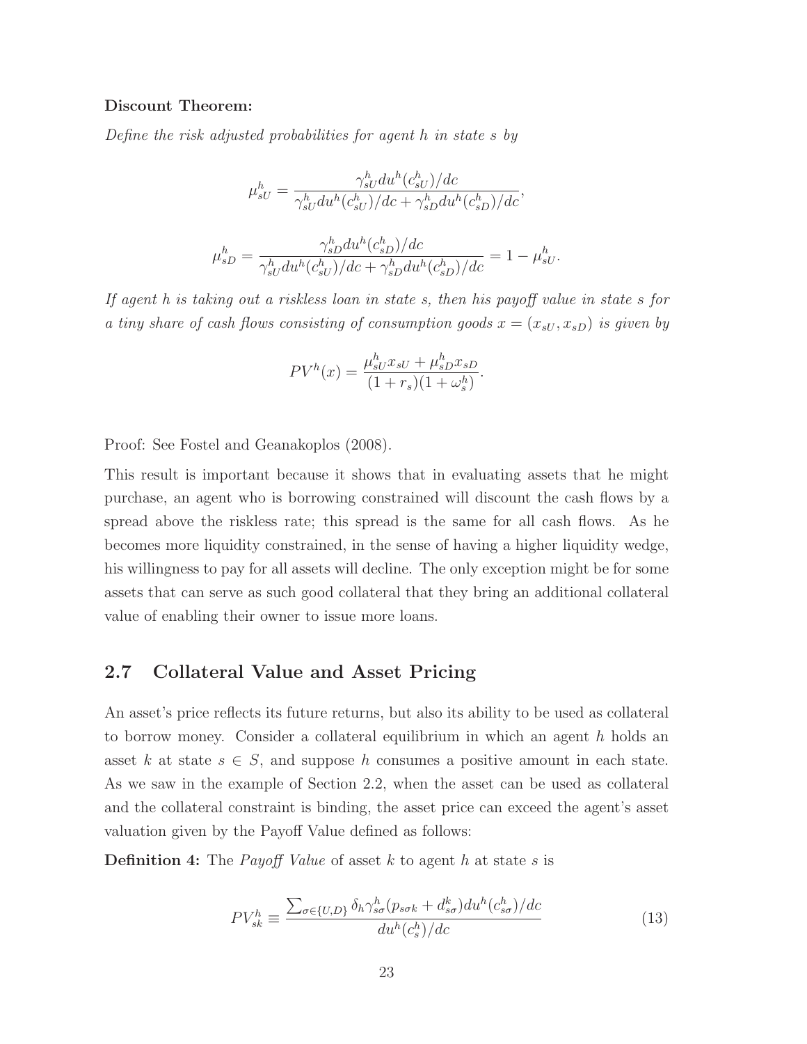**Discount Theorem:**

*Define the risk adjusted probabilities for agent $h$ in state $s$ by*

$$\mu^h_{sU} = \frac{\gamma^h_{sU} du^h(c^h_{sU})/dc}{\gamma^h_{sU} du^h(c^h_{sU})/dc + \gamma^h_{sD} du^h(c^h_{sD})/dc},$$

$$\mu^h_{sD} = \frac{\gamma^h_{sD} du^h(c^h_{sD})/dc}{\gamma^h_{sU} du^h(c^h_{sU})/dc + \gamma^h_{sD} du^h(c^h_{sD})/dc} = 1 - \mu^h_{sU}.$$

*If agent $h$ is taking out a riskless loan in state $s$, then his payoff value in state $s$ for a tiny share of cash flows consisting of consumption goods $x = (x_{sU}, x_{sD})$ is given by*

$$PV^h(x) = \frac{\mu^h_{sU} x_{sU} + \mu^h_{sD} x_{sD}}{(1 + r_s)(1 + \omega^h_s)}.$$

Proof: See Fostel and Geanakoplos (2008).

This result is important because it shows that in evaluating assets that he might purchase, an agent who is borrowing constrained will discount the cash flows by a spread above the riskless rate; this spread is the same for all cash flows. As he becomes more liquidity constrained, in the sense of having a higher liquidity wedge, his willingness to pay for all assets will decline. The only exception might be for some assets that can serve as such good collateral that they bring an additional collateral value of enabling their owner to issue more loans.

## 2.7 Collateral Value and Asset Pricing

An asset's price reflects its future returns, but also its ability to be used as collateral to borrow money. Consider a collateral equilibrium in which an agent $h$ holds an asset $k$ at state $s \in S$, and suppose $h$ consumes a positive amount in each state. As we saw in the example of Section 2.2, when the asset can be used as collateral and the collateral constraint is binding, the asset price can exceed the agent's asset valuation given by the Payoff Value defined as follows:

**Definition 4:** The *Payoff Value* of asset $k$ to agent $h$ at state $s$ is

$$PV^h_{sk} \equiv \frac{\sum_{\sigma \in \{U,D\}} \delta_h \gamma^h_{s\sigma} (p_{s\sigma k} + d^k_{s\sigma}) du^h(c^h_{s\sigma})/dc}{du^h(c^h_s)/dc} \tag{13}$$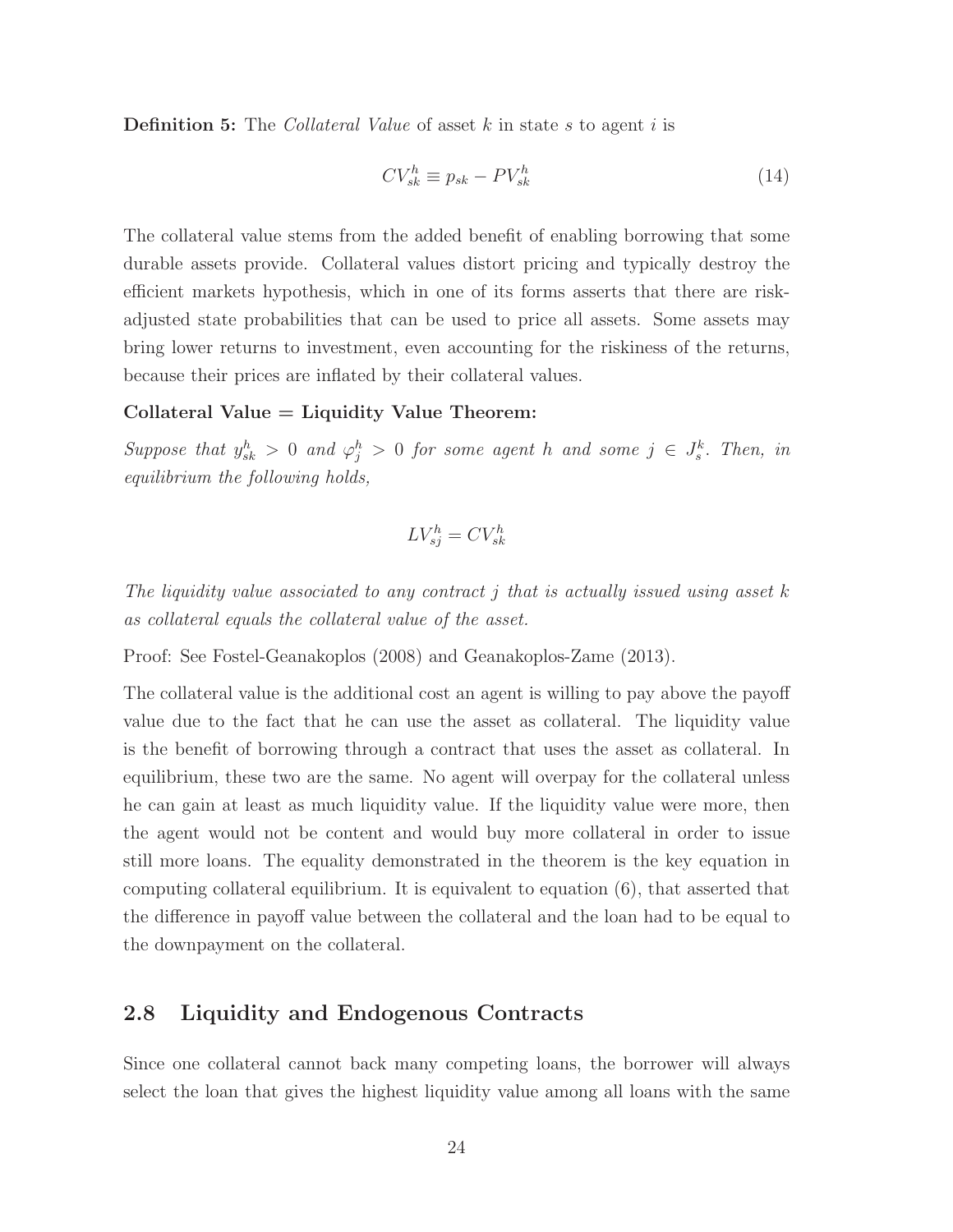**Definition 5:** The *Collateral Value* of asset $k$ in state $s$ to agent $i$ is

$$CV_{sk}^{h} \equiv p_{sk} - PV_{sk}^{h} \tag{14}$$

The collateral value stems from the added benefit of enabling borrowing that some durable assets provide. Collateral values distort pricing and typically destroy the efficient markets hypothesis, which in one of its forms asserts that there are risk-adjusted state probabilities that can be used to price all assets. Some assets may bring lower returns to investment, even accounting for the riskiness of the returns, because their prices are inflated by their collateral values.

**Collateral Value = Liquidity Value Theorem:**

*Suppose that* $y_{sk}^{h} > 0$ *and* $\varphi_{j}^{h} > 0$ *for some agent* $h$ *and some* $j \in J_{s}^{k}$*. Then, in equilibrium the following holds,*

$$LV_{sj}^{h} = CV_{sk}^{h}$$

*The liquidity value associated to any contract* $j$ *that is actually issued using asset* $k$ *as collateral equals the collateral value of the asset.*

Proof: See Fostel-Geanakoplos (2008) and Geanakoplos-Zame (2013).

The collateral value is the additional cost an agent is willing to pay above the payoff value due to the fact that he can use the asset as collateral. The liquidity value is the benefit of borrowing through a contract that uses the asset as collateral. In equilibrium, these two are the same. No agent will overpay for the collateral unless he can gain at least as much liquidity value. If the liquidity value were more, then the agent would not be content and would buy more collateral in order to issue still more loans. The equality demonstrated in the theorem is the key equation in computing collateral equilibrium. It is equivalent to equation (6), that asserted that the difference in payoff value between the collateral and the loan had to be equal to the downpayment on the collateral.

## 2.8 Liquidity and Endogenous Contracts

Since one collateral cannot back many competing loans, the borrower will always select the loan that gives the highest liquidity value among all loans with the same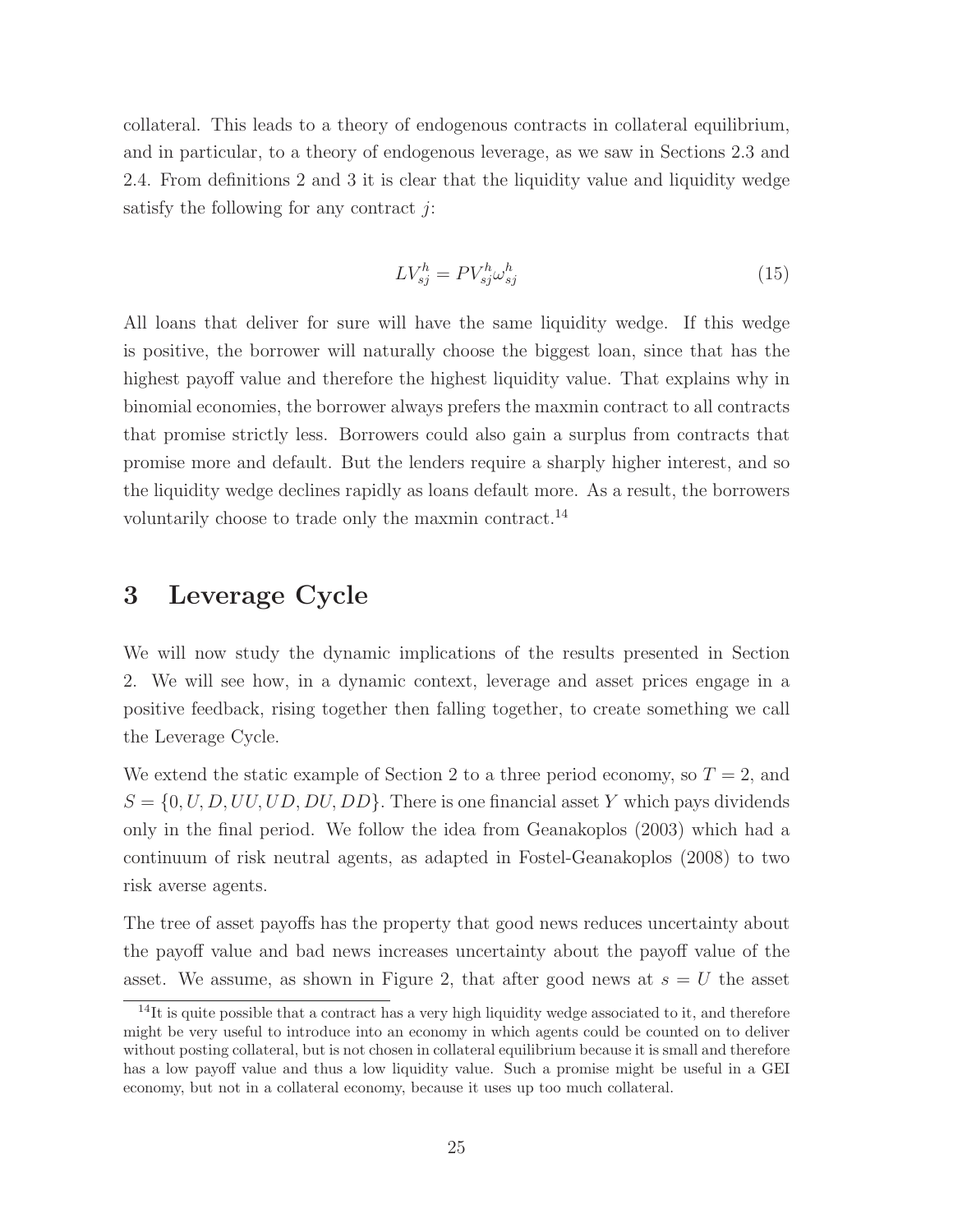collateral. This leads to a theory of endogenous contracts in collateral equilibrium, and in particular, to a theory of endogenous leverage, as we saw in Sections 2.3 and 2.4. From definitions 2 and 3 it is clear that the liquidity value and liquidity wedge satisfy the following for any contract $j$:

$$LV_{sj}^{h} = PV_{sj}^{h} \omega_{sj}^{h} \tag{15}$$

All loans that deliver for sure will have the same liquidity wedge. If this wedge is positive, the borrower will naturally choose the biggest loan, since that has the highest payoff value and therefore the highest liquidity value. That explains why in binomial economies, the borrower always prefers the maxmin contract to all contracts that promise strictly less. Borrowers could also gain a surplus from contracts that promise more and default. But the lenders require a sharply higher interest, and so the liquidity wedge declines rapidly as loans default more. As a result, the borrowers voluntarily choose to trade only the maxmin contract.[14]

# 3 Leverage Cycle

We will now study the dynamic implications of the results presented in Section 2. We will see how, in a dynamic context, leverage and asset prices engage in a positive feedback, rising together then falling together, to create something we call the Leverage Cycle.

We extend the static example of Section 2 to a three period economy, so $T = 2$, and $S = \{0, U, D, UU, UD, DU, DD\}$. There is one financial asset $Y$ which pays dividends only in the final period. We follow the idea from Geanakoplos (2003) which had a continuum of risk neutral agents, as adapted in Fostel-Geanakoplos (2008) to two risk averse agents.

The tree of asset payoffs has the property that good news reduces uncertainty about the payoff value and bad news increases uncertainty about the payoff value of the asset. We assume, as shown in Figure 2, that after good news at $s = U$ the asset

[14] It is quite possible that a contract has a very high liquidity wedge associated to it, and therefore might be very useful to introduce into an economy in which agents could be counted on to deliver without posting collateral, but is not chosen in collateral equilibrium because it is small and therefore has a low payoff value and thus a low liquidity value. Such a promise might be useful in a GEI economy, but not in a collateral economy, because it uses up too much collateral.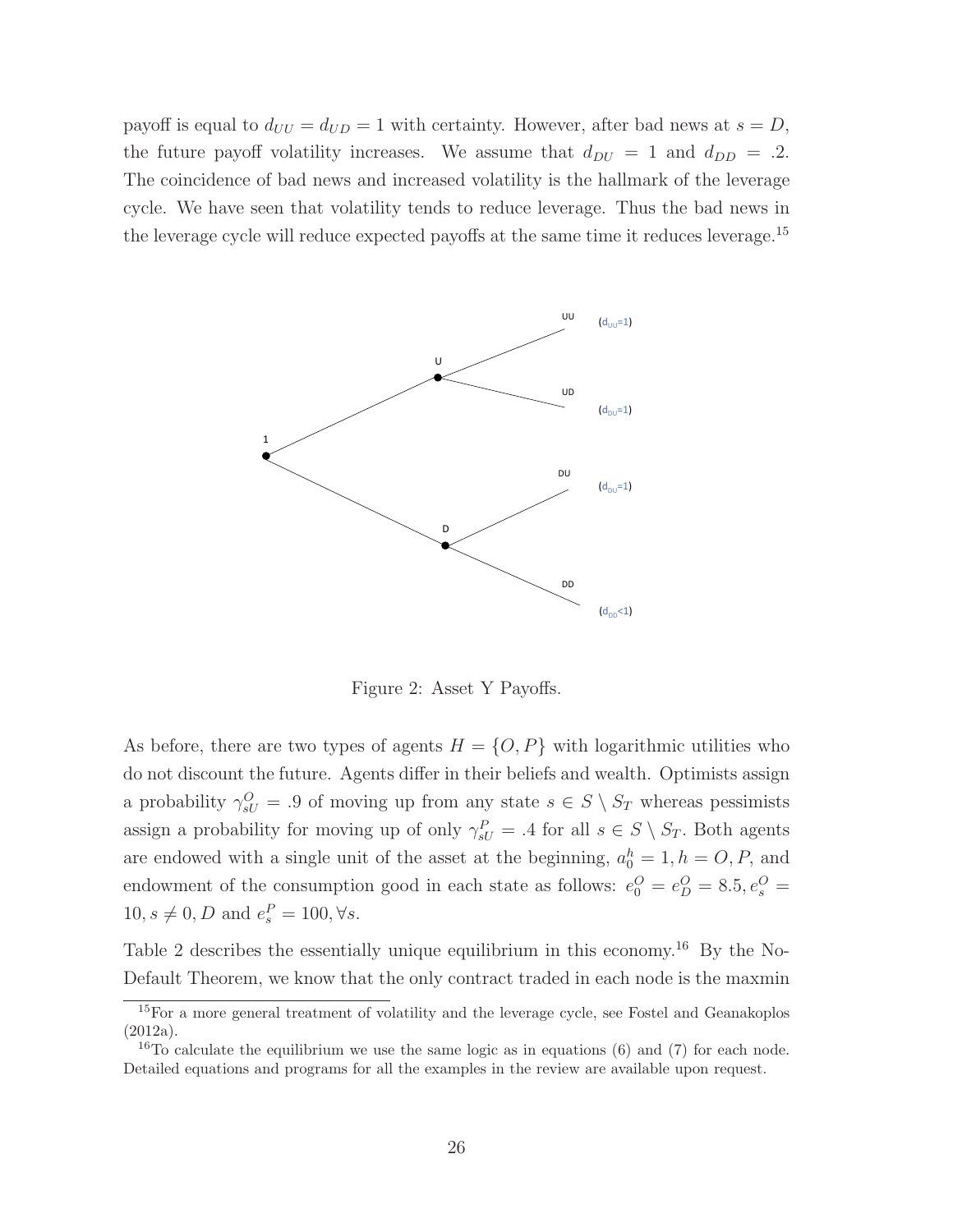payoff is equal to $d_{UU} = d_{UD} = 1$ with certainty. However, after bad news at $s = D$, the future payoff volatility increases. We assume that $d_{DU} = 1$ and $d_{DD} = .2$. The coincidence of bad news and increased volatility is the hallmark of the leverage cycle. We have seen that volatility tends to reduce leverage. Thus the bad news in the leverage cycle will reduce expected payoffs at the same time it reduces leverage.[15]

UU

($d_{UU}$=1)

U

UD

($d_{DU}$=1)

1

DU

($d_{DU}$=1)

D

DD

($d_{DD}$<1)

Figure 2: Asset Y Payoffs.

As before, there are two types of agents $H = \{O, P\}$ with logarithmic utilities who do not discount the future. Agents differ in their beliefs and wealth. Optimists assign a probability $\gamma^O_{sU} = .9$ of moving up from any state $s \in S \setminus S_T$ whereas pessimists assign a probability for moving up of only $\gamma^P_{sU} = .4$ for all $s \in S \setminus S_T$. Both agents are endowed with a single unit of the asset at the beginning, $a^h_0 = 1, h = O, P$, and endowment of the consumption good in each state as follows: $e^O_0 = e^O_D = 8.5, e^O_s = 10, s \neq 0, D$ and $e^P_s = 100, \forall s$.

Table 2 describes the essentially unique equilibrium in this economy.[16] By the No-Default Theorem, we know that the only contract traded in each node is the maxmin

[15] For a more general treatment of volatility and the leverage cycle, see Fostel and Geanakoplos (2012a).

[16] To calculate the equilibrium we use the same logic as in equations (6) and (7) for each node. Detailed equations and programs for all the examples in the review are available upon request.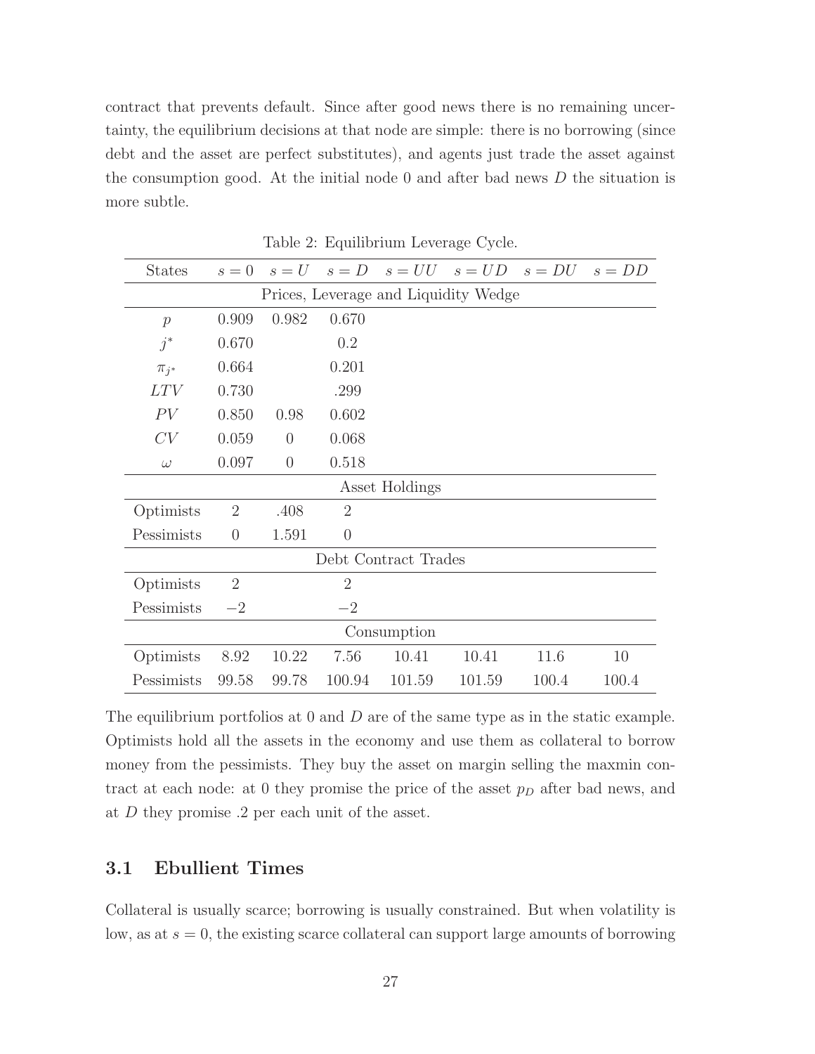contract that prevents default. Since after good news there is no remaining uncertainty, the equilibrium decisions at that node are simple: there is no borrowing (since debt and the asset are perfect substitutes), and agents just trade the asset against the consumption good. At the initial node 0 and after bad news $D$ the situation is more subtle.

Table 2: Equilibrium Leverage Cycle.

| States | $s = 0$ | $s = U$ | $s = D$ | $s = UU$ | $s = UD$ | $s = DU$ | $s = DD$ |
|---|---|---|---|---|---|---|---|
| Prices, Leverage and Liquidity Wedge | | | | | | | |
| $p$ | 0.909 | 0.982 | 0.670 | | | | |
| $j^*$ | 0.670 | | 0.2 | | | | |
| $\pi_{j^*}$ | 0.664 | | 0.201 | | | | |
| $LTV$ | 0.730 | | .299 | | | | |
| $PV$ | 0.850 | 0.98 | 0.602 | | | | |
| $CV$ | 0.059 | 0 | 0.068 | | | | |
| $\omega$ | 0.097 | 0 | 0.518 | | | | |
| Asset Holdings | | | | | | | |
| Optimists | 2 | .408 | 2 | | | | |
| Pessimists | 0 | 1.591 | 0 | | | | |
| Debt Contract Trades | | | | | | | |
| Optimists | 2 | | 2 | | | | |
| Pessimists | $-2$ | | $-2$ | | | | |
| Consumption | | | | | | | |
| Optimists | 8.92 | 10.22 | 7.56 | 10.41 | 10.41 | 11.6 | 10 |
| Pessimists | 99.58 | 99.78 | 100.94 | 101.59 | 101.59 | 100.4 | 100.4 |

The equilibrium portfolios at 0 and $D$ are of the same type as in the static example. Optimists hold all the assets in the economy and use them as collateral to borrow money from the pessimists. They buy the asset on margin selling the maxmin contract at each node: at 0 they promise the price of the asset $p_D$ after bad news, and at $D$ they promise .2 per each unit of the asset.

## 3.1 Ebullient Times

Collateral is usually scarce; borrowing is usually constrained. But when volatility is low, as at $s = 0$, the existing scarce collateral can support large amounts of borrowing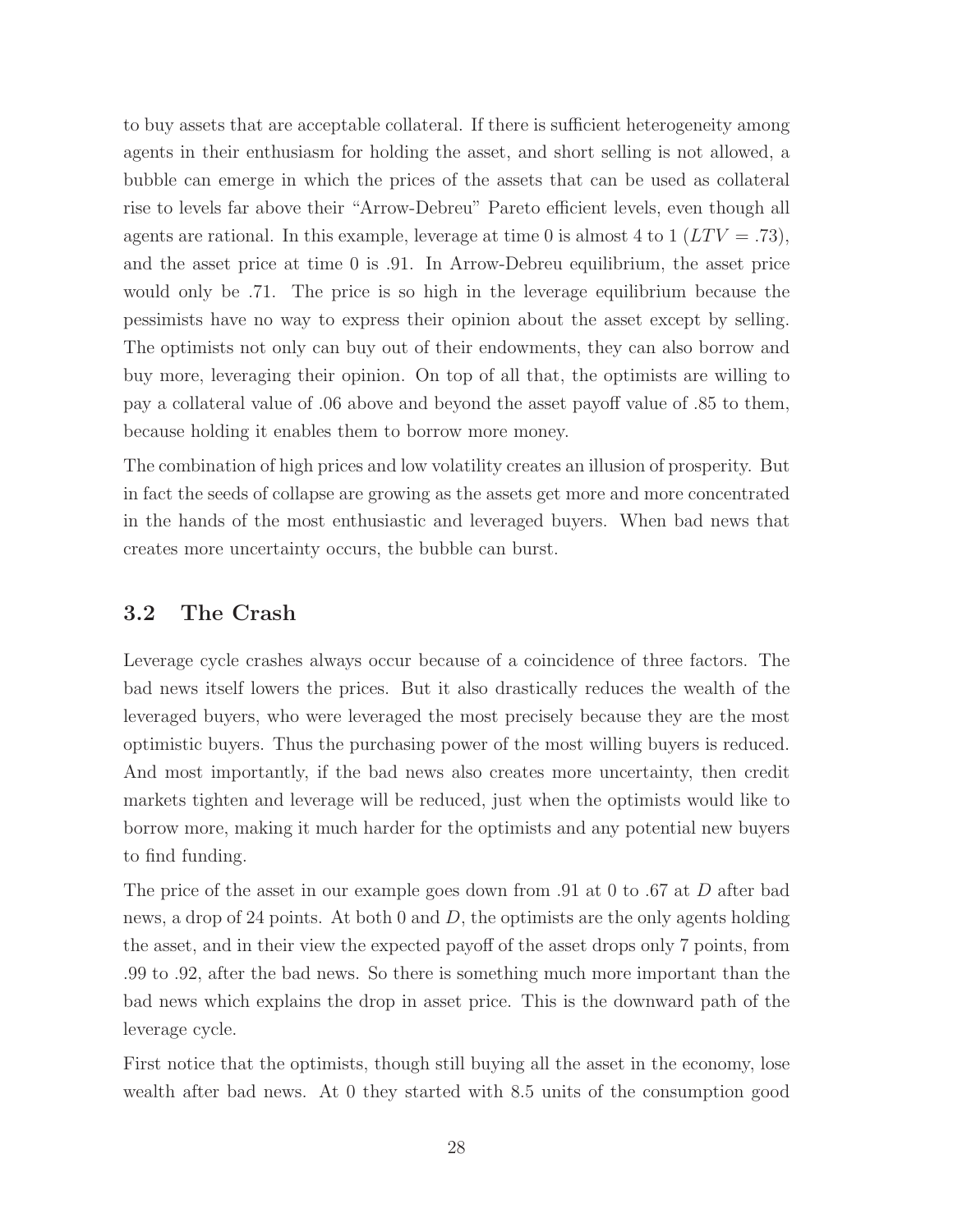to buy assets that are acceptable collateral. If there is sufficient heterogeneity among agents in their enthusiasm for holding the asset, and short selling is not allowed, a bubble can emerge in which the prices of the assets that can be used as collateral rise to levels far above their "Arrow-Debreu" Pareto efficient levels, even though all agents are rational. In this example, leverage at time 0 is almost 4 to 1 ($LTV = .73$), and the asset price at time 0 is .91. In Arrow-Debreu equilibrium, the asset price would only be .71. The price is so high in the leverage equilibrium because the pessimists have no way to express their opinion about the asset except by selling. The optimists not only can buy out of their endowments, they can also borrow and buy more, leveraging their opinion. On top of all that, the optimists are willing to pay a collateral value of .06 above and beyond the asset payoff value of .85 to them, because holding it enables them to borrow more money.

The combination of high prices and low volatility creates an illusion of prosperity. But in fact the seeds of collapse are growing as the assets get more and more concentrated in the hands of the most enthusiastic and leveraged buyers. When bad news that creates more uncertainty occurs, the bubble can burst.

## 3.2 The Crash

Leverage cycle crashes always occur because of a coincidence of three factors. The bad news itself lowers the prices. But it also drastically reduces the wealth of the leveraged buyers, who were leveraged the most precisely because they are the most optimistic buyers. Thus the purchasing power of the most willing buyers is reduced. And most importantly, if the bad news also creates more uncertainty, then credit markets tighten and leverage will be reduced, just when the optimists would like to borrow more, making it much harder for the optimists and any potential new buyers to find funding.

The price of the asset in our example goes down from .91 at 0 to .67 at $D$ after bad news, a drop of 24 points. At both 0 and $D$, the optimists are the only agents holding the asset, and in their view the expected payoff of the asset drops only 7 points, from .99 to .92, after the bad news. So there is something much more important than the bad news which explains the drop in asset price. This is the downward path of the leverage cycle.

First notice that the optimists, though still buying all the asset in the economy, lose wealth after bad news. At 0 they started with 8.5 units of the consumption good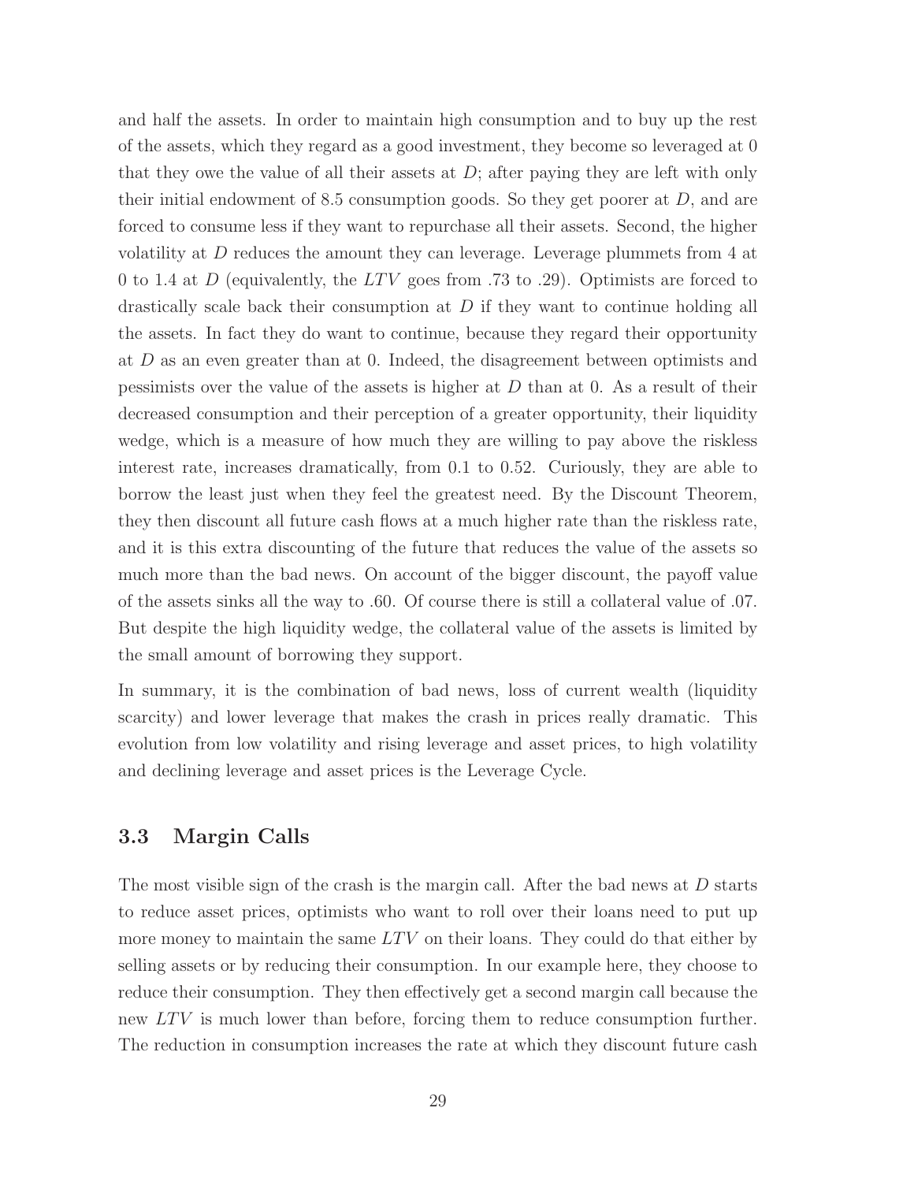and half the assets. In order to maintain high consumption and to buy up the rest of the assets, which they regard as a good investment, they become so leveraged at 0 that they owe the value of all their assets at $D$; after paying they are left with only their initial endowment of 8.5 consumption goods. So they get poorer at $D$, and are forced to consume less if they want to repurchase all their assets. Second, the higher volatility at $D$ reduces the amount they can leverage. Leverage plummets from 4 at 0 to 1.4 at $D$ (equivalently, the $LTV$ goes from .73 to .29). Optimists are forced to drastically scale back their consumption at $D$ if they want to continue holding all the assets. In fact they do want to continue, because they regard their opportunity at $D$ as an even greater than at 0. Indeed, the disagreement between optimists and pessimists over the value of the assets is higher at $D$ than at 0. As a result of their decreased consumption and their perception of a greater opportunity, their liquidity wedge, which is a measure of how much they are willing to pay above the riskless interest rate, increases dramatically, from 0.1 to 0.52. Curiously, they are able to borrow the least just when they feel the greatest need. By the Discount Theorem, they then discount all future cash flows at a much higher rate than the riskless rate, and it is this extra discounting of the future that reduces the value of the assets so much more than the bad news. On account of the bigger discount, the payoff value of the assets sinks all the way to .60. Of course there is still a collateral value of .07. But despite the high liquidity wedge, the collateral value of the assets is limited by the small amount of borrowing they support.

In summary, it is the combination of bad news, loss of current wealth (liquidity scarcity) and lower leverage that makes the crash in prices really dramatic. This evolution from low volatility and rising leverage and asset prices, to high volatility and declining leverage and asset prices is the Leverage Cycle.

### 3.3 Margin Calls

The most visible sign of the crash is the margin call. After the bad news at $D$ starts to reduce asset prices, optimists who want to roll over their loans need to put up more money to maintain the same $LTV$ on their loans. They could do that either by selling assets or by reducing their consumption. In our example here, they choose to reduce their consumption. They then effectively get a second margin call because the new $LTV$ is much lower than before, forcing them to reduce consumption further. The reduction in consumption increases the rate at which they discount future cash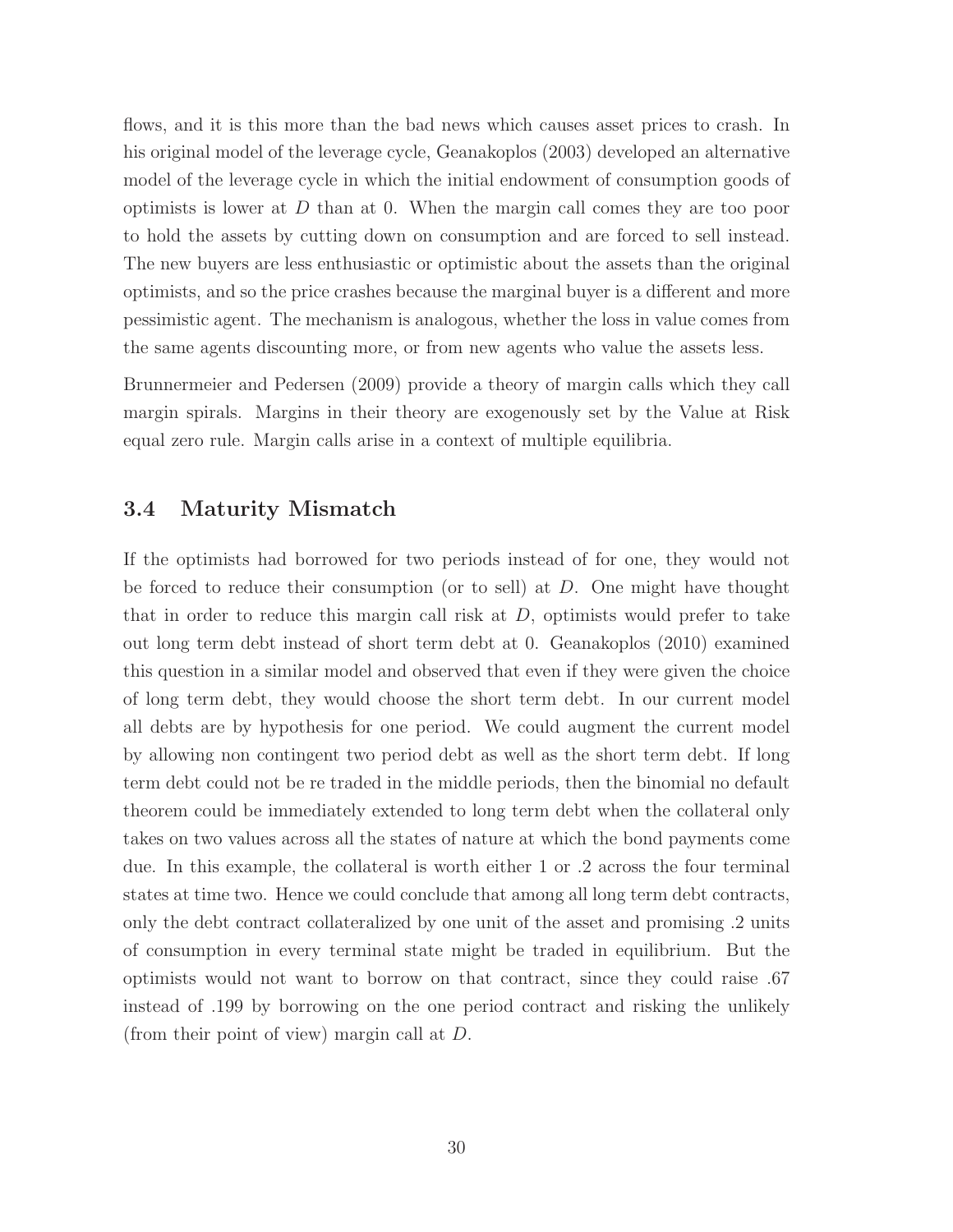flows, and it is this more than the bad news which causes asset prices to crash. In his original model of the leverage cycle, Geanakoplos (2003) developed an alternative model of the leverage cycle in which the initial endowment of consumption goods of optimists is lower at $D$ than at 0. When the margin call comes they are too poor to hold the assets by cutting down on consumption and are forced to sell instead. The new buyers are less enthusiastic or optimistic about the assets than the original optimists, and so the price crashes because the marginal buyer is a different and more pessimistic agent. The mechanism is analogous, whether the loss in value comes from the same agents discounting more, or from new agents who value the assets less.

Brunnermeier and Pedersen (2009) provide a theory of margin calls which they call margin spirals. Margins in their theory are exogenously set by the Value at Risk equal zero rule. Margin calls arise in a context of multiple equilibria.

### 3.4 Maturity Mismatch

If the optimists had borrowed for two periods instead of for one, they would not be forced to reduce their consumption (or to sell) at $D$. One might have thought that in order to reduce this margin call risk at $D$, optimists would prefer to take out long term debt instead of short term debt at 0. Geanakoplos (2010) examined this question in a similar model and observed that even if they were given the choice of long term debt, they would choose the short term debt. In our current model all debts are by hypothesis for one period. We could augment the current model by allowing non contingent two period debt as well as the short term debt. If long term debt could not be re traded in the middle periods, then the binomial no default theorem could be immediately extended to long term debt when the collateral only takes on two values across all the states of nature at which the bond payments come due. In this example, the collateral is worth either 1 or .2 across the four terminal states at time two. Hence we could conclude that among all long term debt contracts, only the debt contract collateralized by one unit of the asset and promising .2 units of consumption in every terminal state might be traded in equilibrium. But the optimists would not want to borrow on that contract, since they could raise .67 instead of .199 by borrowing on the one period contract and risking the unlikely (from their point of view) margin call at $D$.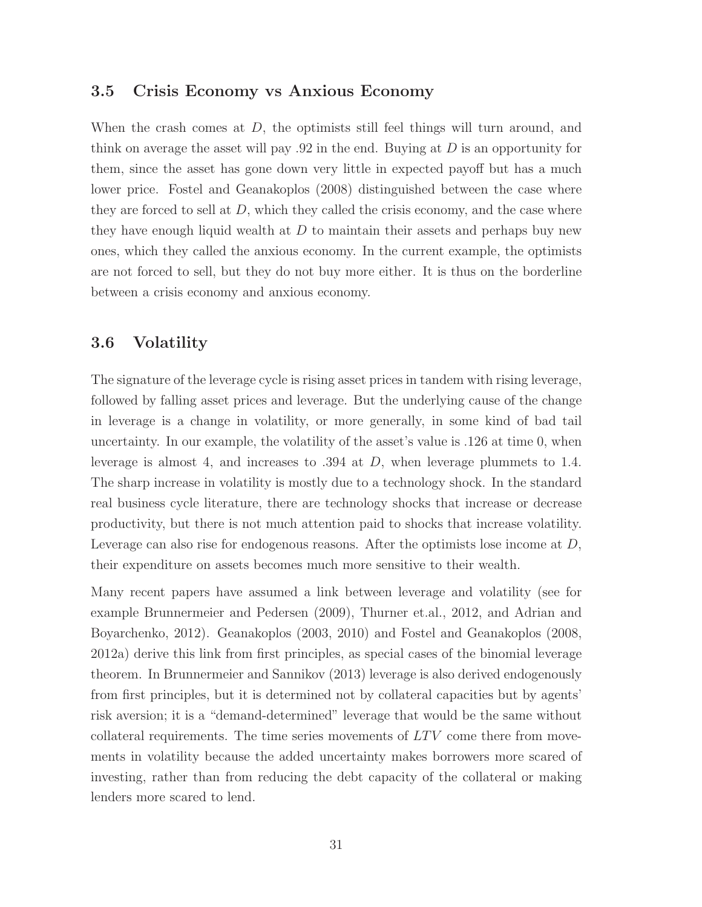### 3.5 Crisis Economy vs Anxious Economy

When the crash comes at $D$, the optimists still feel things will turn around, and think on average the asset will pay .92 in the end. Buying at $D$ is an opportunity for them, since the asset has gone down very little in expected payoff but has a much lower price. Fostel and Geanakoplos (2008) distinguished between the case where they are forced to sell at $D$, which they called the crisis economy, and the case where they have enough liquid wealth at $D$ to maintain their assets and perhaps buy new ones, which they called the anxious economy. In the current example, the optimists are not forced to sell, but they do not buy more either. It is thus on the borderline between a crisis economy and anxious economy.

### 3.6 Volatility

The signature of the leverage cycle is rising asset prices in tandem with rising leverage, followed by falling asset prices and leverage. But the underlying cause of the change in leverage is a change in volatility, or more generally, in some kind of bad tail uncertainty. In our example, the volatility of the asset's value is .126 at time 0, when leverage is almost 4, and increases to .394 at $D$, when leverage plummets to 1.4. The sharp increase in volatility is mostly due to a technology shock. In the standard real business cycle literature, there are technology shocks that increase or decrease productivity, but there is not much attention paid to shocks that increase volatility. Leverage can also rise for endogenous reasons. After the optimists lose income at $D$, their expenditure on assets becomes much more sensitive to their wealth.

Many recent papers have assumed a link between leverage and volatility (see for example Brunnermeier and Pedersen (2009), Thurner et.al., 2012, and Adrian and Boyarchenko, 2012). Geanakoplos (2003, 2010) and Fostel and Geanakoplos (2008, 2012a) derive this link from first principles, as special cases of the binomial leverage theorem. In Brunnermeier and Sannikov (2013) leverage is also derived endogenously from first principles, but it is determined not by collateral capacities but by agents' risk aversion; it is a "demand-determined" leverage that would be the same without collateral requirements. The time series movements of $LTV$ come there from movements in volatility because the added uncertainty makes borrowers more scared of investing, rather than from reducing the debt capacity of the collateral or making lenders more scared to lend.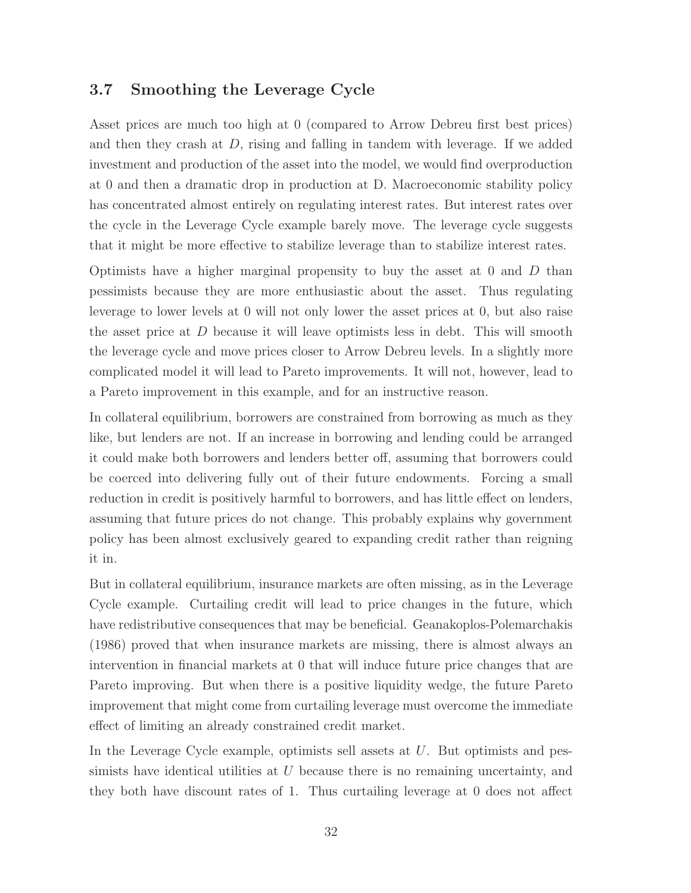### 3.7 Smoothing the Leverage Cycle

Asset prices are much too high at 0 (compared to Arrow Debreu first best prices) and then they crash at $D$, rising and falling in tandem with leverage. If we added investment and production of the asset into the model, we would find overproduction at 0 and then a dramatic drop in production at D. Macroeconomic stability policy has concentrated almost entirely on regulating interest rates. But interest rates over the cycle in the Leverage Cycle example barely move. The leverage cycle suggests that it might be more effective to stabilize leverage than to stabilize interest rates.

Optimists have a higher marginal propensity to buy the asset at 0 and $D$ than pessimists because they are more enthusiastic about the asset. Thus regulating leverage to lower levels at 0 will not only lower the asset prices at 0, but also raise the asset price at $D$ because it will leave optimists less in debt. This will smooth the leverage cycle and move prices closer to Arrow Debreu levels. In a slightly more complicated model it will lead to Pareto improvements. It will not, however, lead to a Pareto improvement in this example, and for an instructive reason.

In collateral equilibrium, borrowers are constrained from borrowing as much as they like, but lenders are not. If an increase in borrowing and lending could be arranged it could make both borrowers and lenders better off, assuming that borrowers could be coerced into delivering fully out of their future endowments. Forcing a small reduction in credit is positively harmful to borrowers, and has little effect on lenders, assuming that future prices do not change. This probably explains why government policy has been almost exclusively geared to expanding credit rather than reigning it in.

But in collateral equilibrium, insurance markets are often missing, as in the Leverage Cycle example. Curtailing credit will lead to price changes in the future, which have redistributive consequences that may be beneficial. Geanakoplos-Polemarchakis (1986) proved that when insurance markets are missing, there is almost always an intervention in financial markets at 0 that will induce future price changes that are Pareto improving. But when there is a positive liquidity wedge, the future Pareto improvement that might come from curtailing leverage must overcome the immediate effect of limiting an already constrained credit market.

In the Leverage Cycle example, optimists sell assets at $U$. But optimists and pessimists have identical utilities at $U$ because there is no remaining uncertainty, and they both have discount rates of 1. Thus curtailing leverage at 0 does not affect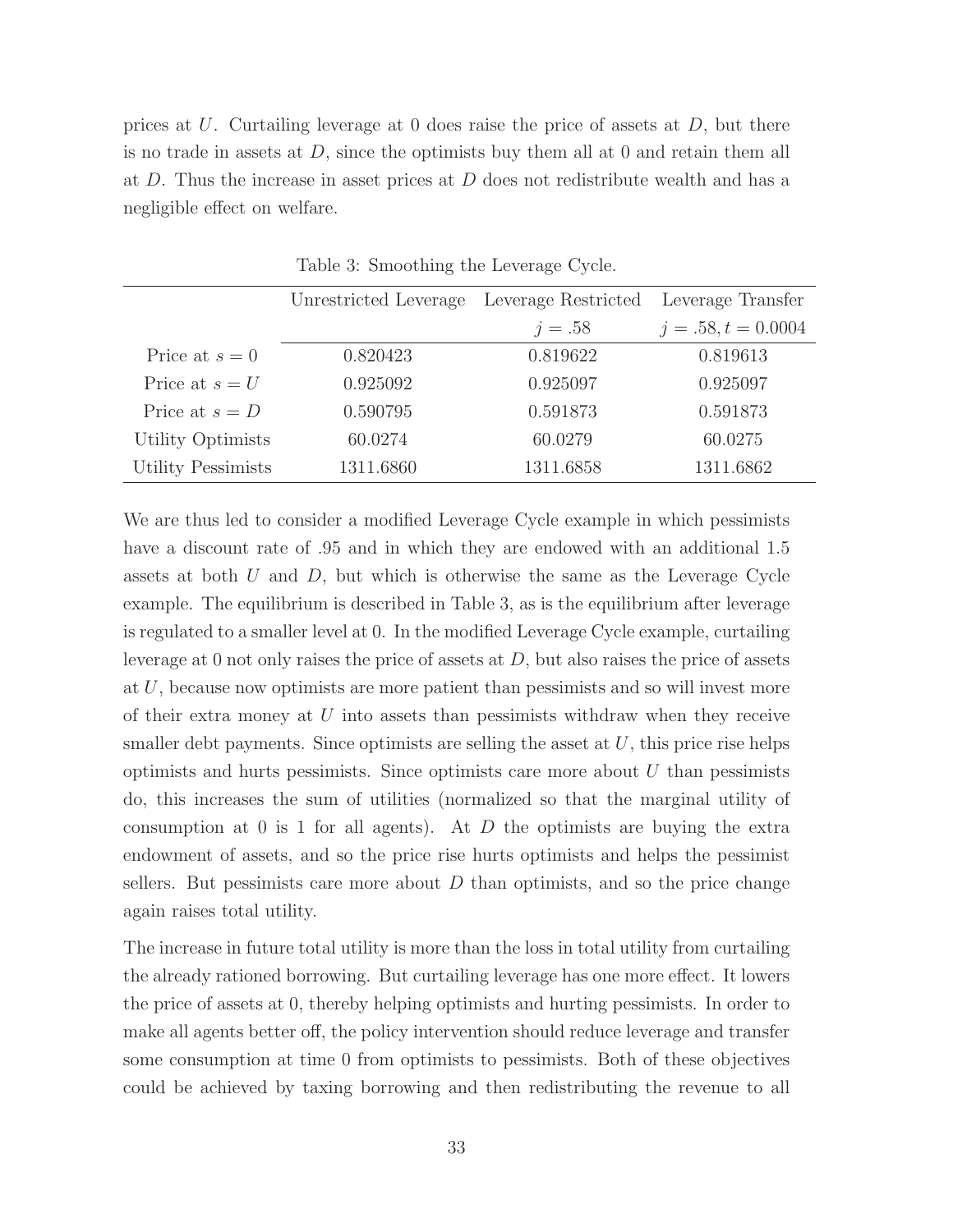prices at $U$. Curtailing leverage at 0 does raise the price of assets at $D$, but there is no trade in assets at $D$, since the optimists buy them all at 0 and retain them all at $D$. Thus the increase in asset prices at $D$ does not redistribute wealth and has a negligible effect on welfare.

Table 3: Smoothing the Leverage Cycle.

| | Unrestricted Leverage | Leverage Restricted | Leverage Transfer |
|---|---|---|---|
| | | $j = .58$ | $j = .58, t = 0.0004$ |
| Price at $s = 0$ | 0.820423 | 0.819622 | 0.819613 |
| Price at $s = U$ | 0.925092 | 0.925097 | 0.925097 |
| Price at $s = D$ | 0.590795 | 0.591873 | 0.591873 |
| Utility Optimists | 60.0274 | 60.0279 | 60.0275 |
| Utility Pessimists | 1311.6860 | 1311.6858 | 1311.6862 |

We are thus led to consider a modified Leverage Cycle example in which pessimists have a discount rate of .95 and in which they are endowed with an additional 1.5 assets at both $U$ and $D$, but which is otherwise the same as the Leverage Cycle example. The equilibrium is described in Table 3, as is the equilibrium after leverage is regulated to a smaller level at 0. In the modified Leverage Cycle example, curtailing leverage at 0 not only raises the price of assets at $D$, but also raises the price of assets at $U$, because now optimists are more patient than pessimists and so will invest more of their extra money at $U$ into assets than pessimists withdraw when they receive smaller debt payments. Since optimists are selling the asset at $U$, this price rise helps optimists and hurts pessimists. Since optimists care more about $U$ than pessimists do, this increases the sum of utilities (normalized so that the marginal utility of consumption at 0 is 1 for all agents). At $D$ the optimists are buying the extra endowment of assets, and so the price rise hurts optimists and helps the pessimist sellers. But pessimists care more about $D$ than optimists, and so the price change again raises total utility.

The increase in future total utility is more than the loss in total utility from curtailing the already rationed borrowing. But curtailing leverage has one more effect. It lowers the price of assets at 0, thereby helping optimists and hurting pessimists. In order to make all agents better off, the policy intervention should reduce leverage and transfer some consumption at time 0 from optimists to pessimists. Both of these objectives could be achieved by taxing borrowing and then redistributing the revenue to all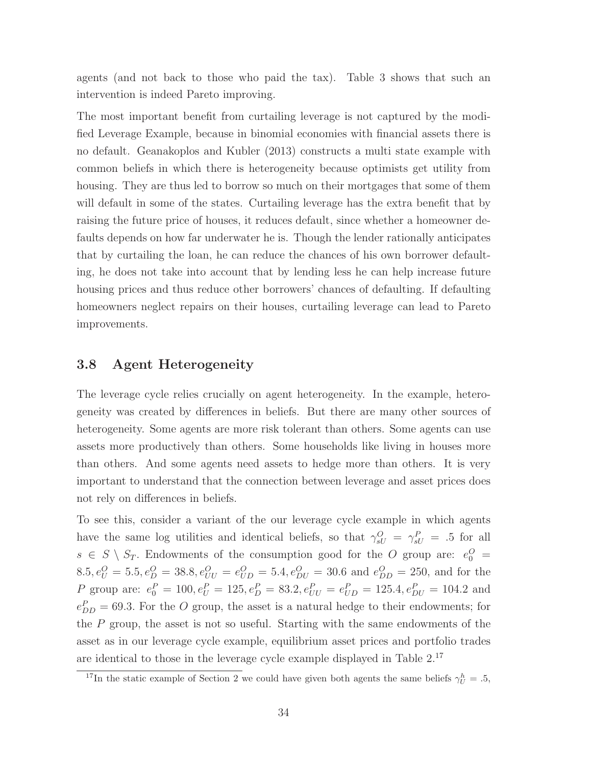agents (and not back to those who paid the tax). Table 3 shows that such an intervention is indeed Pareto improving.

The most important benefit from curtailing leverage is not captured by the modified Leverage Example, because in binomial economies with financial assets there is no default. Geanakoplos and Kubler (2013) constructs a multi state example with common beliefs in which there is heterogeneity because optimists get utility from housing. They are thus led to borrow so much on their mortgages that some of them will default in some of the states. Curtailing leverage has the extra benefit that by raising the future price of houses, it reduces default, since whether a homeowner defaults depends on how far underwater he is. Though the lender rationally anticipates that by curtailing the loan, he can reduce the chances of his own borrower defaulting, he does not take into account that by lending less he can help increase future housing prices and thus reduce other borrowers' chances of defaulting. If defaulting homeowners neglect repairs on their houses, curtailing leverage can lead to Pareto improvements.

### 3.8 Agent Heterogeneity

The leverage cycle relies crucially on agent heterogeneity. In the example, heterogeneity was created by differences in beliefs. But there are many other sources of heterogeneity. Some agents are more risk tolerant than others. Some agents can use assets more productively than others. Some households like living in houses more than others. And some agents need assets to hedge more than others. It is very important to understand that the connection between leverage and asset prices does not rely on differences in beliefs.

To see this, consider a variant of the our leverage cycle example in which agents have the same log utilities and identical beliefs, so that $\gamma_{sU}^{O} = \gamma_{sU}^{P} = .5$ for all $s \in S \setminus S_T$. Endowments of the consumption good for the $O$ group are: $e_0^O = 8.5, e_U^O = 5.5, e_D^O = 38.8, e_{UU}^O = e_{UD}^O = 5.4, e_{DU}^O = 30.6$ and $e_{DD}^O = 250$, and for the $P$ group are: $e_0^P = 100, e_U^P = 125, e_D^P = 83.2, e_{UU}^P = e_{UD}^P = 125.4, e_{DU}^P = 104.2$ and $e_{DD}^P = 69.3$. For the $O$ group, the asset is a natural hedge to their endowments; for the $P$ group, the asset is not so useful. Starting with the same endowments of the asset as in our leverage cycle example, equilibrium asset prices and portfolio trades are identical to those in the leverage cycle example displayed in Table 2.[17]

[17] In the static example of Section 2 we could have given both agents the same beliefs $\gamma_U^h = .5$,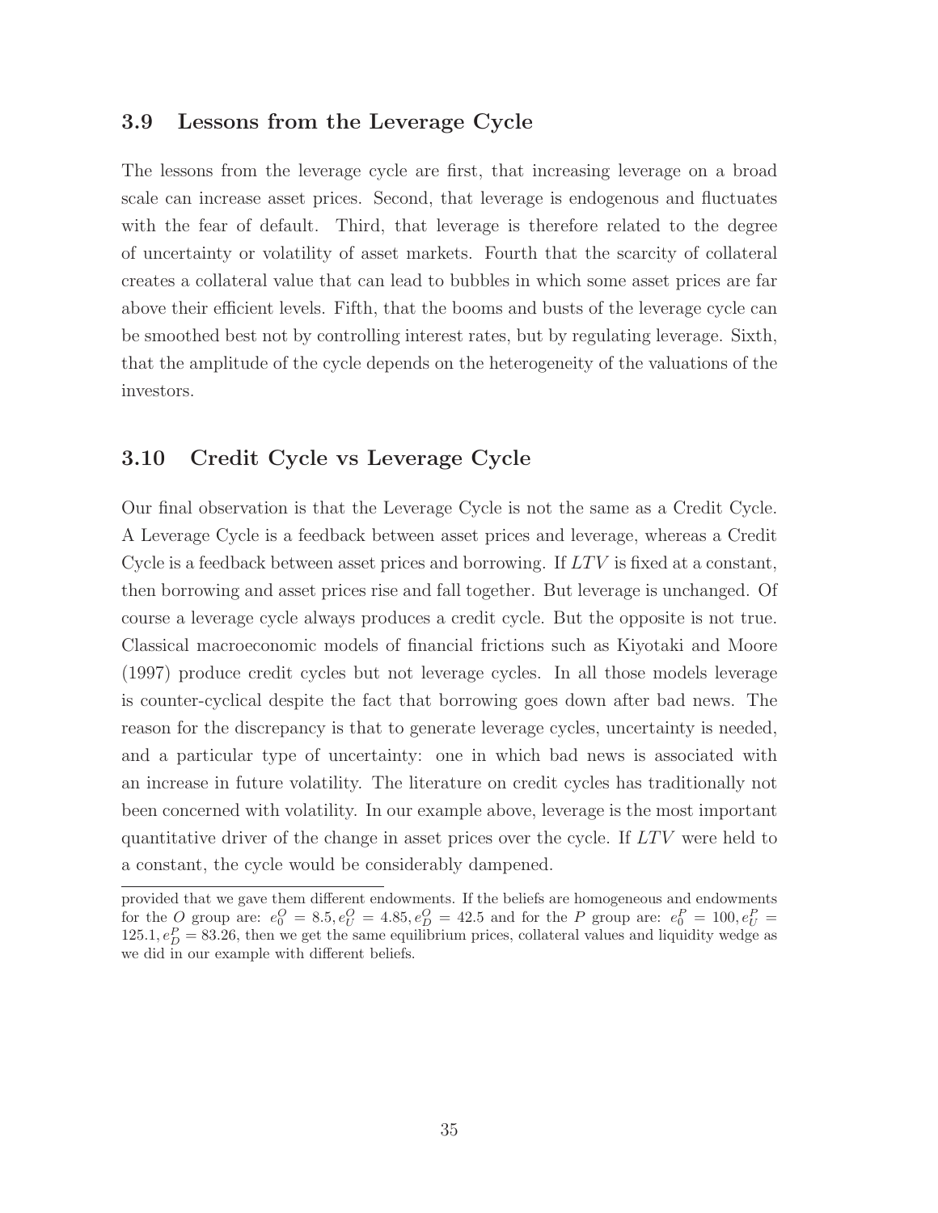### 3.9 Lessons from the Leverage Cycle

The lessons from the leverage cycle are first, that increasing leverage on a broad scale can increase asset prices. Second, that leverage is endogenous and fluctuates with the fear of default. Third, that leverage is therefore related to the degree of uncertainty or volatility of asset markets. Fourth that the scarcity of collateral creates a collateral value that can lead to bubbles in which some asset prices are far above their efficient levels. Fifth, that the booms and busts of the leverage cycle can be smoothed best not by controlling interest rates, but by regulating leverage. Sixth, that the amplitude of the cycle depends on the heterogeneity of the valuations of the investors.

### 3.10 Credit Cycle vs Leverage Cycle

Our final observation is that the Leverage Cycle is not the same as a Credit Cycle. A Leverage Cycle is a feedback between asset prices and leverage, whereas a Credit Cycle is a feedback between asset prices and borrowing. If $LTV$ is fixed at a constant, then borrowing and asset prices rise and fall together. But leverage is unchanged. Of course a leverage cycle always produces a credit cycle. But the opposite is not true. Classical macroeconomic models of financial frictions such as Kiyotaki and Moore (1997) produce credit cycles but not leverage cycles. In all those models leverage is counter-cyclical despite the fact that borrowing goes down after bad news. The reason for the discrepancy is that to generate leverage cycles, uncertainty is needed, and a particular type of uncertainty: one in which bad news is associated with an increase in future volatility. The literature on credit cycles has traditionally not been concerned with volatility. In our example above, leverage is the most important quantitative driver of the change in asset prices over the cycle. If $LTV$ were held to a constant, the cycle would be considerably dampened.

---

provided that we gave them different endowments. If the beliefs are homogeneous and endowments for the $O$ group are: $e_0^O = 8.5, e_U^O = 4.85, e_D^O = 42.5$ and for the $P$ group are: $e_0^P = 100, e_U^P = 125.1, e_D^P = 83.26$, then we get the same equilibrium prices, collateral values and liquidity wedge as we did in our example with different beliefs.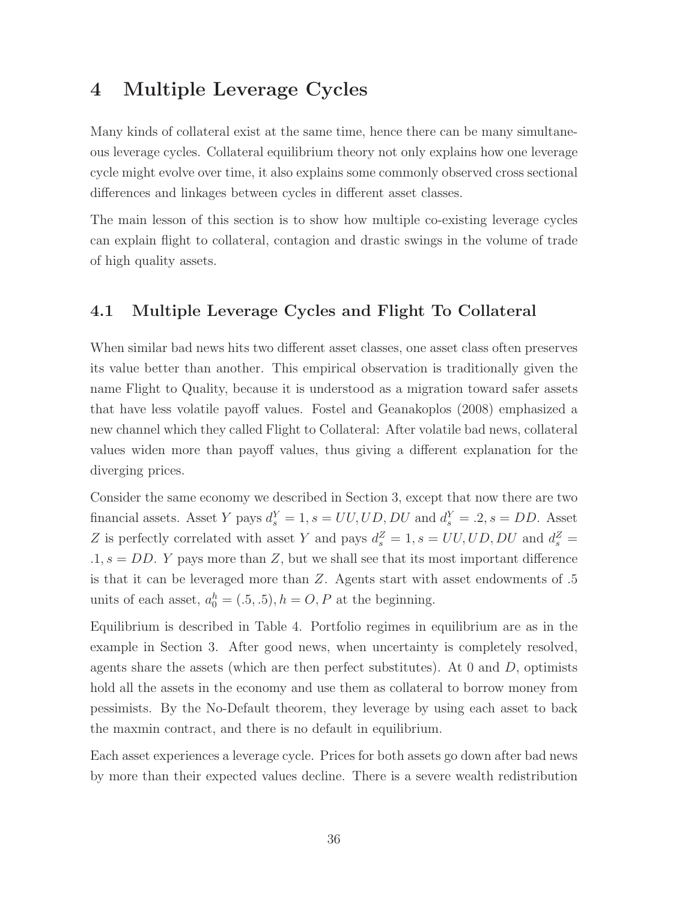# 4 Multiple Leverage Cycles

Many kinds of collateral exist at the same time, hence there can be many simultaneous leverage cycles. Collateral equilibrium theory not only explains how one leverage cycle might evolve over time, it also explains some commonly observed cross sectional differences and linkages between cycles in different asset classes.

The main lesson of this section is to show how multiple co-existing leverage cycles can explain flight to collateral, contagion and drastic swings in the volume of trade of high quality assets.

## 4.1 Multiple Leverage Cycles and Flight To Collateral

When similar bad news hits two different asset classes, one asset class often preserves its value better than another. This empirical observation is traditionally given the name Flight to Quality, because it is understood as a migration toward safer assets that have less volatile payoff values. Fostel and Geanakoplos (2008) emphasized a new channel which they called Flight to Collateral: After volatile bad news, collateral values widen more than payoff values, thus giving a different explanation for the diverging prices.

Consider the same economy we described in Section 3, except that now there are two financial assets. Asset $Y$ pays $d_s^Y = 1, s = UU, UD, DU$ and $d_s^Y = .2, s = DD$. Asset $Z$ is perfectly correlated with asset $Y$ and pays $d_s^Z = 1, s = UU, UD, DU$ and $d_s^Z = .1, s = DD$. $Y$ pays more than $Z$, but we shall see that its most important difference is that it can be leveraged more than $Z$. Agents start with asset endowments of .5 units of each asset, $a_0^h = (.5, .5), h = O, P$ at the beginning.

Equilibrium is described in Table 4. Portfolio regimes in equilibrium are as in the example in Section 3. After good news, when uncertainty is completely resolved, agents share the assets (which are then perfect substitutes). At 0 and $D$, optimists hold all the assets in the economy and use them as collateral to borrow money from pessimists. By the No-Default theorem, they leverage by using each asset to back the maxmin contract, and there is no default in equilibrium.

Each asset experiences a leverage cycle. Prices for both assets go down after bad news by more than their expected values decline. There is a severe wealth redistribution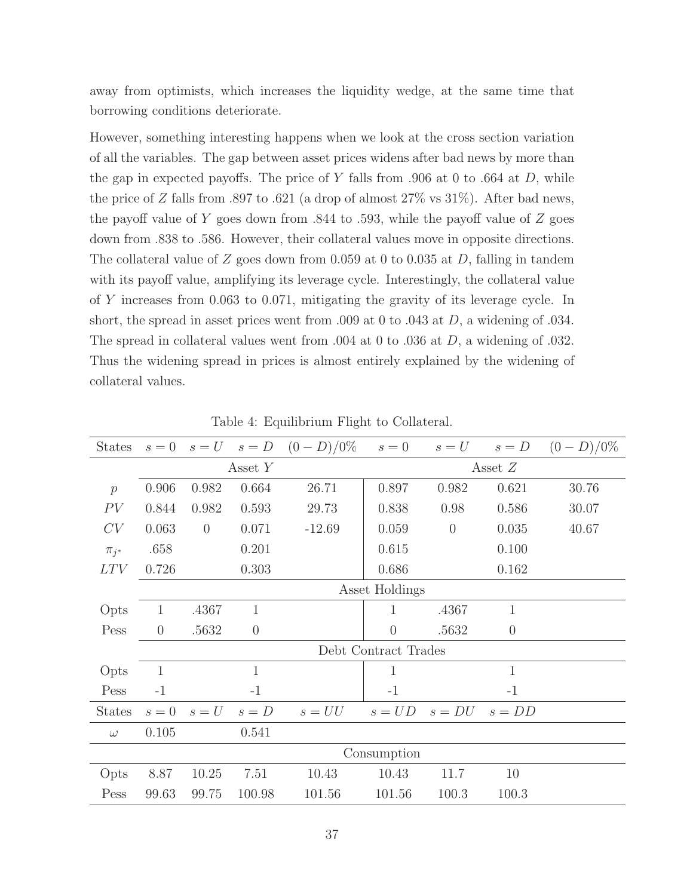away from optimists, which increases the liquidity wedge, at the same time that borrowing conditions deteriorate.

However, something interesting happens when we look at the cross section variation of all the variables. The gap between asset prices widens after bad news by more than the gap in expected payoffs. The price of $Y$ falls from .906 at 0 to .664 at $D$, while the price of $Z$ falls from .897 to .621 (a drop of almost 27% vs 31%). After bad news, the payoff value of $Y$ goes down from .844 to .593, while the payoff value of $Z$ goes down from .838 to .586. However, their collateral values move in opposite directions. The collateral value of $Z$ goes down from 0.059 at 0 to 0.035 at $D$, falling in tandem with its payoff value, amplifying its leverage cycle. Interestingly, the collateral value of $Y$ increases from 0.063 to 0.071, mitigating the gravity of its leverage cycle. In short, the spread in asset prices went from .009 at 0 to .043 at $D$, a widening of .034. The spread in collateral values went from .004 at 0 to .036 at $D$, a widening of .032. Thus the widening spread in prices is almost entirely explained by the widening of collateral values.

Table 4: Equilibrium Flight to Collateral.

| States | $s=0$ | $s=U$ | $s=D$ | $(0-D)/0\%$ | $s=0$ | $s=U$ | $s=D$ | $(0-D)/0\%$ |
|---|---|---|---|---|---|---|---|---|
| | Asset $Y$ | | | | Asset $Z$ | | | |
| $p$ | 0.906 | 0.982 | 0.664 | 26.71 | 0.897 | 0.982 | 0.621 | 30.76 |
| $PV$ | 0.844 | 0.982 | 0.593 | 29.73 | 0.838 | 0.98 | 0.586 | 30.07 |
| $CV$ | 0.063 | 0 | 0.071 | -12.69 | 0.059 | 0 | 0.035 | 40.67 |
| $\pi_{j^*}$ | .658 | | 0.201 | | 0.615 | | 0.100 | |
| $LTV$ | 0.726 | | 0.303 | | 0.686 | | 0.162 | |
| | Asset Holdings | | | | | | | |
| Opts | 1 | .4367 | 1 | | 1 | .4367 | 1 | |
| Pess | 0 | .5632 | 0 | | 0 | .5632 | 0 | |
| | Debt Contract Trades | | | | | | | |
| Opts | 1 | | 1 | | 1 | | 1 | |
| Pess | -1 | | -1 | | -1 | | -1 | |
| States | $s=0$ | $s=U$ | $s=D$ | $s=UU$ | $s=UD$ | $s=DU$ | $s=DD$ | |
| $\omega$ | 0.105 | | 0.541 | | | | | |
| | Consumption | | | | | | | |
| Opts | 8.87 | 10.25 | 7.51 | 10.43 | 10.43 | 11.7 | 10 | |
| Pess | 99.63 | 99.75 | 100.98 | 101.56 | 101.56 | 100.3 | 100.3 | |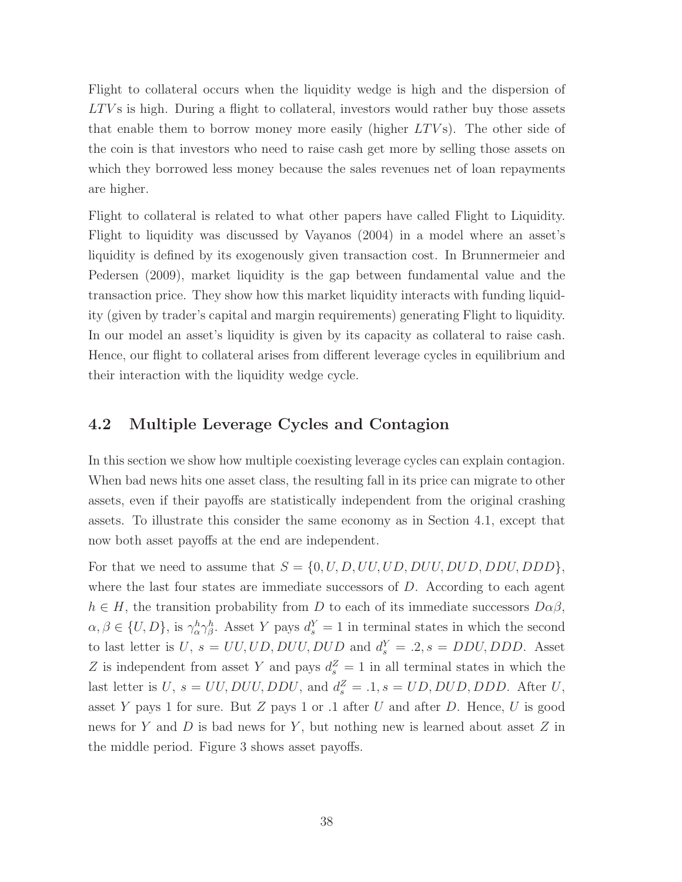Flight to collateral occurs when the liquidity wedge is high and the dispersion of $LTV$s is high. During a flight to collateral, investors would rather buy those assets that enable them to borrow money more easily (higher $LTV$s). The other side of the coin is that investors who need to raise cash get more by selling those assets on which they borrowed less money because the sales revenues net of loan repayments are higher.

Flight to collateral is related to what other papers have called Flight to Liquidity. Flight to liquidity was discussed by Vayanos (2004) in a model where an asset's liquidity is defined by its exogenously given transaction cost. In Brunnermeier and Pedersen (2009), market liquidity is the gap between fundamental value and the transaction price. They show how this market liquidity interacts with funding liquidity (given by trader's capital and margin requirements) generating Flight to liquidity. In our model an asset's liquidity is given by its capacity as collateral to raise cash. Hence, our flight to collateral arises from different leverage cycles in equilibrium and their interaction with the liquidity wedge cycle.

## 4.2 Multiple Leverage Cycles and Contagion

In this section we show how multiple coexisting leverage cycles can explain contagion. When bad news hits one asset class, the resulting fall in its price can migrate to other assets, even if their payoffs are statistically independent from the original crashing assets. To illustrate this consider the same economy as in Section 4.1, except that now both asset payoffs at the end are independent.

For that we need to assume that $S = \{0, U, D, UU, UD, DUU, DUD, DDU, DDD\}$, where the last four states are immediate successors of $D$. According to each agent $h \in H$, the transition probability from $D$ to each of its immediate successors $D\alpha\beta$, $\alpha, \beta \in \{U, D\}$, is $\gamma_\alpha^h \gamma_\beta^h$. Asset $Y$ pays $d_s^Y = 1$ in terminal states in which the second to last letter is $U$, $s = UU, UD, DUU, DUD$ and $d_s^Y = .2, s = DDU, DDD$. Asset $Z$ is independent from asset $Y$ and pays $d_s^Z = 1$ in all terminal states in which the last letter is $U$, $s = UU, DUU, DDU$, and $d_s^Z = .1, s = UD, DUD, DDD$. After $U$, asset $Y$ pays 1 for sure. But $Z$ pays 1 or .1 after $U$ and after $D$. Hence, $U$ is good news for $Y$ and $D$ is bad news for $Y$, but nothing new is learned about asset $Z$ in the middle period. Figure 3 shows asset payoffs.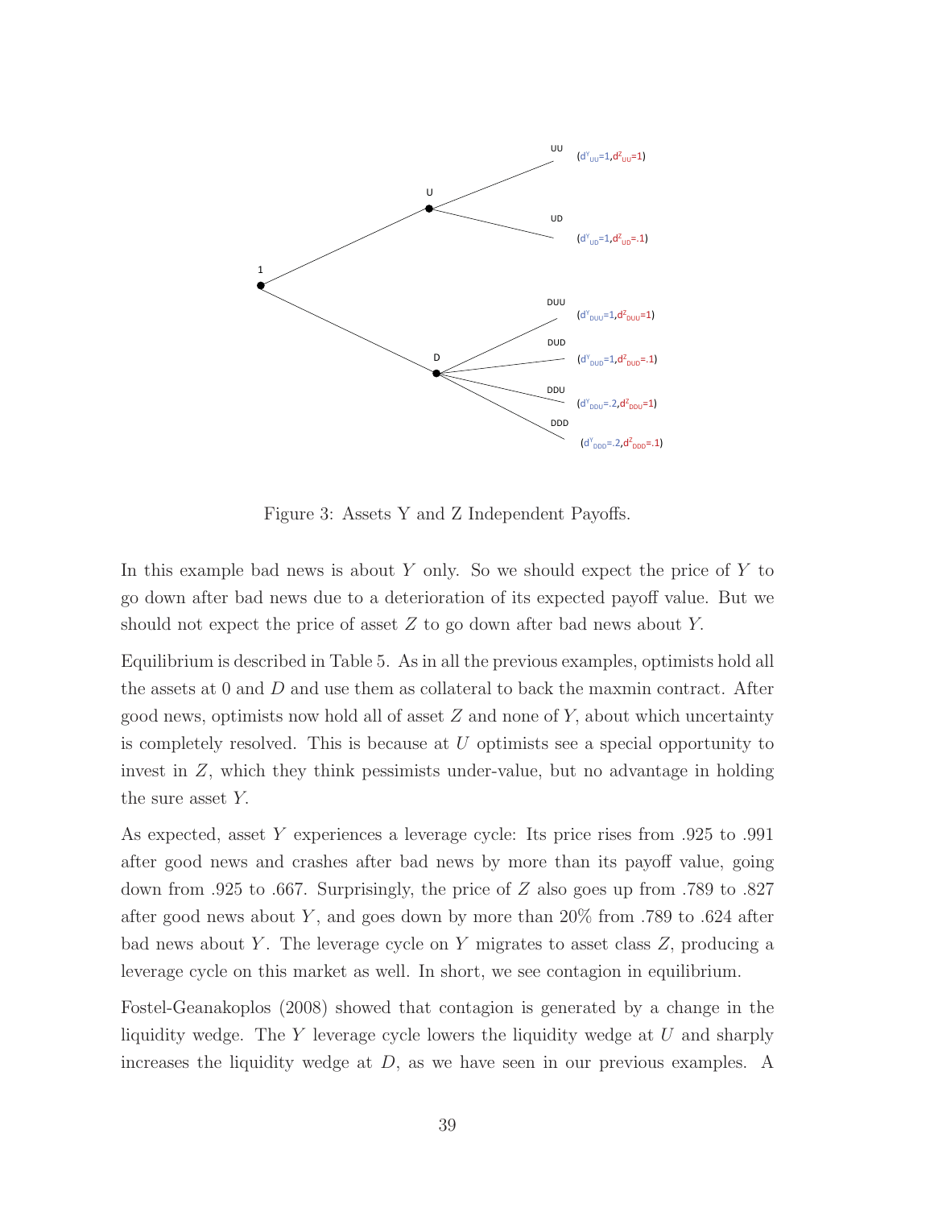Figure 3: Assets Y and Z Independent Payoffs.

In this example bad news is about $Y$ only. So we should expect the price of $Y$ to go down after bad news due to a deterioration of its expected payoff value. But we should not expect the price of asset $Z$ to go down after bad news about $Y$.

Equilibrium is described in Table 5. As in all the previous examples, optimists hold all the assets at 0 and $D$ and use them as collateral to back the maxmin contract. After good news, optimists now hold all of asset $Z$ and none of $Y$, about which uncertainty is completely resolved. This is because at $U$ optimists see a special opportunity to invest in $Z$, which they think pessimists under-value, but no advantage in holding the sure asset $Y$.

As expected, asset $Y$ experiences a leverage cycle: Its price rises from .925 to .991 after good news and crashes after bad news by more than its payoff value, going down from .925 to .667. Surprisingly, the price of $Z$ also goes up from .789 to .827 after good news about $Y$, and goes down by more than 20% from .789 to .624 after bad news about $Y$. The leverage cycle on $Y$ migrates to asset class $Z$, producing a leverage cycle on this market as well. In short, we see contagion in equilibrium.

Fostel-Geanakoplos (2008) showed that contagion is generated by a change in the liquidity wedge. The $Y$ leverage cycle lowers the liquidity wedge at $U$ and sharply increases the liquidity wedge at $D$, as we have seen in our previous examples. A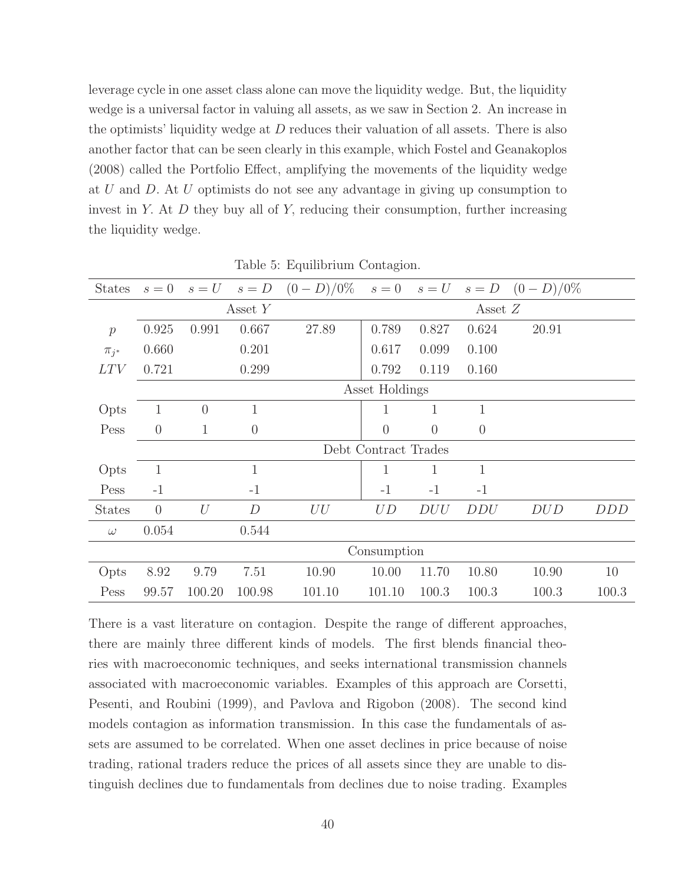leverage cycle in one asset class alone can move the liquidity wedge. But, the liquidity wedge is a universal factor in valuing all assets, as we saw in Section 2. An increase in the optimists' liquidity wedge at $D$ reduces their valuation of all assets. There is also another factor that can be seen clearly in this example, which Fostel and Geanakoplos (2008) called the Portfolio Effect, amplifying the movements of the liquidity wedge at $U$ and $D$. At $U$ optimists do not see any advantage in giving up consumption to invest in $Y$. At $D$ they buy all of $Y$, reducing their consumption, further increasing the liquidity wedge.

Table 5: Equilibrium Contagion.

| States | $s=0$ | $s=U$ | $s=D$ | $(0-D)/0\%$ | $s=0$ | $s=U$ | $s=D$ | $(0-D)/0\%$ | |
|---|---|---|---|---|---|---|---|---|---|
| | Asset $Y$ | | | | Asset $Z$ | | | | |
| $p$ | 0.925 | 0.991 | 0.667 | 27.89 | 0.789 | 0.827 | 0.624 | 20.91 | |
| $\pi_{j^*}$ | 0.660 | | 0.201 | | 0.617 | 0.099 | 0.100 | | |
| $LTV$ | 0.721 | | 0.299 | | 0.792 | 0.119 | 0.160 | | |
| | Asset Holdings | | | | | | | | |
| Opts | 1 | 0 | 1 | | 1 | 1 | 1 | | |
| Pess | 0 | 1 | 0 | | 0 | 0 | 0 | | |
| | Debt Contract Trades | | | | | | | | |
| Opts | 1 | | 1 | | 1 | 1 | 1 | | |
| Pess | -1 | | -1 | | -1 | -1 | -1 | | |
| States | 0 | $U$ | $D$ | $UU$ | $UD$ | $DUU$ | $DDU$ | $DUD$ | $DDD$ |
| $\omega$ | 0.054 | | 0.544 | | | | | | |
| | Consumption | | | | | | | | |
| Opts | 8.92 | 9.79 | 7.51 | 10.90 | 10.00 | 11.70 | 10.80 | 10.90 | 10 |
| Pess | 99.57 | 100.20 | 100.98 | 101.10 | 101.10 | 100.3 | 100.3 | 100.3 | 100.3 |

There is a vast literature on contagion. Despite the range of different approaches, there are mainly three different kinds of models. The first blends financial theories with macroeconomic techniques, and seeks international transmission channels associated with macroeconomic variables. Examples of this approach are Corsetti, Pesenti, and Roubini (1999), and Pavlova and Rigobon (2008). The second kind models contagion as information transmission. In this case the fundamentals of assets are assumed to be correlated. When one asset declines in price because of noise trading, rational traders reduce the prices of all assets since they are unable to distinguish declines due to fundamentals from declines due to noise trading. Examples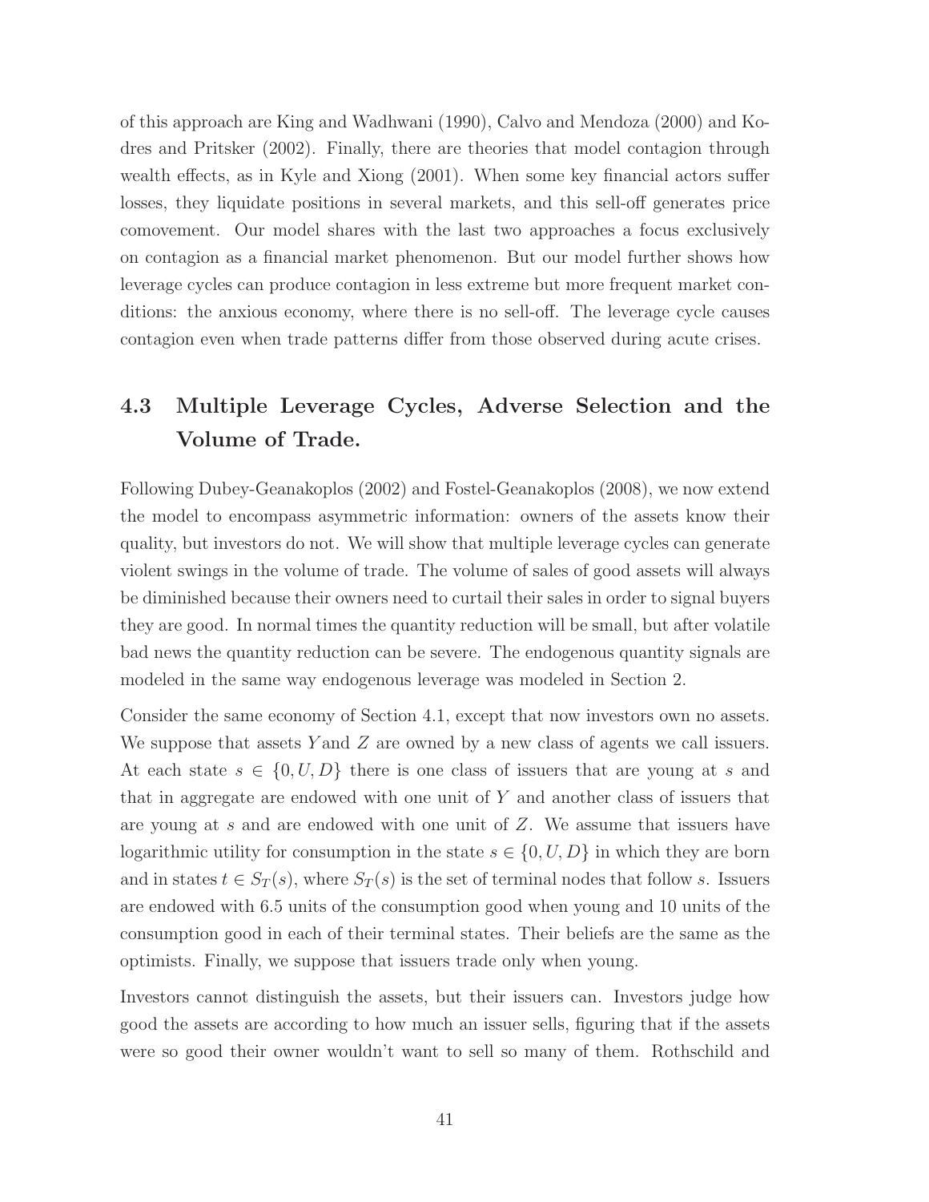of this approach are King and Wadhwani (1990), Calvo and Mendoza (2000) and Kodres and Pritsker (2002). Finally, there are theories that model contagion through wealth effects, as in Kyle and Xiong (2001). When some key financial actors suffer losses, they liquidate positions in several markets, and this sell-off generates price comovement. Our model shares with the last two approaches a focus exclusively on contagion as a financial market phenomenon. But our model further shows how leverage cycles can produce contagion in less extreme but more frequent market conditions: the anxious economy, where there is no sell-off. The leverage cycle causes contagion even when trade patterns differ from those observed during acute crises.

## 4.3 Multiple Leverage Cycles, Adverse Selection and the Volume of Trade.

Following Dubey-Geanakoplos (2002) and Fostel-Geanakoplos (2008), we now extend the model to encompass asymmetric information: owners of the assets know their quality, but investors do not. We will show that multiple leverage cycles can generate violent swings in the volume of trade. The volume of sales of good assets will always be diminished because their owners need to curtail their sales in order to signal buyers they are good. In normal times the quantity reduction will be small, but after volatile bad news the quantity reduction can be severe. The endogenous quantity signals are modeled in the same way endogenous leverage was modeled in Section 2.

Consider the same economy of Section 4.1, except that now investors own no assets. We suppose that assets $Y$ and $Z$ are owned by a new class of agents we call issuers. At each state $s \in \{0, U, D\}$ there is one class of issuers that are young at $s$ and that in aggregate are endowed with one unit of $Y$ and another class of issuers that are young at $s$ and are endowed with one unit of $Z$. We assume that issuers have logarithmic utility for consumption in the state $s \in \{0, U, D\}$ in which they are born and in states $t \in S_T(s)$, where $S_T(s)$ is the set of terminal nodes that follow $s$. Issuers are endowed with 6.5 units of the consumption good when young and 10 units of the consumption good in each of their terminal states. Their beliefs are the same as the optimists. Finally, we suppose that issuers trade only when young.

Investors cannot distinguish the assets, but their issuers can. Investors judge how good the assets are according to how much an issuer sells, figuring that if the assets were so good their owner wouldn't want to sell so many of them. Rothschild and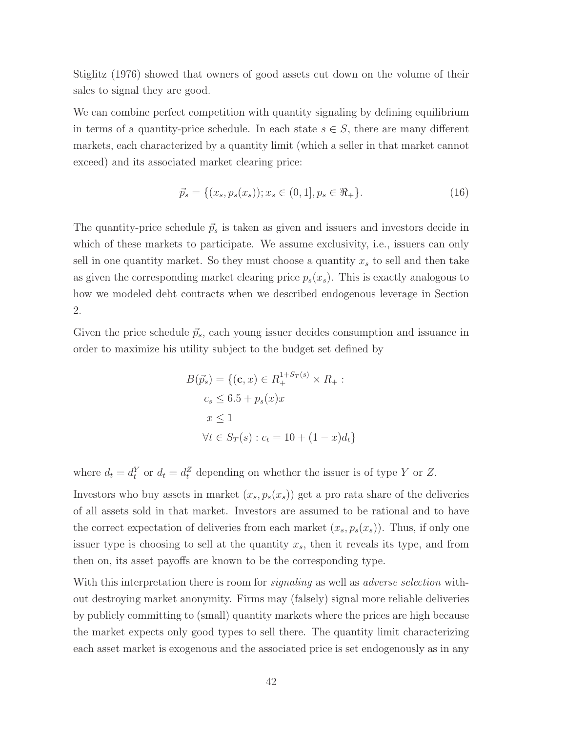Stiglitz (1976) showed that owners of good assets cut down on the volume of their sales to signal they are good.

We can combine perfect competition with quantity signaling by defining equilibrium in terms of a quantity-price schedule. In each state $s \in S$, there are many different markets, each characterized by a quantity limit (which a seller in that market cannot exceed) and its associated market clearing price:

$$\vec{p}_s = \{(x_s, p_s(x_s)); x_s \in (0, 1], p_s \in \Re_+\}. \tag{16}$$

The quantity-price schedule $\vec{p}_s$ is taken as given and issuers and investors decide in which of these markets to participate. We assume exclusivity, i.e., issuers can only sell in one quantity market. So they must choose a quantity $x_s$ to sell and then take as given the corresponding market clearing price $p_s(x_s)$. This is exactly analogous to how we modeled debt contracts when we described endogenous leverage in Section 2.

Given the price schedule $\vec{p}_s$, each young issuer decides consumption and issuance in order to maximize his utility subject to the budget set defined by

$$\begin{aligned}
B(\vec{p}_s) = \{(\mathbf{c}, x) \in R_+^{1+S_T(s)} \times R_+ :\\
c_s \leq 6.5 + p_s(x)x\\
x \leq 1\\
\forall t \in S_T(s) : c_t = 10 + (1-x)d_t\}
\end{aligned}$$

where $d_t = d_t^Y$ or $d_t = d_t^Z$ depending on whether the issuer is of type $Y$ or $Z$.

Investors who buy assets in market $(x_s, p_s(x_s))$ get a pro rata share of the deliveries of all assets sold in that market. Investors are assumed to be rational and to have the correct expectation of deliveries from each market $(x_s, p_s(x_s))$. Thus, if only one issuer type is choosing to sell at the quantity $x_s$, then it reveals its type, and from then on, its asset payoffs are known to be the corresponding type.

With this interpretation there is room for *signaling* as well as *adverse selection* without destroying market anonymity. Firms may (falsely) signal more reliable deliveries by publicly committing to (small) quantity markets where the prices are high because the market expects only good types to sell there. The quantity limit characterizing each asset market is exogenous and the associated price is set endogenously as in any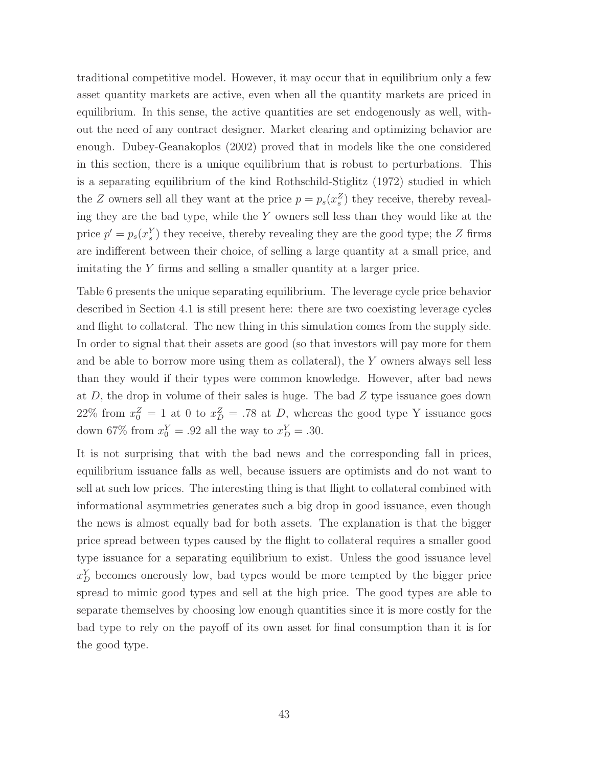traditional competitive model. However, it may occur that in equilibrium only a few asset quantity markets are active, even when all the quantity markets are priced in equilibrium. In this sense, the active quantities are set endogenously as well, without the need of any contract designer. Market clearing and optimizing behavior are enough. Dubey-Geanakoplos (2002) proved that in models like the one considered in this section, there is a unique equilibrium that is robust to perturbations. This is a separating equilibrium of the kind Rothschild-Stiglitz (1972) studied in which the $Z$ owners sell all they want at the price $p = p_s(x_s^Z)$ they receive, thereby revealing they are the bad type, while the $Y$ owners sell less than they would like at the price $p' = p_s(x_s^Y)$ they receive, thereby revealing they are the good type; the $Z$ firms are indifferent between their choice, of selling a large quantity at a small price, and imitating the $Y$ firms and selling a smaller quantity at a larger price.

Table 6 presents the unique separating equilibrium. The leverage cycle price behavior described in Section 4.1 is still present here: there are two coexisting leverage cycles and flight to collateral. The new thing in this simulation comes from the supply side. In order to signal that their assets are good (so that investors will pay more for them and be able to borrow more using them as collateral), the $Y$ owners always sell less than they would if their types were common knowledge. However, after bad news at $D$, the drop in volume of their sales is huge. The bad $Z$ type issuance goes down 22% from $x_0^Z = 1$ at 0 to $x_D^Z = .78$ at $D$, whereas the good type Y issuance goes down 67% from $x_0^Y = .92$ all the way to $x_D^Y = .30$.

It is not surprising that with the bad news and the corresponding fall in prices, equilibrium issuance falls as well, because issuers are optimists and do not want to sell at such low prices. The interesting thing is that flight to collateral combined with informational asymmetries generates such a big drop in good issuance, even though the news is almost equally bad for both assets. The explanation is that the bigger price spread between types caused by the flight to collateral requires a smaller good type issuance for a separating equilibrium to exist. Unless the good issuance level $x_D^Y$ becomes onerously low, bad types would be more tempted by the bigger price spread to mimic good types and sell at the high price. The good types are able to separate themselves by choosing low enough quantities since it is more costly for the bad type to rely on the payoff of its own asset for final consumption than it is for the good type.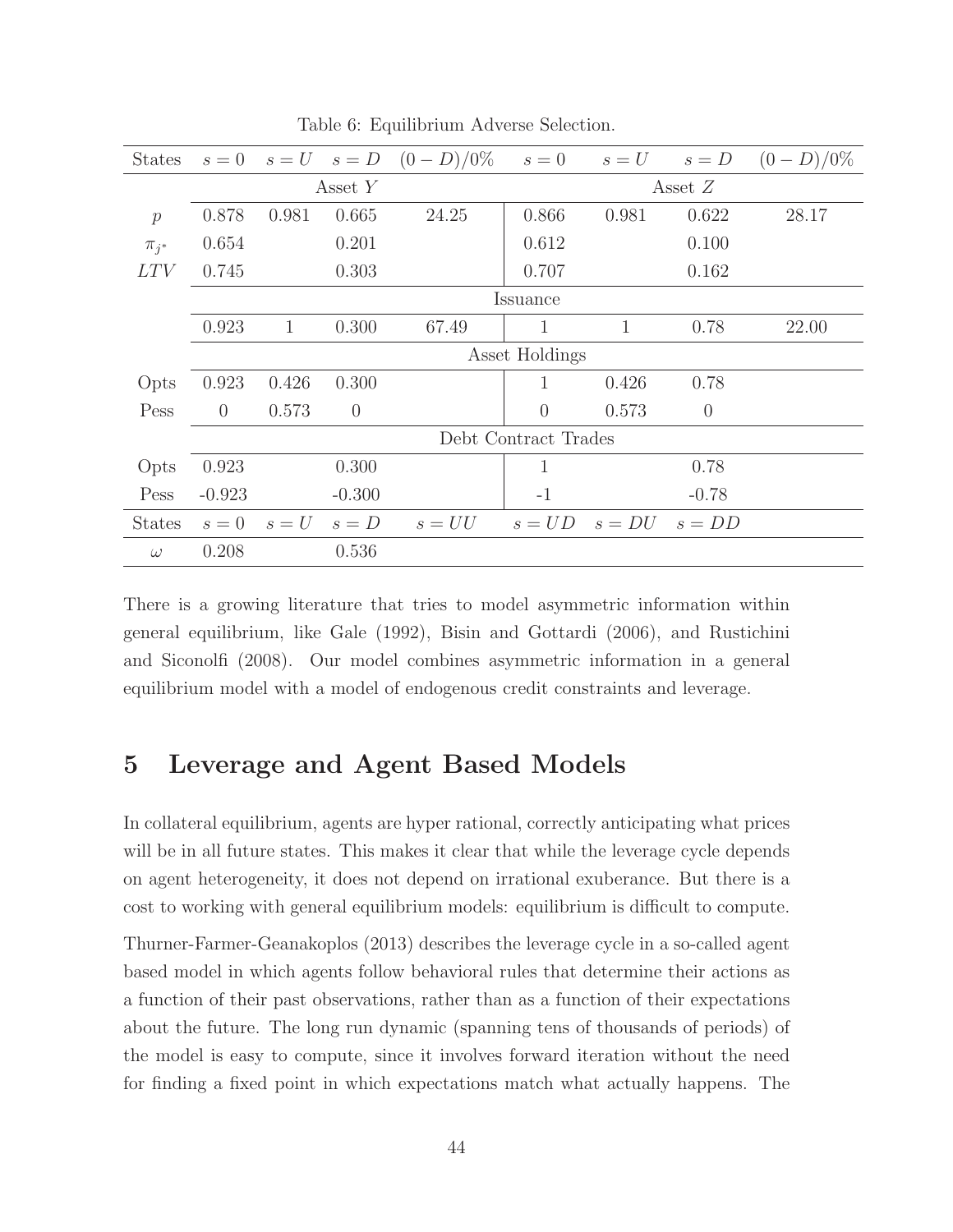Table 6: Equilibrium Adverse Selection.

| States | $s=0$ | $s=U$ | $s=D$ | $(0-D)/0\%$ | $s=0$ | $s=U$ | $s=D$ | $(0-D)/0\%$ |
|---|---|---|---|---|---|---|---|---|
| | | Asset $Y$ | | | | Asset $Z$ | | |
| $p$ | 0.878 | 0.981 | 0.665 | 24.25 | 0.866 | 0.981 | 0.622 | 28.17 |
| $\pi_{j^*}$ | 0.654 | | 0.201 | | 0.612 | | 0.100 | |
| $LTV$ | 0.745 | | 0.303 | | 0.707 | | 0.162 | |
| | | | | | Issuance | | | |
| | 0.923 | 1 | 0.300 | 67.49 | 1 | 1 | 0.78 | 22.00 |
| | | | | | Asset Holdings | | | |
| Opts | 0.923 | 0.426 | 0.300 | | 1 | 0.426 | 0.78 | |
| Pess | 0 | 0.573 | 0 | | 0 | 0.573 | 0 | |
| | | | | | Debt Contract Trades | | | |
| Opts | 0.923 | | 0.300 | | 1 | | 0.78 | |
| Pess | -0.923 | | -0.300 | | -1 | | -0.78 | |
| States | $s=0$ | $s=U$ | $s=D$ | $s=UU$ | $s=UD$ | $s=DU$ | $s=DD$ | |
| $\omega$ | 0.208 | | 0.536 | | | | | |

There is a growing literature that tries to model asymmetric information within general equilibrium, like Gale (1992), Bisin and Gottardi (2006), and Rustichini and Siconolfi (2008). Our model combines asymmetric information in a general equilibrium model with a model of endogenous credit constraints and leverage.

# 5 Leverage and Agent Based Models

In collateral equilibrium, agents are hyper rational, correctly anticipating what prices will be in all future states. This makes it clear that while the leverage cycle depends on agent heterogeneity, it does not depend on irrational exuberance. But there is a cost to working with general equilibrium models: equilibrium is difficult to compute.

Thurner-Farmer-Geanakoplos (2013) describes the leverage cycle in a so-called agent based model in which agents follow behavioral rules that determine their actions as a function of their past observations, rather than as a function of their expectations about the future. The long run dynamic (spanning tens of thousands of periods) of the model is easy to compute, since it involves forward iteration without the need for finding a fixed point in which expectations match what actually happens. The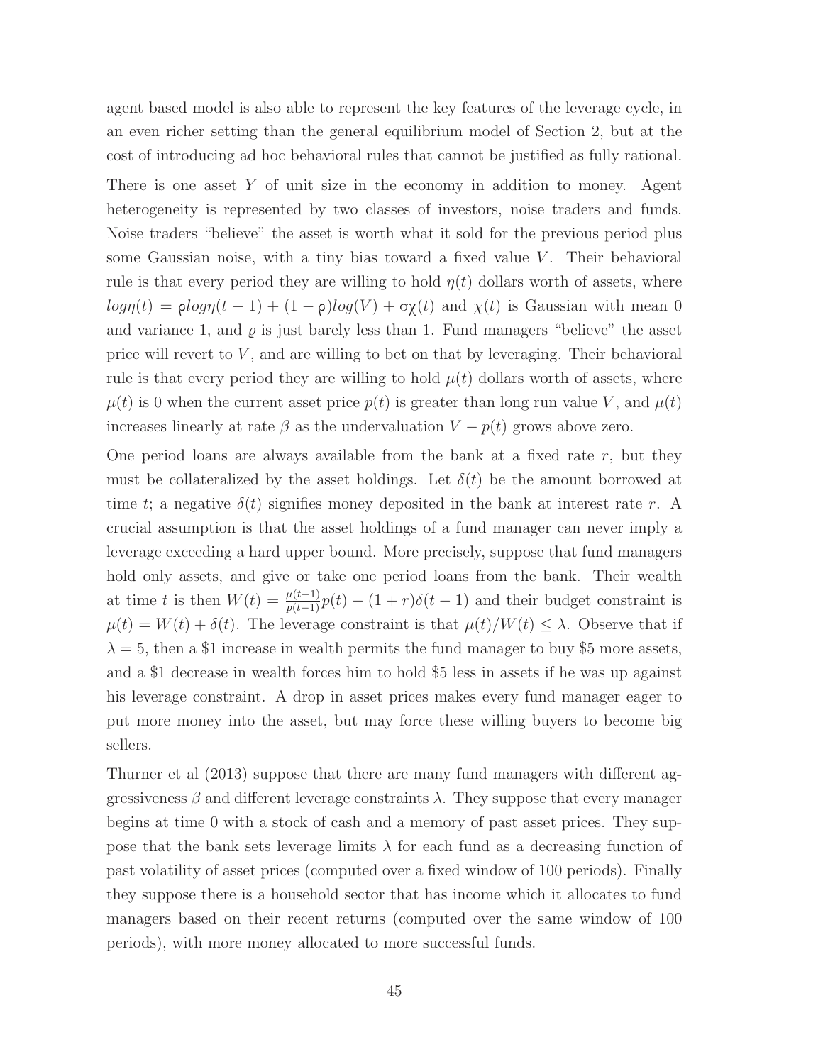agent based model is also able to represent the key features of the leverage cycle, in an even richer setting than the general equilibrium model of Section 2, but at the cost of introducing ad hoc behavioral rules that cannot be justified as fully rational.

There is one asset $Y$ of unit size in the economy in addition to money. Agent heterogeneity is represented by two classes of investors, noise traders and funds. Noise traders "believe" the asset is worth what it sold for the previous period plus some Gaussian noise, with a tiny bias toward a fixed value $V$. Their behavioral rule is that every period they are willing to hold $\eta(t)$ dollars worth of assets, where $log\eta(t) = \rho log\eta(t-1) + (1-\rho)log(V) + \sigma\chi(t)$ and $\chi(t)$ is Gaussian with mean 0 and variance 1, and $\varrho$ is just barely less than 1. Fund managers "believe" the asset price will revert to $V$, and are willing to bet on that by leveraging. Their behavioral rule is that every period they are willing to hold $\mu(t)$ dollars worth of assets, where $\mu(t)$ is 0 when the current asset price $p(t)$ is greater than long run value $V$, and $\mu(t)$ increases linearly at rate $\beta$ as the undervaluation $V - p(t)$ grows above zero.

One period loans are always available from the bank at a fixed rate $r$, but they must be collateralized by the asset holdings. Let $\delta(t)$ be the amount borrowed at time $t$; a negative $\delta(t)$ signifies money deposited in the bank at interest rate $r$. A crucial assumption is that the asset holdings of a fund manager can never imply a leverage exceeding a hard upper bound. More precisely, suppose that fund managers hold only assets, and give or take one period loans from the bank. Their wealth at time $t$ is then $W(t) = \frac{\mu(t-1)}{p(t-1)}p(t) - (1+r)\delta(t-1)$ and their budget constraint is $\mu(t) = W(t) + \delta(t)$. The leverage constraint is that $\mu(t)/W(t) \leq \lambda$. Observe that if $\lambda = 5$, then a \$1 increase in wealth permits the fund manager to buy \$5 more assets, and a \$1 decrease in wealth forces him to hold \$5 less in assets if he was up against his leverage constraint. A drop in asset prices makes every fund manager eager to put more money into the asset, but may force these willing buyers to become big sellers.

Thurner et al (2013) suppose that there are many fund managers with different aggressiveness $\beta$ and different leverage constraints $\lambda$. They suppose that every manager begins at time 0 with a stock of cash and a memory of past asset prices. They suppose that the bank sets leverage limits $\lambda$ for each fund as a decreasing function of past volatility of asset prices (computed over a fixed window of 100 periods). Finally they suppose there is a household sector that has income which it allocates to fund managers based on their recent returns (computed over the same window of 100 periods), with more money allocated to more successful funds.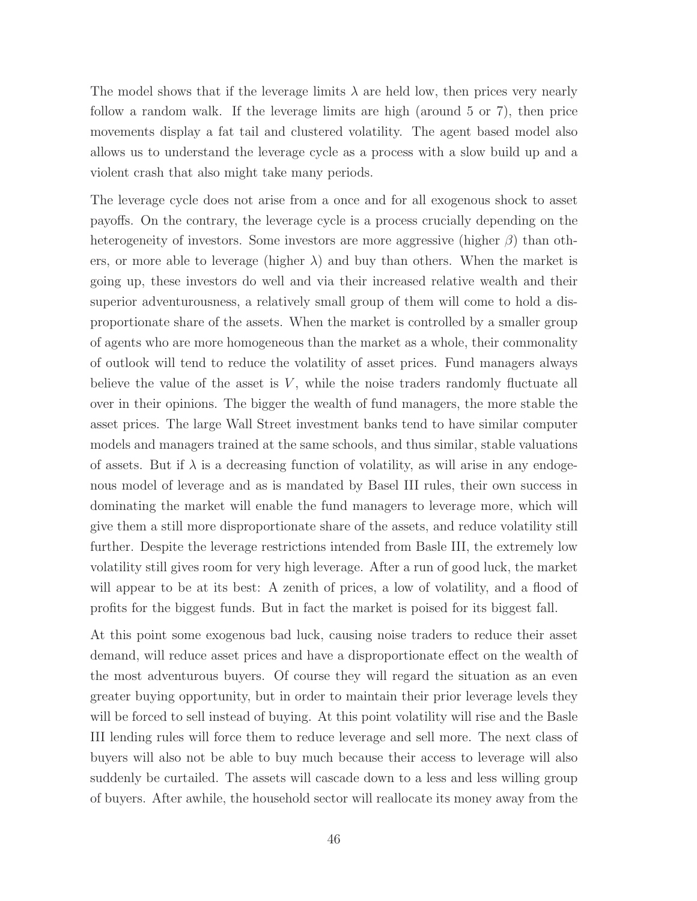The model shows that if the leverage limits $\lambda$ are held low, then prices very nearly follow a random walk. If the leverage limits are high (around 5 or 7), then price movements display a fat tail and clustered volatility. The agent based model also allows us to understand the leverage cycle as a process with a slow build up and a violent crash that also might take many periods.

The leverage cycle does not arise from a once and for all exogenous shock to asset payoffs. On the contrary, the leverage cycle is a process crucially depending on the heterogeneity of investors. Some investors are more aggressive (higher $\beta$) than others, or more able to leverage (higher $\lambda$) and buy than others. When the market is going up, these investors do well and via their increased relative wealth and their superior adventurousness, a relatively small group of them will come to hold a disproportionate share of the assets. When the market is controlled by a smaller group of agents who are more homogeneous than the market as a whole, their commonality of outlook will tend to reduce the volatility of asset prices. Fund managers always believe the value of the asset is $V$, while the noise traders randomly fluctuate all over in their opinions. The bigger the wealth of fund managers, the more stable the asset prices. The large Wall Street investment banks tend to have similar computer models and managers trained at the same schools, and thus similar, stable valuations of assets. But if $\lambda$ is a decreasing function of volatility, as will arise in any endogenous model of leverage and as is mandated by Basel III rules, their own success in dominating the market will enable the fund managers to leverage more, which will give them a still more disproportionate share of the assets, and reduce volatility still further. Despite the leverage restrictions intended from Basle III, the extremely low volatility still gives room for very high leverage. After a run of good luck, the market will appear to be at its best: A zenith of prices, a low of volatility, and a flood of profits for the biggest funds. But in fact the market is poised for its biggest fall.

At this point some exogenous bad luck, causing noise traders to reduce their asset demand, will reduce asset prices and have a disproportionate effect on the wealth of the most adventurous buyers. Of course they will regard the situation as an even greater buying opportunity, but in order to maintain their prior leverage levels they will be forced to sell instead of buying. At this point volatility will rise and the Basle III lending rules will force them to reduce leverage and sell more. The next class of buyers will also not be able to buy much because their access to leverage will also suddenly be curtailed. The assets will cascade down to a less and less willing group of buyers. After awhile, the household sector will reallocate its money away from the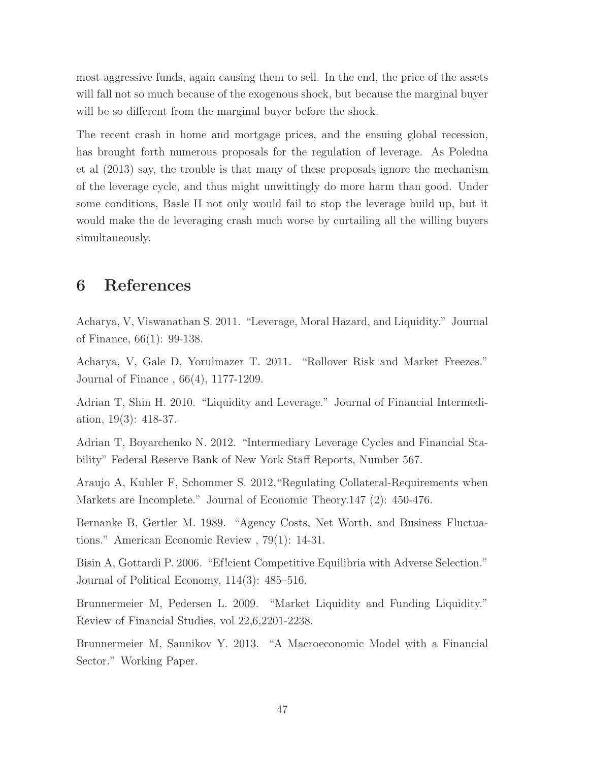most aggressive funds, again causing them to sell. In the end, the price of the assets will fall not so much because of the exogenous shock, but because the marginal buyer will be so different from the marginal buyer before the shock.

The recent crash in home and mortgage prices, and the ensuing global recession, has brought forth numerous proposals for the regulation of leverage. As Poledna et al (2013) say, the trouble is that many of these proposals ignore the mechanism of the leverage cycle, and thus might unwittingly do more harm than good. Under some conditions, Basle II not only would fail to stop the leverage build up, but it would make the de leveraging crash much worse by curtailing all the willing buyers simultaneously.

# 6 References

Acharya, V, Viswanathan S. 2011. "Leverage, Moral Hazard, and Liquidity." Journal of Finance, 66(1): 99-138.

Acharya, V, Gale D, Yorulmazer T. 2011. "Rollover Risk and Market Freezes." Journal of Finance , 66(4), 1177-1209.

Adrian T, Shin H. 2010. "Liquidity and Leverage." Journal of Financial Intermediation, 19(3): 418-37.

Adrian T, Boyarchenko N. 2012. "Intermediary Leverage Cycles and Financial Stability" Federal Reserve Bank of New York Staff Reports, Number 567.

Araujo A, Kubler F, Schommer S. 2012,"Regulating Collateral-Requirements when Markets are Incomplete." Journal of Economic Theory.147 (2): 450-476.

Bernanke B, Gertler M. 1989. "Agency Costs, Net Worth, and Business Fluctuations." American Economic Review , 79(1): 14-31.

Bisin A, Gottardi P. 2006. "Ef!cient Competitive Equilibria with Adverse Selection." Journal of Political Economy, 114(3): 485–516.

Brunnermeier M, Pedersen L. 2009. "Market Liquidity and Funding Liquidity." Review of Financial Studies, vol 22,6,2201-2238.

Brunnermeier M, Sannikov Y. 2013. "A Macroeconomic Model with a Financial Sector." Working Paper.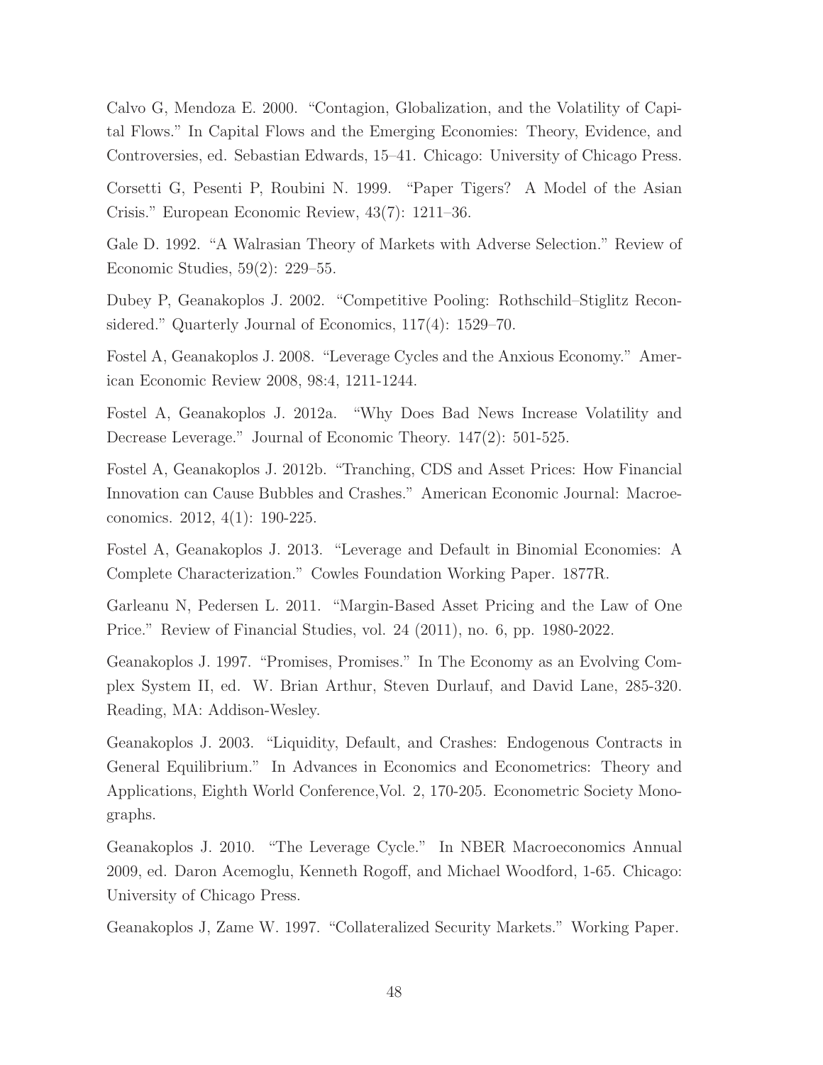Calvo G, Mendoza E. 2000. "Contagion, Globalization, and the Volatility of Capital Flows." In Capital Flows and the Emerging Economies: Theory, Evidence, and Controversies, ed. Sebastian Edwards, 15–41. Chicago: University of Chicago Press.

Corsetti G, Pesenti P, Roubini N. 1999. "Paper Tigers? A Model of the Asian Crisis." European Economic Review, 43(7): 1211–36.

Gale D. 1992. "A Walrasian Theory of Markets with Adverse Selection." Review of Economic Studies, 59(2): 229–55.

Dubey P, Geanakoplos J. 2002. "Competitive Pooling: Rothschild–Stiglitz Reconsidered." Quarterly Journal of Economics, 117(4): 1529–70.

Fostel A, Geanakoplos J. 2008. "Leverage Cycles and the Anxious Economy." American Economic Review 2008, 98:4, 1211-1244.

Fostel A, Geanakoplos J. 2012a. "Why Does Bad News Increase Volatility and Decrease Leverage." Journal of Economic Theory. 147(2): 501-525.

Fostel A, Geanakoplos J. 2012b. "Tranching, CDS and Asset Prices: How Financial Innovation can Cause Bubbles and Crashes." American Economic Journal: Macroeconomics. 2012, 4(1): 190-225.

Fostel A, Geanakoplos J. 2013. "Leverage and Default in Binomial Economies: A Complete Characterization." Cowles Foundation Working Paper. 1877R.

Garleanu N, Pedersen L. 2011. "Margin-Based Asset Pricing and the Law of One Price." Review of Financial Studies, vol. 24 (2011), no. 6, pp. 1980-2022.

Geanakoplos J. 1997. "Promises, Promises." In The Economy as an Evolving Complex System II, ed. W. Brian Arthur, Steven Durlauf, and David Lane, 285-320. Reading, MA: Addison-Wesley.

Geanakoplos J. 2003. "Liquidity, Default, and Crashes: Endogenous Contracts in General Equilibrium." In Advances in Economics and Econometrics: Theory and Applications, Eighth World Conference,Vol. 2, 170-205. Econometric Society Monographs.

Geanakoplos J. 2010. "The Leverage Cycle." In NBER Macroeconomics Annual 2009, ed. Daron Acemoglu, Kenneth Rogoff, and Michael Woodford, 1-65. Chicago: University of Chicago Press.

Geanakoplos J, Zame W. 1997. "Collateralized Security Markets." Working Paper.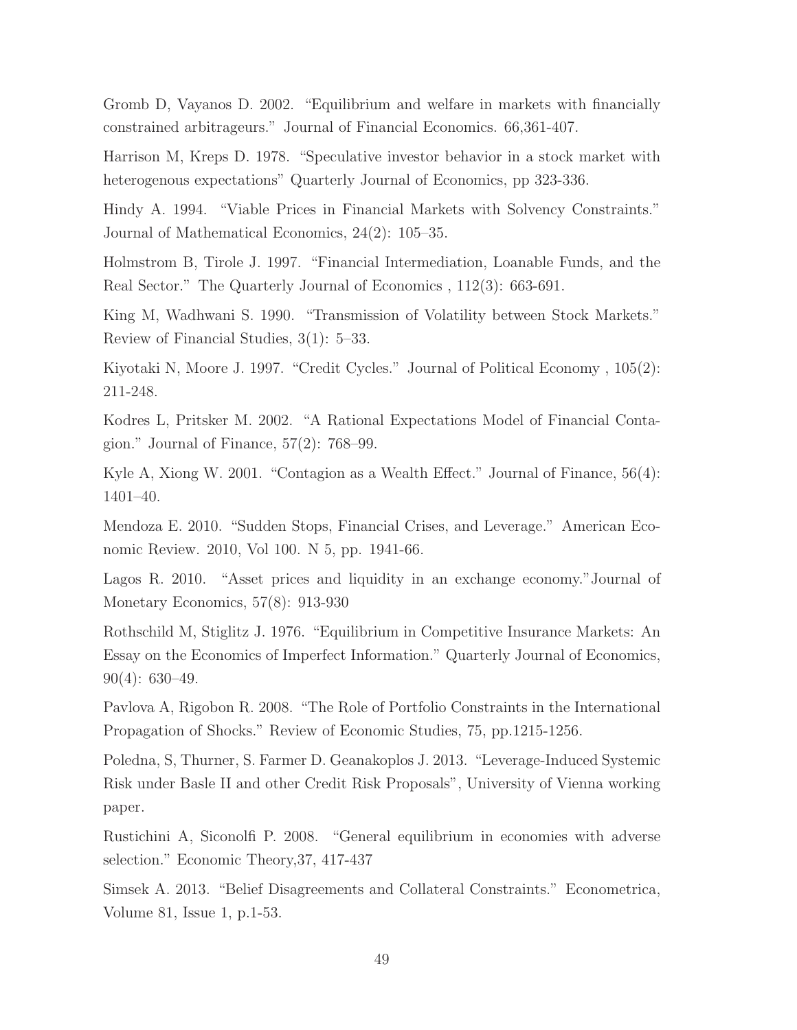Gromb D, Vayanos D. 2002. "Equilibrium and welfare in markets with financially constrained arbitrageurs." Journal of Financial Economics. 66,361-407.

Harrison M, Kreps D. 1978. "Speculative investor behavior in a stock market with heterogenous expectations" Quarterly Journal of Economics, pp 323-336.

Hindy A. 1994. "Viable Prices in Financial Markets with Solvency Constraints." Journal of Mathematical Economics, 24(2): 105–35.

Holmstrom B, Tirole J. 1997. "Financial Intermediation, Loanable Funds, and the Real Sector." The Quarterly Journal of Economics , 112(3): 663-691.

King M, Wadhwani S. 1990. "Transmission of Volatility between Stock Markets." Review of Financial Studies, 3(1): 5–33.

Kiyotaki N, Moore J. 1997. "Credit Cycles." Journal of Political Economy , 105(2): 211-248.

Kodres L, Pritsker M. 2002. "A Rational Expectations Model of Financial Contagion." Journal of Finance, 57(2): 768–99.

Kyle A, Xiong W. 2001. "Contagion as a Wealth Effect." Journal of Finance, 56(4): 1401–40.

Mendoza E. 2010. "Sudden Stops, Financial Crises, and Leverage." American Economic Review. 2010, Vol 100. N 5, pp. 1941-66.

Lagos R. 2010. "Asset prices and liquidity in an exchange economy."Journal of Monetary Economics, 57(8): 913-930

Rothschild M, Stiglitz J. 1976. "Equilibrium in Competitive Insurance Markets: An Essay on the Economics of Imperfect Information." Quarterly Journal of Economics, 90(4): 630–49.

Pavlova A, Rigobon R. 2008. "The Role of Portfolio Constraints in the International Propagation of Shocks." Review of Economic Studies, 75, pp.1215-1256.

Poledna, S, Thurner, S. Farmer D. Geanakoplos J. 2013. "Leverage-Induced Systemic Risk under Basle II and other Credit Risk Proposals", University of Vienna working paper.

Rustichini A, Siconolfi P. 2008. "General equilibrium in economies with adverse selection." Economic Theory,37, 417-437

Simsek A. 2013. "Belief Disagreements and Collateral Constraints." Econometrica, Volume 81, Issue 1, p.1-53.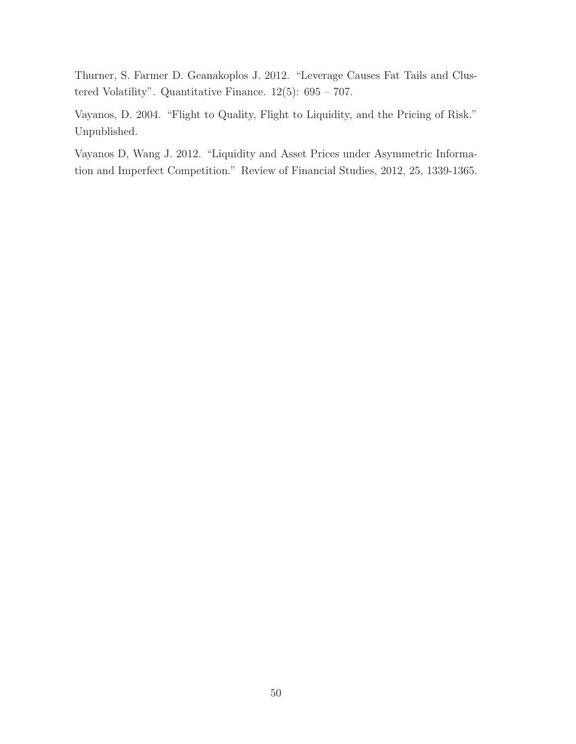Thurner, S. Farmer D. Geanakoplos J. 2012. "Leverage Causes Fat Tails and Clustered Volatility". Quantitative Finance. 12(5): 695 – 707.

Vayanos, D. 2004. "Flight to Quality, Flight to Liquidity, and the Pricing of Risk." Unpublished.

Vayanos D, Wang J. 2012. "Liquidity and Asset Prices under Asymmetric Information and Imperfect Competition." Review of Financial Studies, 2012, 25, 1339-1365.